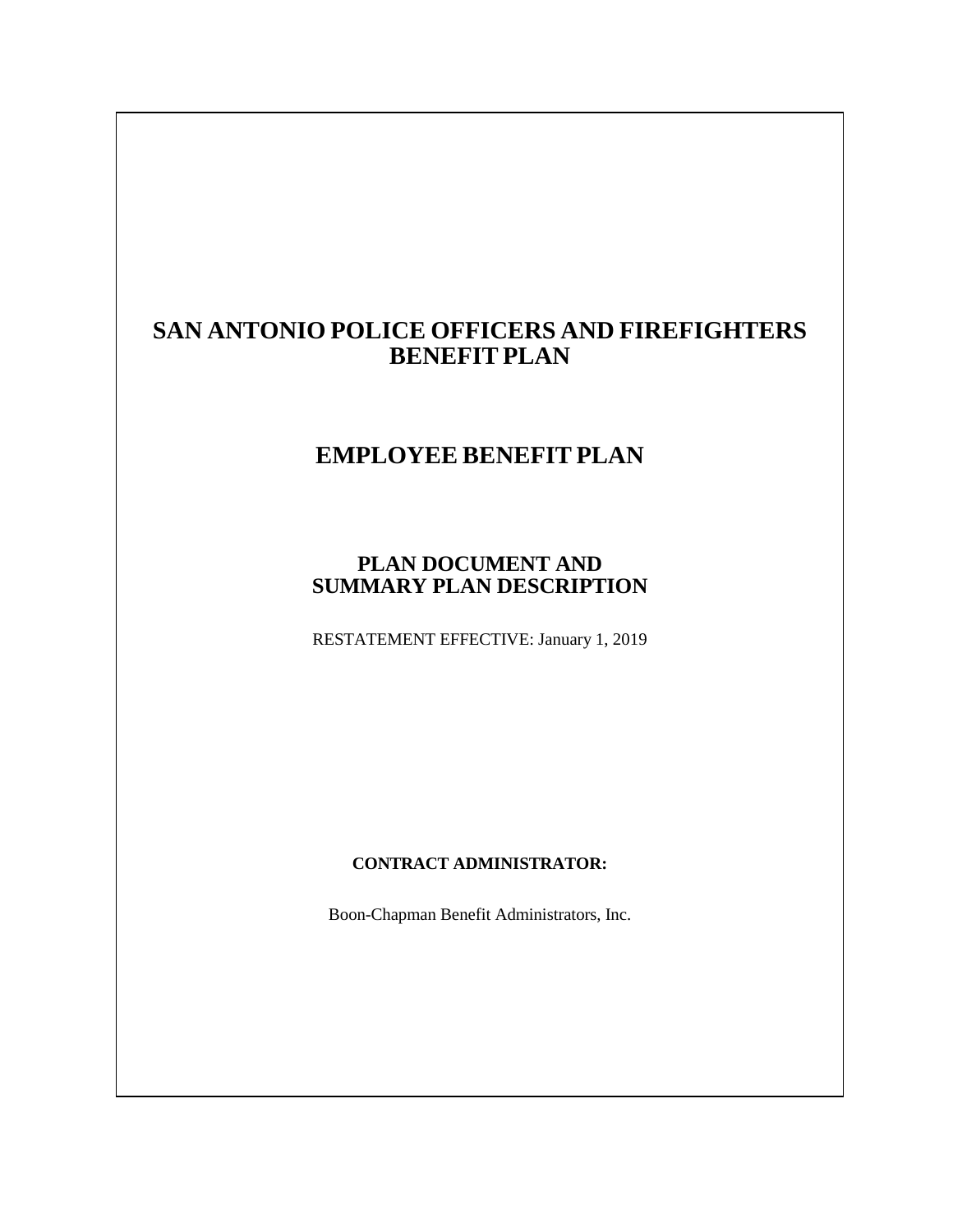# SAN ANTONIO POLICE OFFICERS AND FIREFIGHTERS BENEFIT PLAN

## EMPLOYEE BENEFIT PLAN

### PLAN DOCUMENT AND SUMMARY PLAN DESCRIPTION

RESTATEMENT EFFECTIVE: January 1, 2019

**CONTRACT ADMINISTRATOR:**

Boon-Chapman Benefit Administrators, Inc.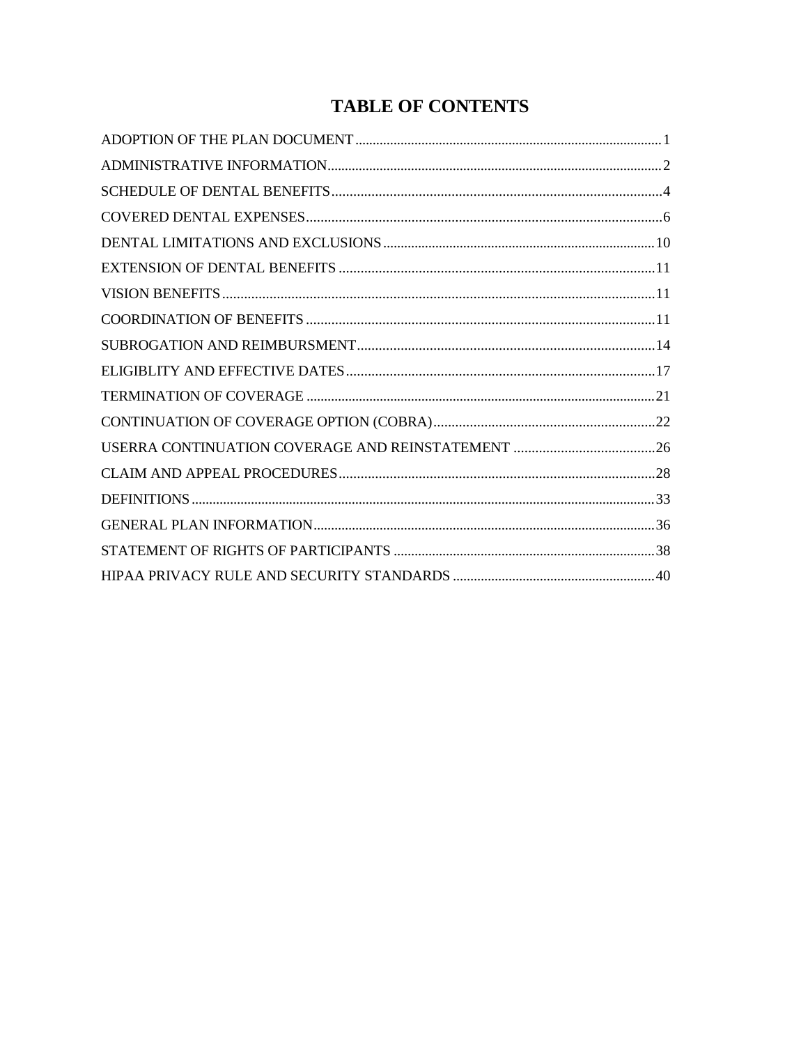# TABLE OF CONTENTS

| | |
|---|---|
| ADOPTION OF THE PLAN DOCUMENT | 1 |
| ADMINISTRATIVE INFORMATION | 2 |
| SCHEDULE OF DENTAL BENEFITS | 4 |
| COVERED DENTAL EXPENSES | 6 |
| DENTAL LIMITATIONS AND EXCLUSIONS | 10 |
| EXTENSION OF DENTAL BENEFITS | 11 |
| VISION BENEFITS | 11 |
| COORDINATION OF BENEFITS | 11 |
| SUBROGATION AND REIMBURSMENT | 14 |
| ELIGIBLITY AND EFFECTIVE DATES | 17 |
| TERMINATION OF COVERAGE | 21 |
| CONTINUATION OF COVERAGE OPTION (COBRA) | 22 |
| USERRA CONTINUATION COVERAGE AND REINSTATEMENT | 26 |
| CLAIM AND APPEAL PROCEDURES | 28 |
| DEFINITIONS | 33 |
| GENERAL PLAN INFORMATION | 36 |
| STATEMENT OF RIGHTS OF PARTICIPANTS | 38 |
| HIPAA PRIVACY RULE AND SECURITY STANDARDS | 40 |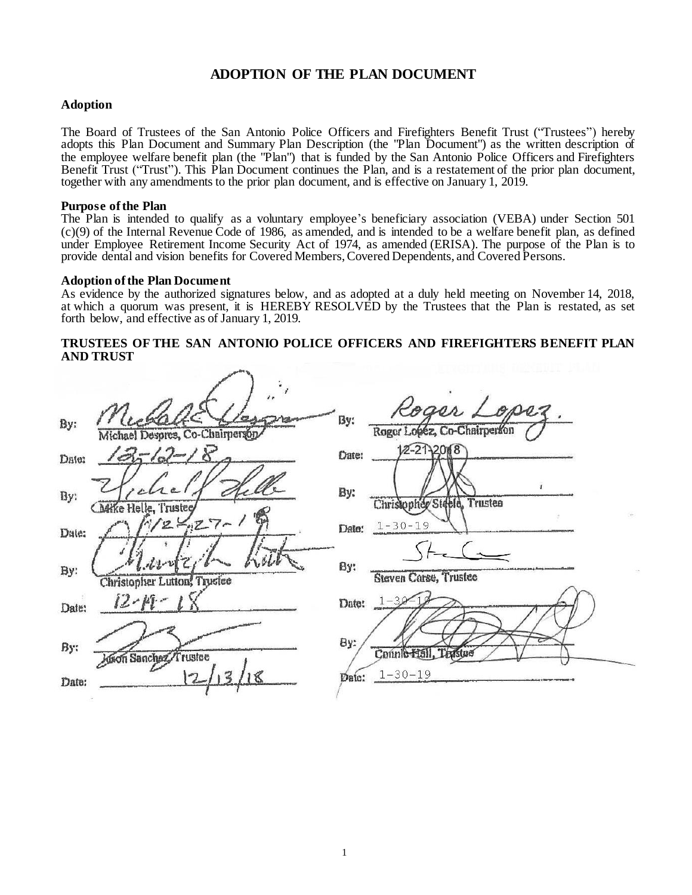# ADOPTION OF THE PLAN DOCUMENT

**Adoption**

The Board of Trustees of the San Antonio Police Officers and Firefighters Benefit Trust ("Trustees") hereby adopts this Plan Document and Summary Plan Description (the "Plan Document") as the written description of the employee welfare benefit plan (the "Plan") that is funded by the San Antonio Police Officers and Firefighters Benefit Trust ("Trust"). This Plan Document continues the Plan, and is a restatement of the prior plan document, together with any amendments to the prior plan document, and is effective on January 1, 2019.

**Purpose of the Plan**

The Plan is intended to qualify as a voluntary employee's beneficiary association (VEBA) under Section 501 (c)(9) of the Internal Revenue Code of 1986, as amended, and is intended to be a welfare benefit plan, as defined under Employee Retirement Income Security Act of 1974, as amended (ERISA). The purpose of the Plan is to provide dental and vision benefits for Covered Members, Covered Dependents, and Covered Persons.

**Adoption of the Plan Document**

As evidence by the authorized signatures below, and as adopted at a duly held meeting on November 14, 2018, at which a quorum was present, it is HEREBY RESOLVED by the Trustees that the Plan is restated, as set forth below, and effective as of January 1, 2019.

**TRUSTEES OF THE SAN ANTONIO POLICE OFFICERS AND FIREFIGHTERS BENEFIT PLAN AND TRUST**

By: Michael Despres, Co-Chairperson
Date: 12-12-18

By: Mike Helle, Trustee
Date: 12-27-18

By: Christopher Lutton, Trustee
Date: 12-14-18

By: Jason Sanchez, Trustee
Date: 12/13/18

By: Roger Lopez, Co-Chairperson
Date: 12-21-2018

By: Christopher Steele, Trustee
Date: 1-30-19

By: Steven Carse, Trustee
Date: 1-30-19

By: Connie Hall, Trustee
Date: 1-30-19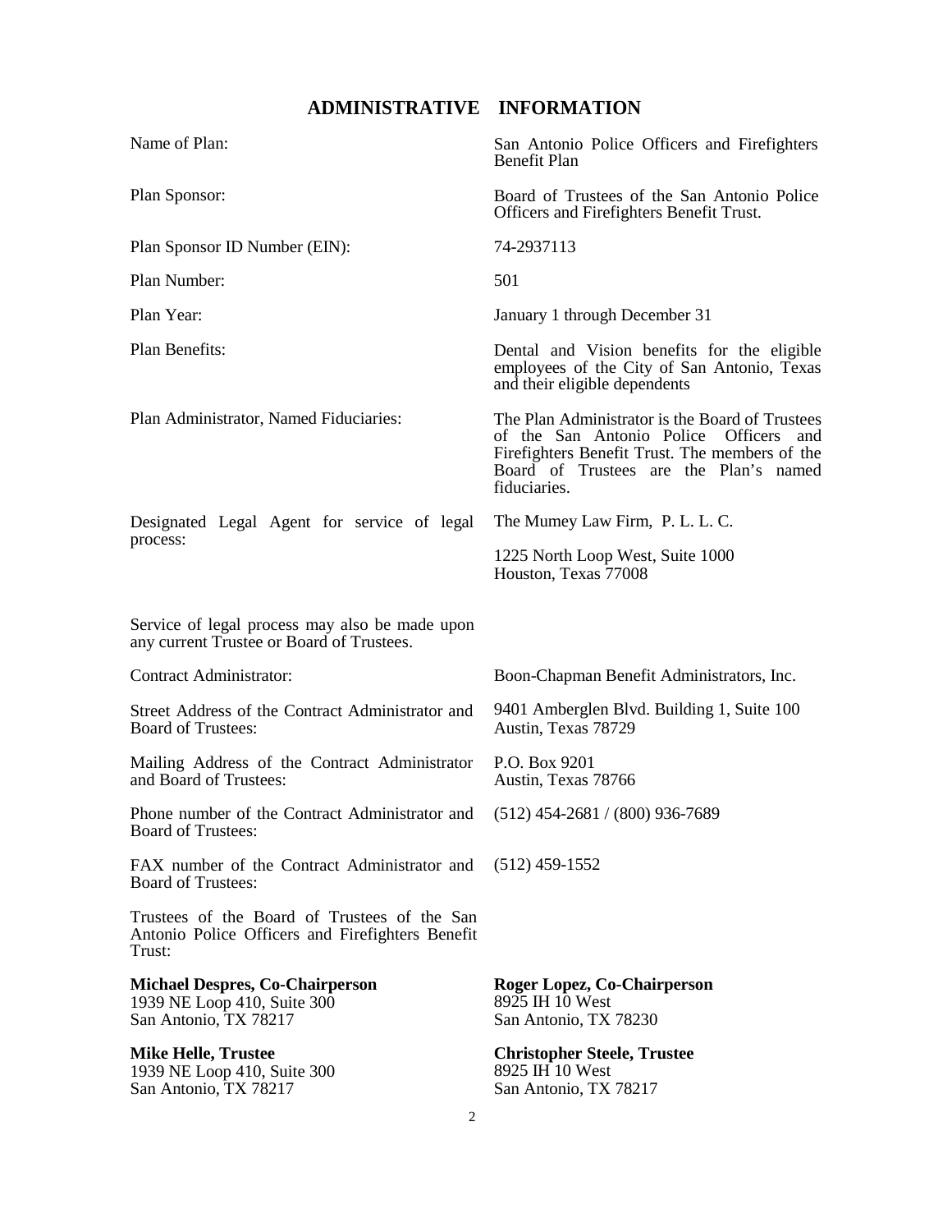# ADMINISTRATIVE INFORMATION

| | |
|---|---|
| Name of Plan: | San Antonio Police Officers and Firefighters Benefit Plan |
| Plan Sponsor: | Board of Trustees of the San Antonio Police Officers and Firefighters Benefit Trust. |
| Plan Sponsor ID Number (EIN): | 74-2937113 |
| Plan Number: | 501 |
| Plan Year: | January 1 through December 31 |
| Plan Benefits: | Dental and Vision benefits for the eligible employees of the City of San Antonio, Texas and their eligible dependents |
| Plan Administrator, Named Fiduciaries: | The Plan Administrator is the Board of Trustees of the San Antonio Police Officers and Firefighters Benefit Trust. The members of the Board of Trustees are the Plan's named fiduciaries. |
| Designated Legal Agent for service of legal process: | The Mumey Law Firm, P. L. L. C.<br>1225 North Loop West, Suite 1000<br>Houston, Texas 77008 |

Service of legal process may also be made upon any current Trustee or Board of Trustees.

| | |
|---|---|
| Contract Administrator: | Boon-Chapman Benefit Administrators, Inc. |
| Street Address of the Contract Administrator and Board of Trustees: | 9401 Amberglen Blvd. Building 1, Suite 100<br>Austin, Texas 78729 |
| Mailing Address of the Contract Administrator and Board of Trustees: | P.O. Box 9201<br>Austin, Texas 78766 |
| Phone number of the Contract Administrator and Board of Trustees: | (512) 454-2681 / (800) 936-7689 |
| FAX number of the Contract Administrator and Board of Trustees: | (512) 459-1552 |

Trustees of the Board of Trustees of the San Antonio Police Officers and Firefighters Benefit Trust:

**Michael Despres, Co-Chairperson**
1939 NE Loop 410, Suite 300
San Antonio, TX 78217

**Roger Lopez, Co-Chairperson**
8925 IH 10 West
San Antonio, TX 78230

**Mike Helle, Trustee**
1939 NE Loop 410, Suite 300
San Antonio, TX 78217

**Christopher Steele, Trustee**
8925 IH 10 West
San Antonio, TX 78217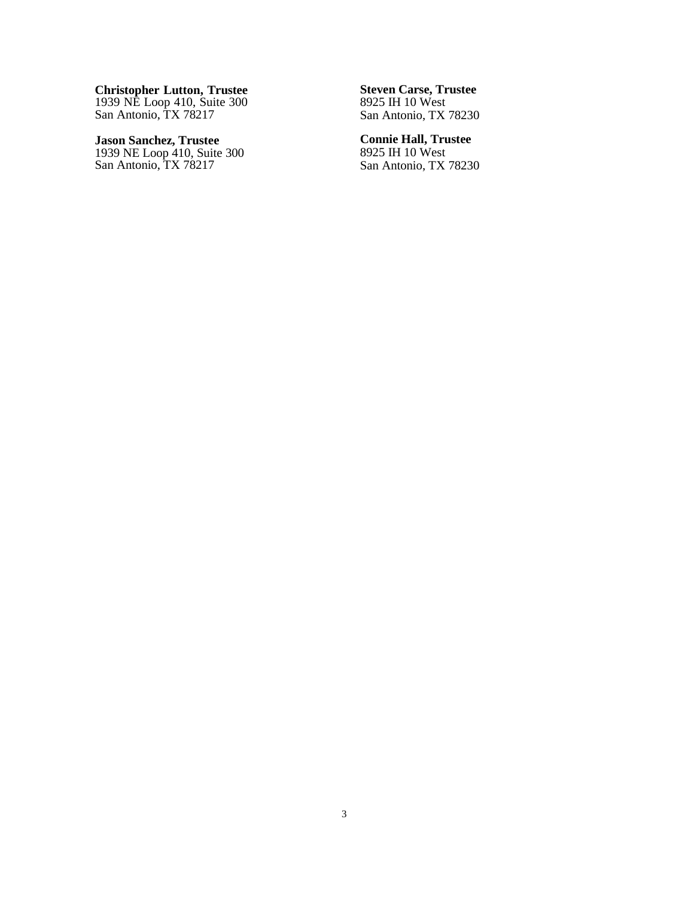**Christopher Lutton, Trustee**
1939 NE Loop 410, Suite 300
San Antonio, TX 78217

**Jason Sanchez, Trustee**
1939 NE Loop 410, Suite 300
San Antonio, TX 78217

**Steven Carse, Trustee**
8925 IH 10 West
San Antonio, TX 78230

**Connie Hall, Trustee**
8925 IH 10 West
San Antonio, TX 78230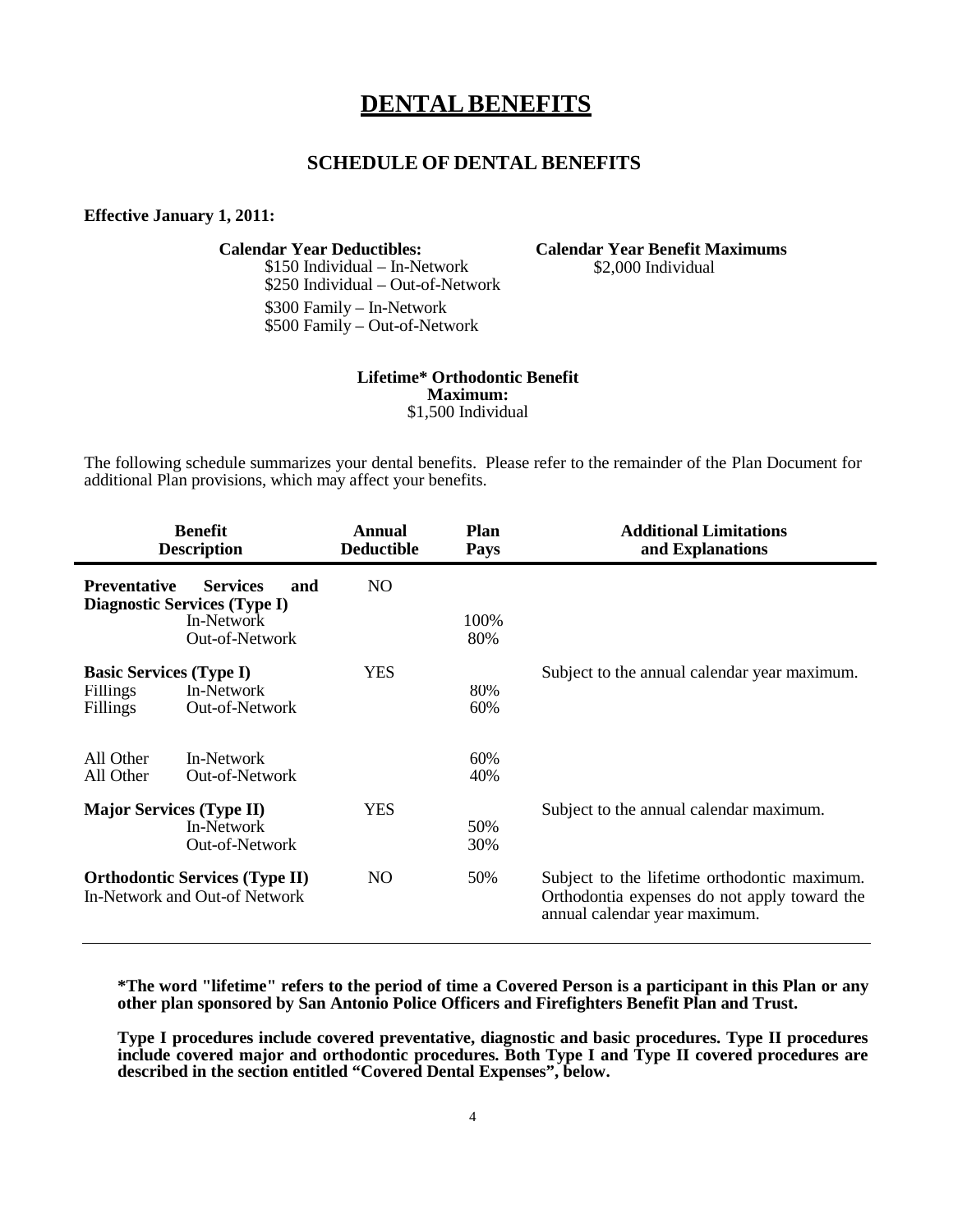# DENTAL BENEFITS

## SCHEDULE OF DENTAL BENEFITS

**Effective January 1, 2011:**

**Calendar Year Deductibles:**
$150 Individual – In-Network
$250 Individual – Out-of-Network
$300 Family – In-Network
$500 Family – Out-of-Network

**Calendar Year Benefit Maximums**
$2,000 Individual

**Lifetime* Orthodontic Benefit Maximum:**
$1,500 Individual

The following schedule summarizes your dental benefits. Please refer to the remainder of the Plan Document for additional Plan provisions, which may affect your benefits.

| Benefit Description | | Annual Deductible | Plan Pays | Additional Limitations and Explanations |
|---|---|---|---|---|
| **Preventative Services and Diagnostic Services (Type I)** | | NO | | |
| | In-Network | | 100% | |
| | Out-of-Network | | 80% | |
| **Basic Services (Type I)** | | YES | | Subject to the annual calendar year maximum. |
| Fillings | In-Network | | 80% | |
| Fillings | Out-of-Network | | 60% | |
| All Other | In-Network | | 60% | |
| All Other | Out-of-Network | | 40% | |
| **Major Services (Type II)** | | YES | | Subject to the annual calendar maximum. |
| | In-Network | | 50% | |
| | Out-of-Network | | 30% | |
| **Orthodontic Services (Type II)** In-Network and Out-of Network | | NO | 50% | Subject to the lifetime orthodontic maximum. Orthodontia expenses do not apply toward the annual calendar year maximum. |

**\*The word "lifetime" refers to the period of time a Covered Person is a participant in this Plan or any other plan sponsored by San Antonio Police Officers and Firefighters Benefit Plan and Trust.**

**Type I procedures include covered preventative, diagnostic and basic procedures. Type II procedures include covered major and orthodontic procedures. Both Type I and Type II covered procedures are described in the section entitled "Covered Dental Expenses", below.**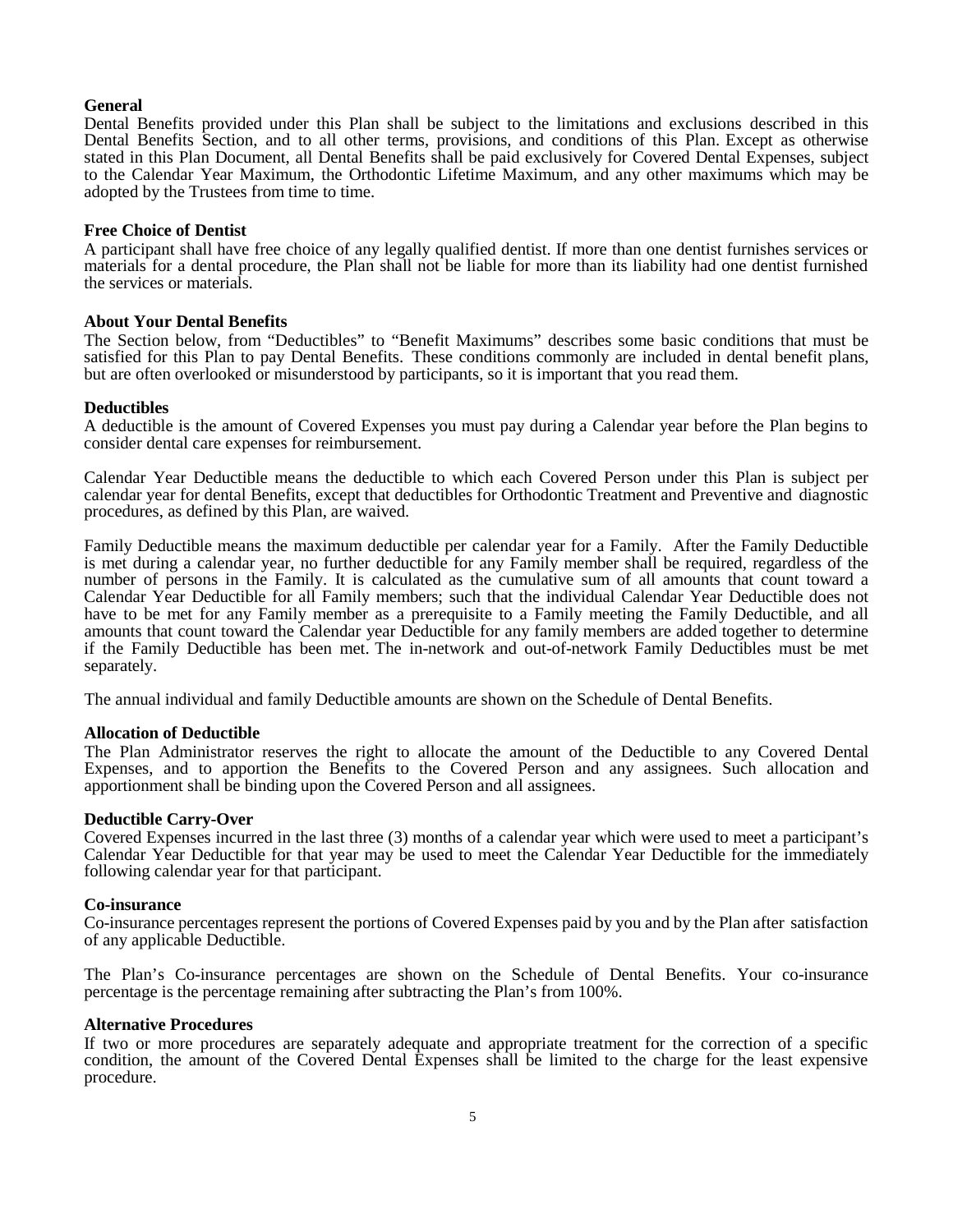**General**

Dental Benefits provided under this Plan shall be subject to the limitations and exclusions described in this Dental Benefits Section, and to all other terms, provisions, and conditions of this Plan. Except as otherwise stated in this Plan Document, all Dental Benefits shall be paid exclusively for Covered Dental Expenses, subject to the Calendar Year Maximum, the Orthodontic Lifetime Maximum, and any other maximums which may be adopted by the Trustees from time to time.

**Free Choice of Dentist**

A participant shall have free choice of any legally qualified dentist. If more than one dentist furnishes services or materials for a dental procedure, the Plan shall not be liable for more than its liability had one dentist furnished the services or materials.

**About Your Dental Benefits**

The Section below, from "Deductibles" to "Benefit Maximums" describes some basic conditions that must be satisfied for this Plan to pay Dental Benefits. These conditions commonly are included in dental benefit plans, but are often overlooked or misunderstood by participants, so it is important that you read them.

**Deductibles**

A deductible is the amount of Covered Expenses you must pay during a Calendar year before the Plan begins to consider dental care expenses for reimbursement.

Calendar Year Deductible means the deductible to which each Covered Person under this Plan is subject per calendar year for dental Benefits, except that deductibles for Orthodontic Treatment and Preventive and diagnostic procedures, as defined by this Plan, are waived.

Family Deductible means the maximum deductible per calendar year for a Family. After the Family Deductible is met during a calendar year, no further deductible for any Family member shall be required, regardless of the number of persons in the Family. It is calculated as the cumulative sum of all amounts that count toward a Calendar Year Deductible for all Family members; such that the individual Calendar Year Deductible does not have to be met for any Family member as a prerequisite to a Family meeting the Family Deductible, and all amounts that count toward the Calendar year Deductible for any family members are added together to determine if the Family Deductible has been met. The in-network and out-of-network Family Deductibles must be met separately.

The annual individual and family Deductible amounts are shown on the Schedule of Dental Benefits.

**Allocation of Deductible**

The Plan Administrator reserves the right to allocate the amount of the Deductible to any Covered Dental Expenses, and to apportion the Benefits to the Covered Person and any assignees. Such allocation and apportionment shall be binding upon the Covered Person and all assignees.

**Deductible Carry-Over**

Covered Expenses incurred in the last three (3) months of a calendar year which were used to meet a participant's Calendar Year Deductible for that year may be used to meet the Calendar Year Deductible for the immediately following calendar year for that participant.

**Co-insurance**

Co-insurance percentages represent the portions of Covered Expenses paid by you and by the Plan after satisfaction of any applicable Deductible.

The Plan's Co-insurance percentages are shown on the Schedule of Dental Benefits. Your co-insurance percentage is the percentage remaining after subtracting the Plan's from 100%.

**Alternative Procedures**

If two or more procedures are separately adequate and appropriate treatment for the correction of a specific condition, the amount of the Covered Dental Expenses shall be limited to the charge for the least expensive procedure.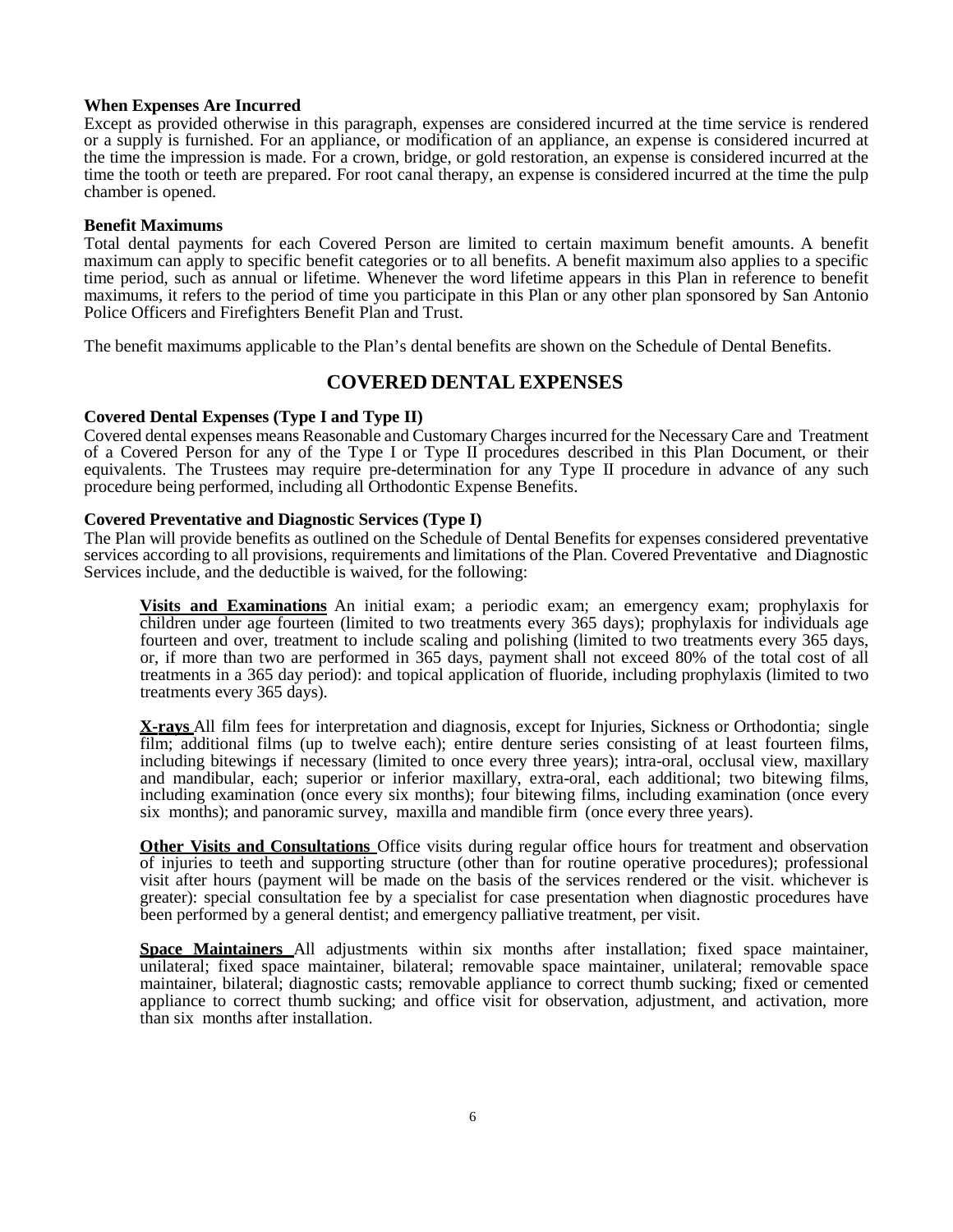**When Expenses Are Incurred**
Except as provided otherwise in this paragraph, expenses are considered incurred at the time service is rendered or a supply is furnished. For an appliance, or modification of an appliance, an expense is considered incurred at the time the impression is made. For a crown, bridge, or gold restoration, an expense is considered incurred at the time the tooth or teeth are prepared. For root canal therapy, an expense is considered incurred at the time the pulp chamber is opened.

**Benefit Maximums**
Total dental payments for each Covered Person are limited to certain maximum benefit amounts. A benefit maximum can apply to specific benefit categories or to all benefits. A benefit maximum also applies to a specific time period, such as annual or lifetime. Whenever the word lifetime appears in this Plan in reference to benefit maximums, it refers to the period of time you participate in this Plan or any other plan sponsored by San Antonio Police Officers and Firefighters Benefit Plan and Trust.

The benefit maximums applicable to the Plan's dental benefits are shown on the Schedule of Dental Benefits.

## COVERED DENTAL EXPENSES

**Covered Dental Expenses (Type I and Type II)**
Covered dental expenses means Reasonable and Customary Charges incurred for the Necessary Care and Treatment of a Covered Person for any of the Type I or Type II procedures described in this Plan Document, or their equivalents. The Trustees may require pre-determination for any Type II procedure in advance of any such procedure being performed, including all Orthodontic Expense Benefits.

**Covered Preventative and Diagnostic Services (Type I)**
The Plan will provide benefits as outlined on the Schedule of Dental Benefits for expenses considered preventative services according to all provisions, requirements and limitations of the Plan. Covered Preventative and Diagnostic Services include, and the deductible is waived, for the following:

**Visits and Examinations** An initial exam; a periodic exam; an emergency exam; prophylaxis for children under age fourteen (limited to two treatments every 365 days); prophylaxis for individuals age fourteen and over, treatment to include scaling and polishing (limited to two treatments every 365 days, or, if more than two are performed in 365 days, payment shall not exceed 80% of the total cost of all treatments in a 365 day period): and topical application of fluoride, including prophylaxis (limited to two treatments every 365 days).

**X-rays** All film fees for interpretation and diagnosis, except for Injuries, Sickness or Orthodontia; single film; additional films (up to twelve each); entire denture series consisting of at least fourteen films, including bitewings if necessary (limited to once every three years); intra-oral, occlusal view, maxillary and mandibular, each; superior or inferior maxillary, extra-oral, each additional; two bitewing films, including examination (once every six months); four bitewing films, including examination (once every six months); and panoramic survey, maxilla and mandible firm (once every three years).

**Other Visits and Consultations** Office visits during regular office hours for treatment and observation of injuries to teeth and supporting structure (other than for routine operative procedures); professional visit after hours (payment will be made on the basis of the services rendered or the visit. whichever is greater): special consultation fee by a specialist for case presentation when diagnostic procedures have been performed by a general dentist; and emergency palliative treatment, per visit.

**Space Maintainers** All adjustments within six months after installation; fixed space maintainer, unilateral; fixed space maintainer, bilateral; removable space maintainer, unilateral; removable space maintainer, bilateral; diagnostic casts; removable appliance to correct thumb sucking; fixed or cemented appliance to correct thumb sucking; and office visit for observation, adjustment, and activation, more than six months after installation.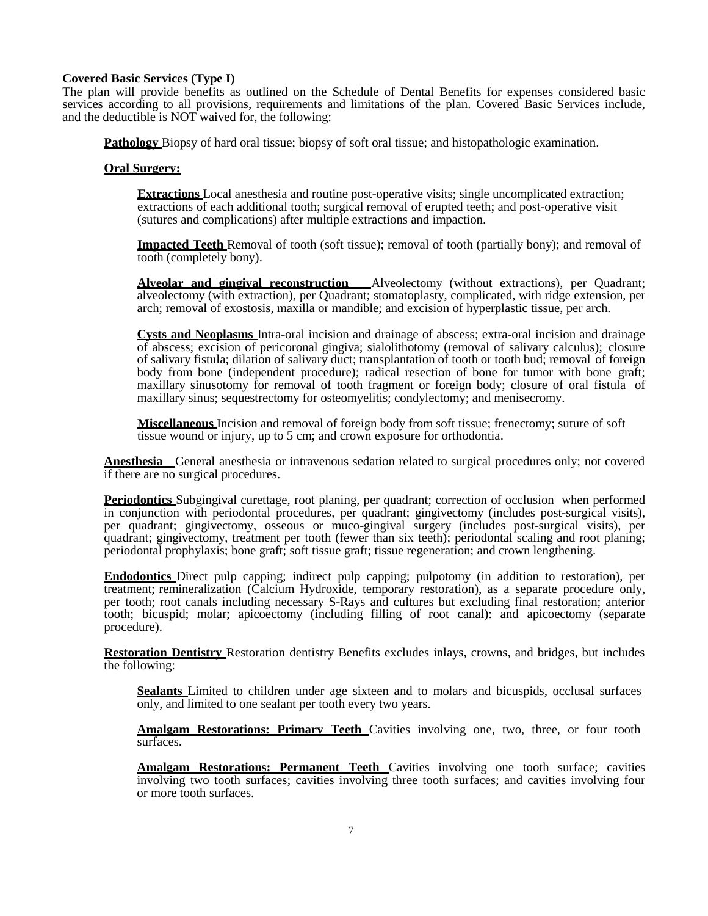**Covered Basic Services (Type I)**

The plan will provide benefits as outlined on the Schedule of Dental Benefits for expenses considered basic services according to all provisions, requirements and limitations of the plan. Covered Basic Services include, and the deductible is NOT waived for, the following:

**Pathology** Biopsy of hard oral tissue; biopsy of soft oral tissue; and histopathologic examination.

**Oral Surgery:**

**Extractions** Local anesthesia and routine post-operative visits; single uncomplicated extraction; extractions of each additional tooth; surgical removal of erupted teeth; and post-operative visit (sutures and complications) after multiple extractions and impaction.

**Impacted Teeth** Removal of tooth (soft tissue); removal of tooth (partially bony); and removal of tooth (completely bony).

**Alveolar and gingival reconstruction** Alveolectomy (without extractions), per Quadrant; alveolectomy (with extraction), per Quadrant; stomatoplasty, complicated, with ridge extension, per arch; removal of exostosis, maxilla or mandible; and excision of hyperplastic tissue, per arch.

**Cysts and Neoplasms** Intra-oral incision and drainage of abscess; extra-oral incision and drainage of abscess; excision of pericoronal gingiva; sialolithotomy (removal of salivary calculus); closure of salivary fistula; dilation of salivary duct; transplantation of tooth or tooth bud; removal of foreign body from bone (independent procedure); radical resection of bone for tumor with bone graft; maxillary sinusotomy for removal of tooth fragment or foreign body; closure of oral fistula of maxillary sinus; sequestrectomy for osteomyelitis; condylectomy; and menisecromy.

**Miscellaneous** Incision and removal of foreign body from soft tissue; frenectomy; suture of soft tissue wound or injury, up to 5 cm; and crown exposure for orthodontia.

**Anesthesia** General anesthesia or intravenous sedation related to surgical procedures only; not covered if there are no surgical procedures.

**Periodontics** Subgingival curettage, root planing, per quadrant; correction of occlusion when performed in conjunction with periodontal procedures, per quadrant; gingivectomy (includes post-surgical visits), per quadrant; gingivectomy, osseous or muco-gingival surgery (includes post-surgical visits), per quadrant; gingivectomy, treatment per tooth (fewer than six teeth); periodontal scaling and root planing; periodontal prophylaxis; bone graft; soft tissue graft; tissue regeneration; and crown lengthening.

**Endodontics** Direct pulp capping; indirect pulp capping; pulpotomy (in addition to restoration), per treatment; remineralization (Calcium Hydroxide, temporary restoration), as a separate procedure only, per tooth; root canals including necessary S-Rays and cultures but excluding final restoration; anterior tooth; bicuspid; molar; apicoectomy (including filling of root canal): and apicoectomy (separate procedure).

**Restoration Dentistry** Restoration dentistry Benefits excludes inlays, crowns, and bridges, but includes the following:

**Sealants** Limited to children under age sixteen and to molars and bicuspids, occlusal surfaces only, and limited to one sealant per tooth every two years.

**Amalgam Restorations: Primary Teeth** Cavities involving one, two, three, or four tooth surfaces.

**Amalgam Restorations: Permanent Teeth** Cavities involving one tooth surface; cavities involving two tooth surfaces; cavities involving three tooth surfaces; and cavities involving four or more tooth surfaces.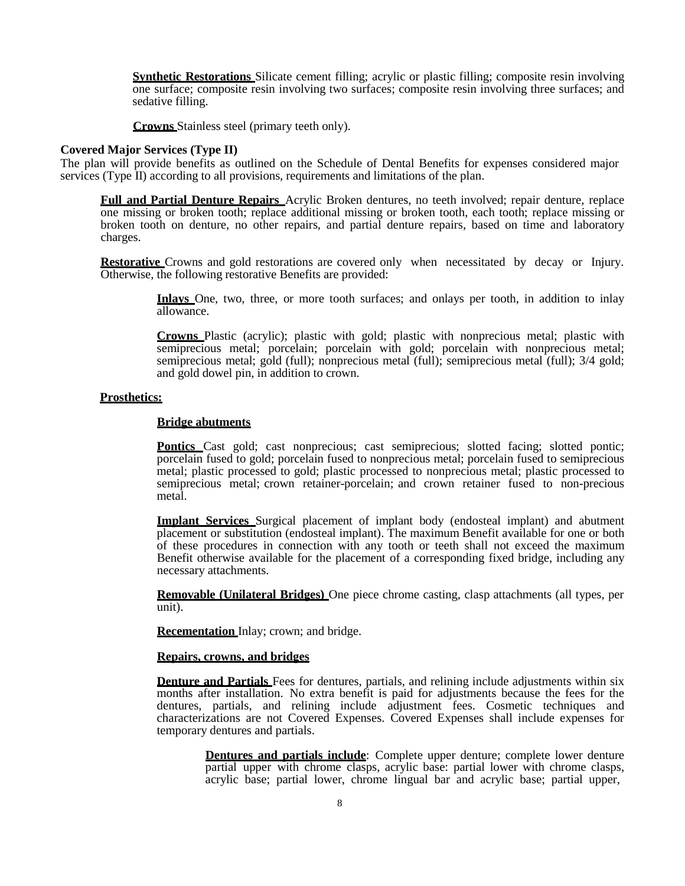**Synthetic Restorations** Silicate cement filling; acrylic or plastic filling; composite resin involving one surface; composite resin involving two surfaces; composite resin involving three surfaces; and sedative filling.

**Crowns** Stainless steel (primary teeth only).

**Covered Major Services (Type II)**

The plan will provide benefits as outlined on the Schedule of Dental Benefits for expenses considered major services (Type II) according to all provisions, requirements and limitations of the plan.

**Full and Partial Denture Repairs** Acrylic Broken dentures, no teeth involved; repair denture, replace one missing or broken tooth; replace additional missing or broken tooth, each tooth; replace missing or broken tooth on denture, no other repairs, and partial denture repairs, based on time and laboratory charges.

**Restorative** Crowns and gold restorations are covered only when necessitated by decay or Injury. Otherwise, the following restorative Benefits are provided:

**Inlays** One, two, three, or more tooth surfaces; and onlays per tooth, in addition to inlay allowance.

**Crowns** Plastic (acrylic); plastic with gold; plastic with nonprecious metal; plastic with semiprecious metal; porcelain; porcelain with gold; porcelain with nonprecious metal; semiprecious metal; gold (full); nonprecious metal (full); semiprecious metal (full); 3/4 gold; and gold dowel pin, in addition to crown.

**Prosthetics:**

**Bridge abutments**

**Pontics** Cast gold; cast nonprecious; cast semiprecious; slotted facing; slotted pontic; porcelain fused to gold; porcelain fused to nonprecious metal; porcelain fused to semiprecious metal; plastic processed to gold; plastic processed to nonprecious metal; plastic processed to semiprecious metal; crown retainer-porcelain; and crown retainer fused to non-precious metal.

**Implant Services** Surgical placement of implant body (endosteal implant) and abutment placement or substitution (endosteal implant). The maximum Benefit available for one or both of these procedures in connection with any tooth or teeth shall not exceed the maximum Benefit otherwise available for the placement of a corresponding fixed bridge, including any necessary attachments.

**Removable (Unilateral Bridges)** One piece chrome casting, clasp attachments (all types, per unit).

**Recementation** Inlay; crown; and bridge.

**Repairs, crowns, and bridges**

**Denture and Partials** Fees for dentures, partials, and relining include adjustments within six months after installation. No extra benefit is paid for adjustments because the fees for the dentures, partials, and relining include adjustment fees. Cosmetic techniques and characterizations are not Covered Expenses. Covered Expenses shall include expenses for temporary dentures and partials.

**Dentures and partials include**: Complete upper denture; complete lower denture partial upper with chrome clasps, acrylic base: partial lower with chrome clasps, acrylic base; partial lower, chrome lingual bar and acrylic base; partial upper,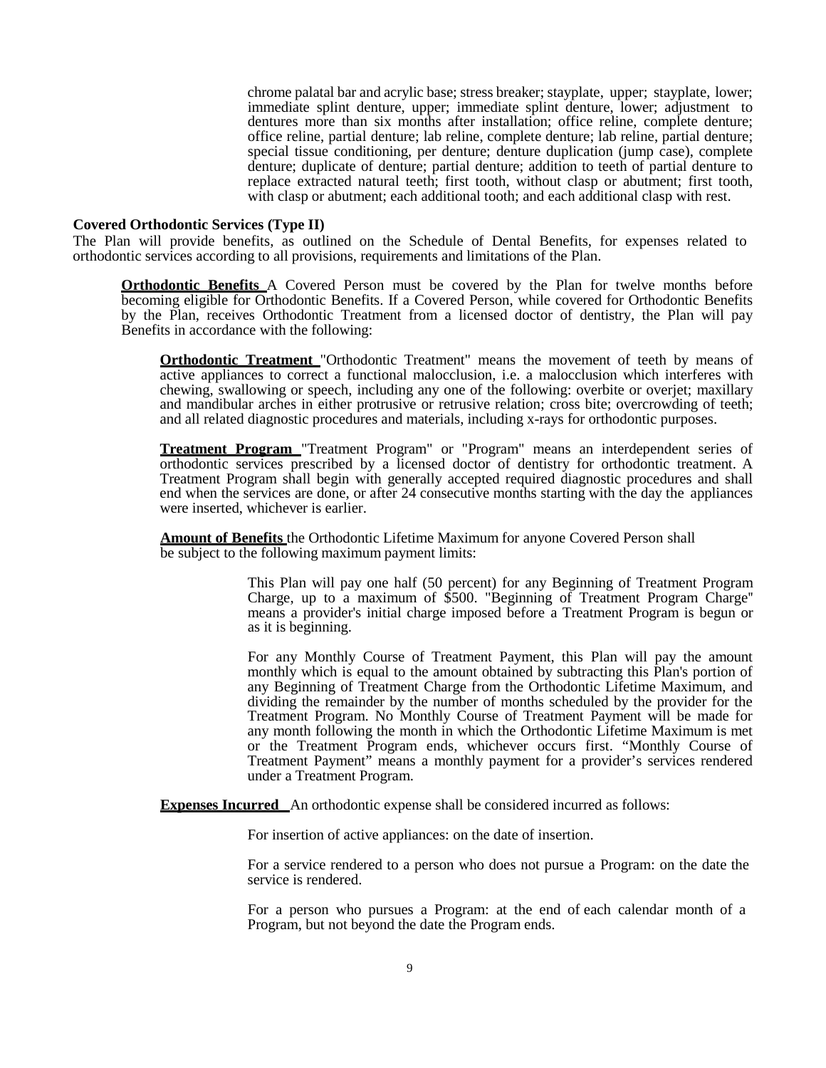chrome palatal bar and acrylic base; stress breaker; stayplate, upper; stayplate, lower; immediate splint denture, upper; immediate splint denture, lower; adjustment to dentures more than six months after installation; office reline, complete denture; office reline, partial denture; lab reline, complete denture; lab reline, partial denture; special tissue conditioning, per denture; denture duplication (jump case), complete denture; duplicate of denture; partial denture; addition to teeth of partial denture to replace extracted natural teeth; first tooth, without clasp or abutment; first tooth, with clasp or abutment; each additional tooth; and each additional clasp with rest.

**Covered Orthodontic Services (Type II)**

The Plan will provide benefits, as outlined on the Schedule of Dental Benefits, for expenses related to orthodontic services according to all provisions, requirements and limitations of the Plan.

**Orthodontic Benefits** A Covered Person must be covered by the Plan for twelve months before becoming eligible for Orthodontic Benefits. If a Covered Person, while covered for Orthodontic Benefits by the Plan, receives Orthodontic Treatment from a licensed doctor of dentistry, the Plan will pay Benefits in accordance with the following:

**Orthodontic Treatment** "Orthodontic Treatment" means the movement of teeth by means of active appliances to correct a functional malocclusion, i.e. a malocclusion which interferes with chewing, swallowing or speech, including any one of the following: overbite or overjet; maxillary and mandibular arches in either protrusive or retrusive relation; cross bite; overcrowding of teeth; and all related diagnostic procedures and materials, including x-rays for orthodontic purposes.

**Treatment Program** "Treatment Program" or "Program" means an interdependent series of orthodontic services prescribed by a licensed doctor of dentistry for orthodontic treatment. A Treatment Program shall begin with generally accepted required diagnostic procedures and shall end when the services are done, or after 24 consecutive months starting with the day the appliances were inserted, whichever is earlier.

**Amount of Benefits** the Orthodontic Lifetime Maximum for anyone Covered Person shall be subject to the following maximum payment limits:

This Plan will pay one half (50 percent) for any Beginning of Treatment Program Charge, up to a maximum of $500. "Beginning of Treatment Program Charge" means a provider's initial charge imposed before a Treatment Program is begun or as it is beginning.

For any Monthly Course of Treatment Payment, this Plan will pay the amount monthly which is equal to the amount obtained by subtracting this Plan's portion of any Beginning of Treatment Charge from the Orthodontic Lifetime Maximum, and dividing the remainder by the number of months scheduled by the provider for the Treatment Program. No Monthly Course of Treatment Payment will be made for any month following the month in which the Orthodontic Lifetime Maximum is met or the Treatment Program ends, whichever occurs first. "Monthly Course of Treatment Payment" means a monthly payment for a provider's services rendered under a Treatment Program.

**Expenses Incurred** An orthodontic expense shall be considered incurred as follows:

For insertion of active appliances: on the date of insertion.

For a service rendered to a person who does not pursue a Program: on the date the service is rendered.

For a person who pursues a Program: at the end of each calendar month of a Program, but not beyond the date the Program ends.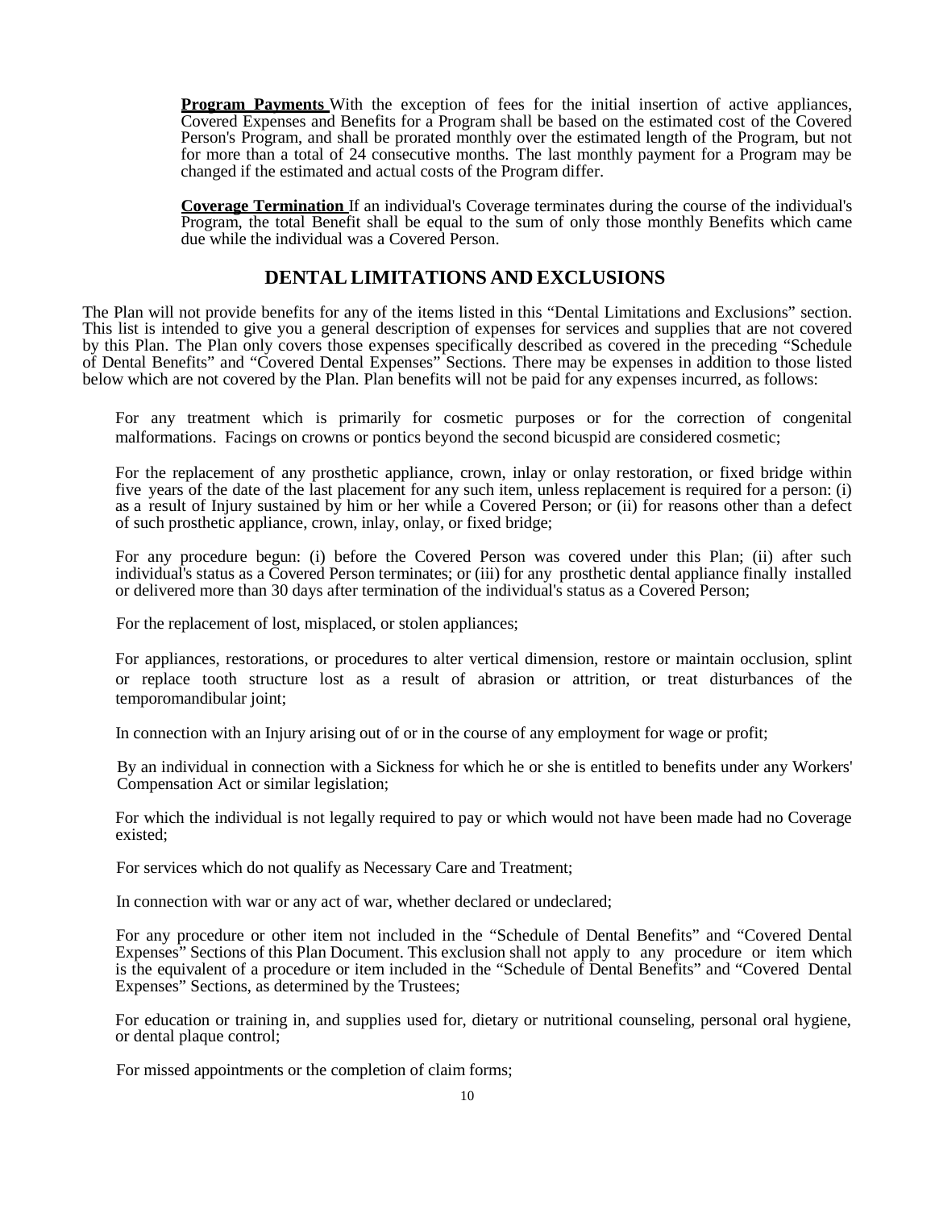**Program Payments** With the exception of fees for the initial insertion of active appliances, Covered Expenses and Benefits for a Program shall be based on the estimated cost of the Covered Person's Program, and shall be prorated monthly over the estimated length of the Program, but not for more than a total of 24 consecutive months. The last monthly payment for a Program may be changed if the estimated and actual costs of the Program differ.

**Coverage Termination** If an individual's Coverage terminates during the course of the individual's Program, the total Benefit shall be equal to the sum of only those monthly Benefits which came due while the individual was a Covered Person.

## DENTAL LIMITATIONS AND EXCLUSIONS

The Plan will not provide benefits for any of the items listed in this "Dental Limitations and Exclusions" section. This list is intended to give you a general description of expenses for services and supplies that are not covered by this Plan. The Plan only covers those expenses specifically described as covered in the preceding "Schedule of Dental Benefits" and "Covered Dental Expenses" Sections. There may be expenses in addition to those listed below which are not covered by the Plan. Plan benefits will not be paid for any expenses incurred, as follows:

For any treatment which is primarily for cosmetic purposes or for the correction of congenital malformations. Facings on crowns or pontics beyond the second bicuspid are considered cosmetic;

For the replacement of any prosthetic appliance, crown, inlay or onlay restoration, or fixed bridge within five years of the date of the last placement for any such item, unless replacement is required for a person: (i) as a result of Injury sustained by him or her while a Covered Person; or (ii) for reasons other than a defect of such prosthetic appliance, crown, inlay, onlay, or fixed bridge;

For any procedure begun: (i) before the Covered Person was covered under this Plan; (ii) after such individual's status as a Covered Person terminates; or (iii) for any prosthetic dental appliance finally installed or delivered more than 30 days after termination of the individual's status as a Covered Person;

For the replacement of lost, misplaced, or stolen appliances;

For appliances, restorations, or procedures to alter vertical dimension, restore or maintain occlusion, splint or replace tooth structure lost as a result of abrasion or attrition, or treat disturbances of the temporomandibular joint;

In connection with an Injury arising out of or in the course of any employment for wage or profit;

By an individual in connection with a Sickness for which he or she is entitled to benefits under any Workers' Compensation Act or similar legislation;

For which the individual is not legally required to pay or which would not have been made had no Coverage existed;

For services which do not qualify as Necessary Care and Treatment;

In connection with war or any act of war, whether declared or undeclared;

For any procedure or other item not included in the "Schedule of Dental Benefits" and "Covered Dental Expenses" Sections of this Plan Document. This exclusion shall not apply to any procedure or item which is the equivalent of a procedure or item included in the "Schedule of Dental Benefits" and "Covered Dental Expenses" Sections, as determined by the Trustees;

For education or training in, and supplies used for, dietary or nutritional counseling, personal oral hygiene, or dental plaque control;

For missed appointments or the completion of claim forms;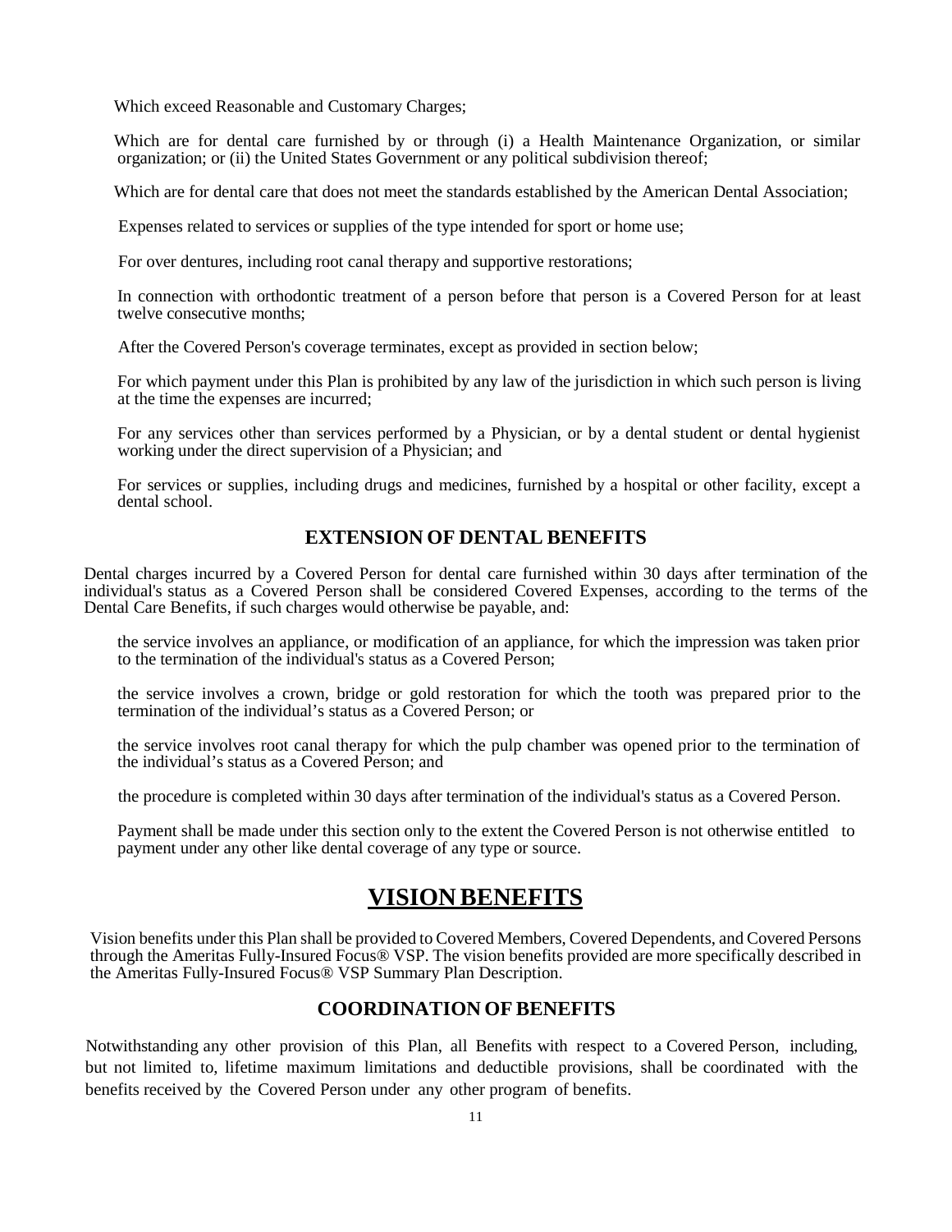Which exceed Reasonable and Customary Charges;

Which are for dental care furnished by or through (i) a Health Maintenance Organization, or similar organization; or (ii) the United States Government or any political subdivision thereof;

Which are for dental care that does not meet the standards established by the American Dental Association;

Expenses related to services or supplies of the type intended for sport or home use;

For over dentures, including root canal therapy and supportive restorations;

In connection with orthodontic treatment of a person before that person is a Covered Person for at least twelve consecutive months;

After the Covered Person's coverage terminates, except as provided in section below;

For which payment under this Plan is prohibited by any law of the jurisdiction in which such person is living at the time the expenses are incurred;

For any services other than services performed by a Physician, or by a dental student or dental hygienist working under the direct supervision of a Physician; and

For services or supplies, including drugs and medicines, furnished by a hospital or other facility, except a dental school.

### EXTENSION OF DENTAL BENEFITS

Dental charges incurred by a Covered Person for dental care furnished within 30 days after termination of the individual's status as a Covered Person shall be considered Covered Expenses, according to the terms of the Dental Care Benefits, if such charges would otherwise be payable, and:

the service involves an appliance, or modification of an appliance, for which the impression was taken prior to the termination of the individual's status as a Covered Person;

the service involves a crown, bridge or gold restoration for which the tooth was prepared prior to the termination of the individual's status as a Covered Person; or

the service involves root canal therapy for which the pulp chamber was opened prior to the termination of the individual's status as a Covered Person; and

the procedure is completed within 30 days after termination of the individual's status as a Covered Person.

Payment shall be made under this section only to the extent the Covered Person is not otherwise entitled to payment under any other like dental coverage of any type or source.

## VISION BENEFITS

Vision benefits under this Plan shall be provided to Covered Members, Covered Dependents, and Covered Persons through the Ameritas Fully-Insured Focus® VSP. The vision benefits provided are more specifically described in the Ameritas Fully-Insured Focus® VSP Summary Plan Description.

### COORDINATION OF BENEFITS

Notwithstanding any other provision of this Plan, all Benefits with respect to a Covered Person, including, but not limited to, lifetime maximum limitations and deductible provisions, shall be coordinated with the benefits received by the Covered Person under any other program of benefits.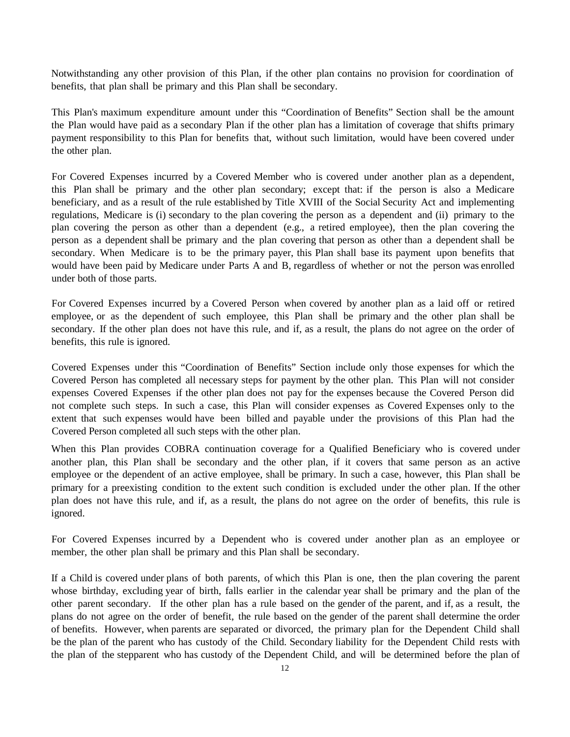Notwithstanding any other provision of this Plan, if the other plan contains no provision for coordination of benefits, that plan shall be primary and this Plan shall be secondary.

This Plan's maximum expenditure amount under this "Coordination of Benefits" Section shall be the amount the Plan would have paid as a secondary Plan if the other plan has a limitation of coverage that shifts primary payment responsibility to this Plan for benefits that, without such limitation, would have been covered under the other plan.

For Covered Expenses incurred by a Covered Member who is covered under another plan as a dependent, this Plan shall be primary and the other plan secondary; except that: if the person is also a Medicare beneficiary, and as a result of the rule established by Title XVIII of the Social Security Act and implementing regulations, Medicare is (i) secondary to the plan covering the person as a dependent and (ii) primary to the plan covering the person as other than a dependent (e.g., a retired employee), then the plan covering the person as a dependent shall be primary and the plan covering that person as other than a dependent shall be secondary. When Medicare is to be the primary payer, this Plan shall base its payment upon benefits that would have been paid by Medicare under Parts A and B, regardless of whether or not the person was enrolled under both of those parts.

For Covered Expenses incurred by a Covered Person when covered by another plan as a laid off or retired employee, or as the dependent of such employee, this Plan shall be primary and the other plan shall be secondary. If the other plan does not have this rule, and if, as a result, the plans do not agree on the order of benefits, this rule is ignored.

Covered Expenses under this "Coordination of Benefits" Section include only those expenses for which the Covered Person has completed all necessary steps for payment by the other plan. This Plan will not consider expenses Covered Expenses if the other plan does not pay for the expenses because the Covered Person did not complete such steps. In such a case, this Plan will consider expenses as Covered Expenses only to the extent that such expenses would have been billed and payable under the provisions of this Plan had the Covered Person completed all such steps with the other plan.

When this Plan provides COBRA continuation coverage for a Qualified Beneficiary who is covered under another plan, this Plan shall be secondary and the other plan, if it covers that same person as an active employee or the dependent of an active employee, shall be primary. In such a case, however, this Plan shall be primary for a preexisting condition to the extent such condition is excluded under the other plan. If the other plan does not have this rule, and if, as a result, the plans do not agree on the order of benefits, this rule is ignored.

For Covered Expenses incurred by a Dependent who is covered under another plan as an employee or member, the other plan shall be primary and this Plan shall be secondary.

If a Child is covered under plans of both parents, of which this Plan is one, then the plan covering the parent whose birthday, excluding year of birth, falls earlier in the calendar year shall be primary and the plan of the other parent secondary. If the other plan has a rule based on the gender of the parent, and if, as a result, the plans do not agree on the order of benefit, the rule based on the gender of the parent shall determine the order of benefits. However, when parents are separated or divorced, the primary plan for the Dependent Child shall be the plan of the parent who has custody of the Child. Secondary liability for the Dependent Child rests with the plan of the stepparent who has custody of the Dependent Child, and will be determined before the plan of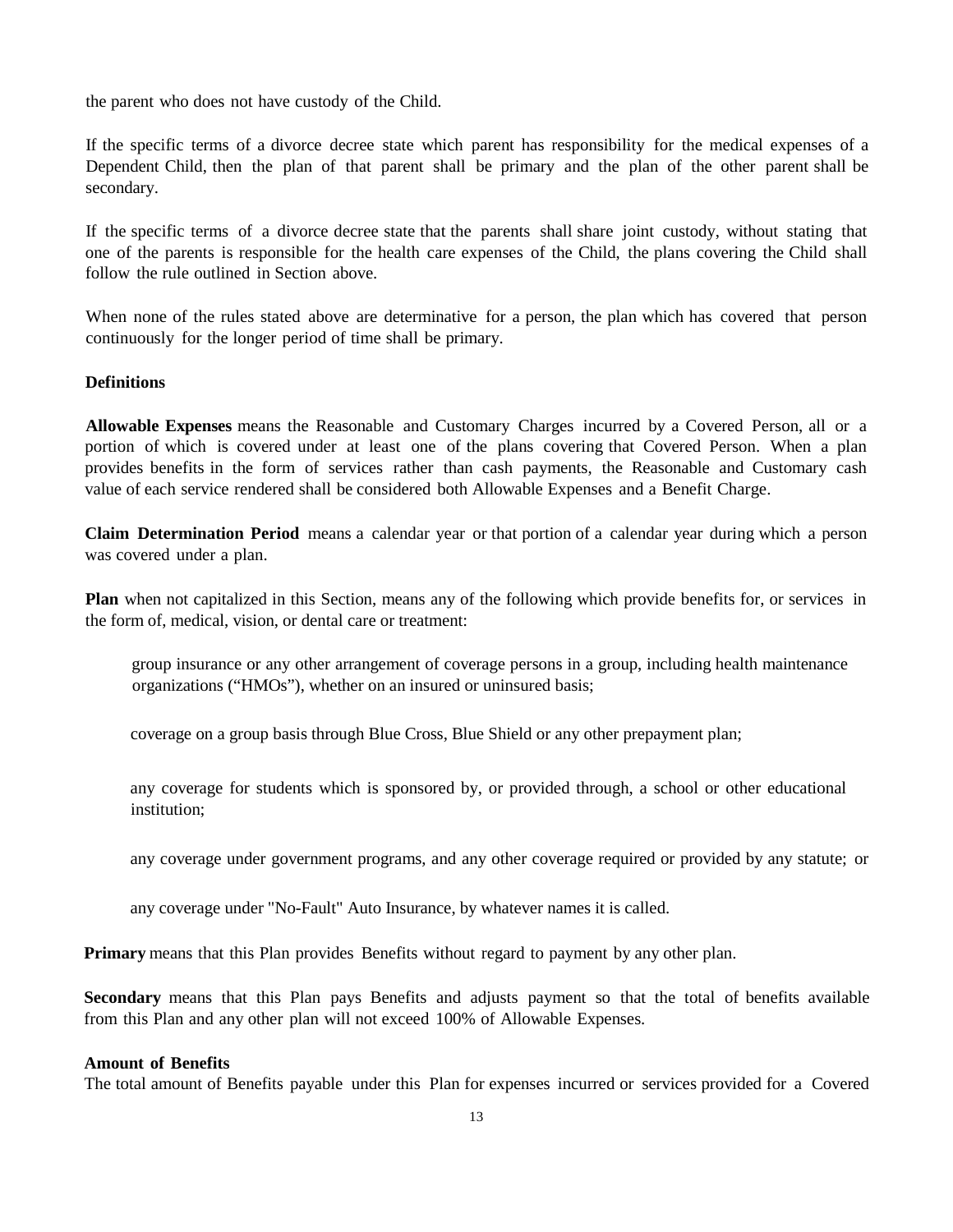the parent who does not have custody of the Child.

If the specific terms of a divorce decree state which parent has responsibility for the medical expenses of a Dependent Child, then the plan of that parent shall be primary and the plan of the other parent shall be secondary.

If the specific terms of a divorce decree state that the parents shall share joint custody, without stating that one of the parents is responsible for the health care expenses of the Child, the plans covering the Child shall follow the rule outlined in Section above.

When none of the rules stated above are determinative for a person, the plan which has covered that person continuously for the longer period of time shall be primary.

**Definitions**

**Allowable Expenses** means the Reasonable and Customary Charges incurred by a Covered Person, all or a portion of which is covered under at least one of the plans covering that Covered Person. When a plan provides benefits in the form of services rather than cash payments, the Reasonable and Customary cash value of each service rendered shall be considered both Allowable Expenses and a Benefit Charge.

**Claim Determination Period** means a calendar year or that portion of a calendar year during which a person was covered under a plan.

**Plan** when not capitalized in this Section, means any of the following which provide benefits for, or services in the form of, medical, vision, or dental care or treatment:

group insurance or any other arrangement of coverage persons in a group, including health maintenance organizations ("HMOs"), whether on an insured or uninsured basis;

coverage on a group basis through Blue Cross, Blue Shield or any other prepayment plan;

any coverage for students which is sponsored by, or provided through, a school or other educational institution;

any coverage under government programs, and any other coverage required or provided by any statute; or

any coverage under "No-Fault" Auto Insurance, by whatever names it is called.

**Primary** means that this Plan provides Benefits without regard to payment by any other plan.

**Secondary** means that this Plan pays Benefits and adjusts payment so that the total of benefits available from this Plan and any other plan will not exceed 100% of Allowable Expenses.

**Amount of Benefits**

The total amount of Benefits payable under this Plan for expenses incurred or services provided for a Covered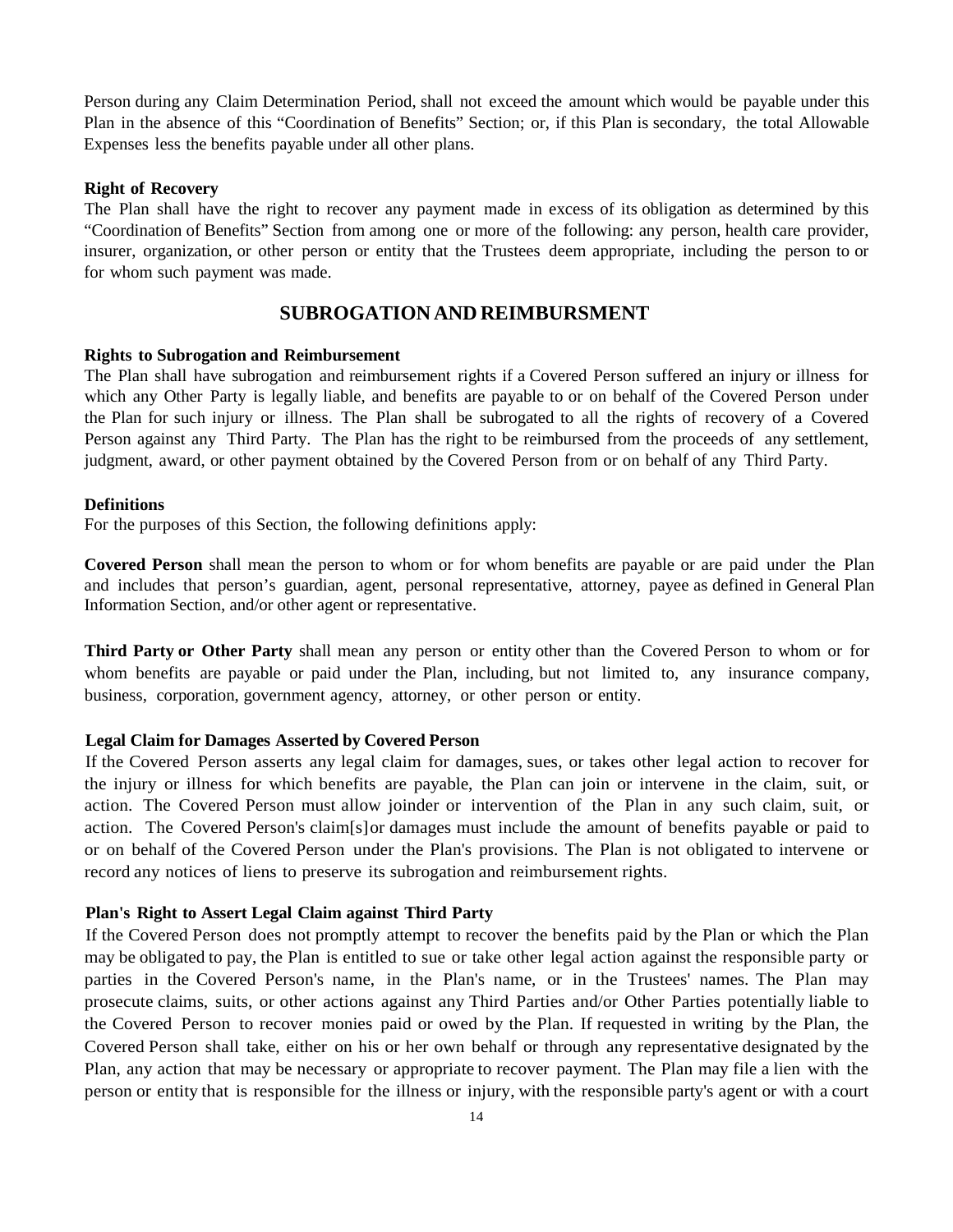Person during any Claim Determination Period, shall not exceed the amount which would be payable under this Plan in the absence of this "Coordination of Benefits" Section; or, if this Plan is secondary, the total Allowable Expenses less the benefits payable under all other plans.

**Right of Recovery**

The Plan shall have the right to recover any payment made in excess of its obligation as determined by this "Coordination of Benefits" Section from among one or more of the following: any person, health care provider, insurer, organization, or other person or entity that the Trustees deem appropriate, including the person to or for whom such payment was made.

## SUBROGATION AND REIMBURSMENT

**Rights to Subrogation and Reimbursement**

The Plan shall have subrogation and reimbursement rights if a Covered Person suffered an injury or illness for which any Other Party is legally liable, and benefits are payable to or on behalf of the Covered Person under the Plan for such injury or illness. The Plan shall be subrogated to all the rights of recovery of a Covered Person against any Third Party. The Plan has the right to be reimbursed from the proceeds of any settlement, judgment, award, or other payment obtained by the Covered Person from or on behalf of any Third Party.

**Definitions**

For the purposes of this Section, the following definitions apply:

**Covered Person** shall mean the person to whom or for whom benefits are payable or are paid under the Plan and includes that person's guardian, agent, personal representative, attorney, payee as defined in General Plan Information Section, and/or other agent or representative.

**Third Party or Other Party** shall mean any person or entity other than the Covered Person to whom or for whom benefits are payable or paid under the Plan, including, but not limited to, any insurance company, business, corporation, government agency, attorney, or other person or entity.

**Legal Claim for Damages Asserted by Covered Person**

If the Covered Person asserts any legal claim for damages, sues, or takes other legal action to recover for the injury or illness for which benefits are payable, the Plan can join or intervene in the claim, suit, or action. The Covered Person must allow joinder or intervention of the Plan in any such claim, suit, or action. The Covered Person's claim[s]or damages must include the amount of benefits payable or paid to or on behalf of the Covered Person under the Plan's provisions. The Plan is not obligated to intervene or record any notices of liens to preserve its subrogation and reimbursement rights.

**Plan's Right to Assert Legal Claim against Third Party**

If the Covered Person does not promptly attempt to recover the benefits paid by the Plan or which the Plan may be obligated to pay, the Plan is entitled to sue or take other legal action against the responsible party or parties in the Covered Person's name, in the Plan's name, or in the Trustees' names. The Plan may prosecute claims, suits, or other actions against any Third Parties and/or Other Parties potentially liable to the Covered Person to recover monies paid or owed by the Plan. If requested in writing by the Plan, the Covered Person shall take, either on his or her own behalf or through any representative designated by the Plan, any action that may be necessary or appropriate to recover payment. The Plan may file a lien with the person or entity that is responsible for the illness or injury, with the responsible party's agent or with a court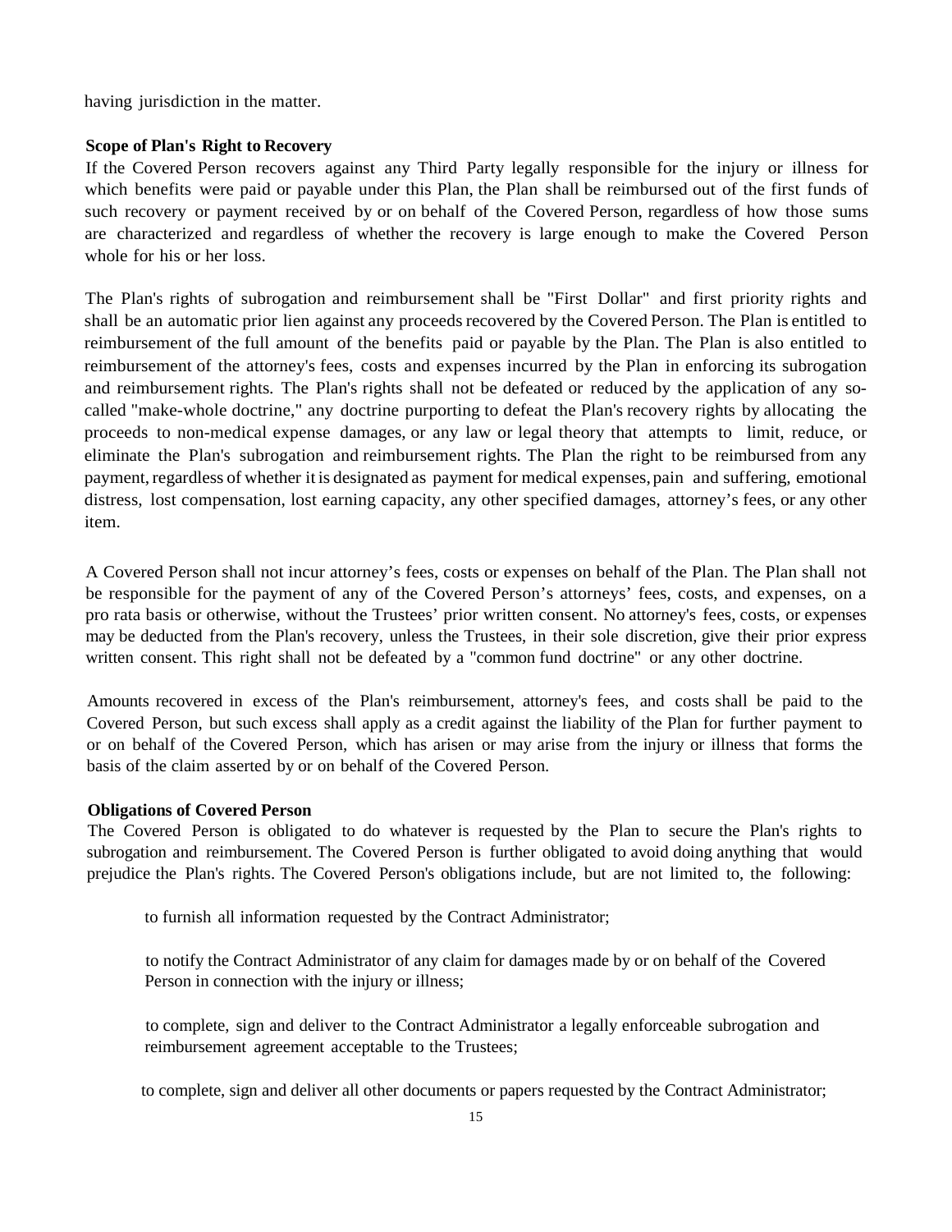having jurisdiction in the matter.

**Scope of Plan's Right to Recovery**

If the Covered Person recovers against any Third Party legally responsible for the injury or illness for which benefits were paid or payable under this Plan, the Plan shall be reimbursed out of the first funds of such recovery or payment received by or on behalf of the Covered Person, regardless of how those sums are characterized and regardless of whether the recovery is large enough to make the Covered Person whole for his or her loss.

The Plan's rights of subrogation and reimbursement shall be "First Dollar" and first priority rights and shall be an automatic prior lien against any proceeds recovered by the Covered Person. The Plan is entitled to reimbursement of the full amount of the benefits paid or payable by the Plan. The Plan is also entitled to reimbursement of the attorney's fees, costs and expenses incurred by the Plan in enforcing its subrogation and reimbursement rights. The Plan's rights shall not be defeated or reduced by the application of any so-called "make-whole doctrine," any doctrine purporting to defeat the Plan's recovery rights by allocating the proceeds to non-medical expense damages, or any law or legal theory that attempts to limit, reduce, or eliminate the Plan's subrogation and reimbursement rights. The Plan the right to be reimbursed from any payment, regardless of whether it is designated as payment for medical expenses, pain and suffering, emotional distress, lost compensation, lost earning capacity, any other specified damages, attorney's fees, or any other item.

A Covered Person shall not incur attorney's fees, costs or expenses on behalf of the Plan. The Plan shall not be responsible for the payment of any of the Covered Person's attorneys' fees, costs, and expenses, on a pro rata basis or otherwise, without the Trustees' prior written consent. No attorney's fees, costs, or expenses may be deducted from the Plan's recovery, unless the Trustees, in their sole discretion, give their prior express written consent. This right shall not be defeated by a "common fund doctrine" or any other doctrine.

Amounts recovered in excess of the Plan's reimbursement, attorney's fees, and costs shall be paid to the Covered Person, but such excess shall apply as a credit against the liability of the Plan for further payment to or on behalf of the Covered Person, which has arisen or may arise from the injury or illness that forms the basis of the claim asserted by or on behalf of the Covered Person.

**Obligations of Covered Person**

The Covered Person is obligated to do whatever is requested by the Plan to secure the Plan's rights to subrogation and reimbursement. The Covered Person is further obligated to avoid doing anything that would prejudice the Plan's rights. The Covered Person's obligations include, but are not limited to, the following:

to furnish all information requested by the Contract Administrator;

to notify the Contract Administrator of any claim for damages made by or on behalf of the Covered Person in connection with the injury or illness;

to complete, sign and deliver to the Contract Administrator a legally enforceable subrogation and reimbursement agreement acceptable to the Trustees;

to complete, sign and deliver all other documents or papers requested by the Contract Administrator;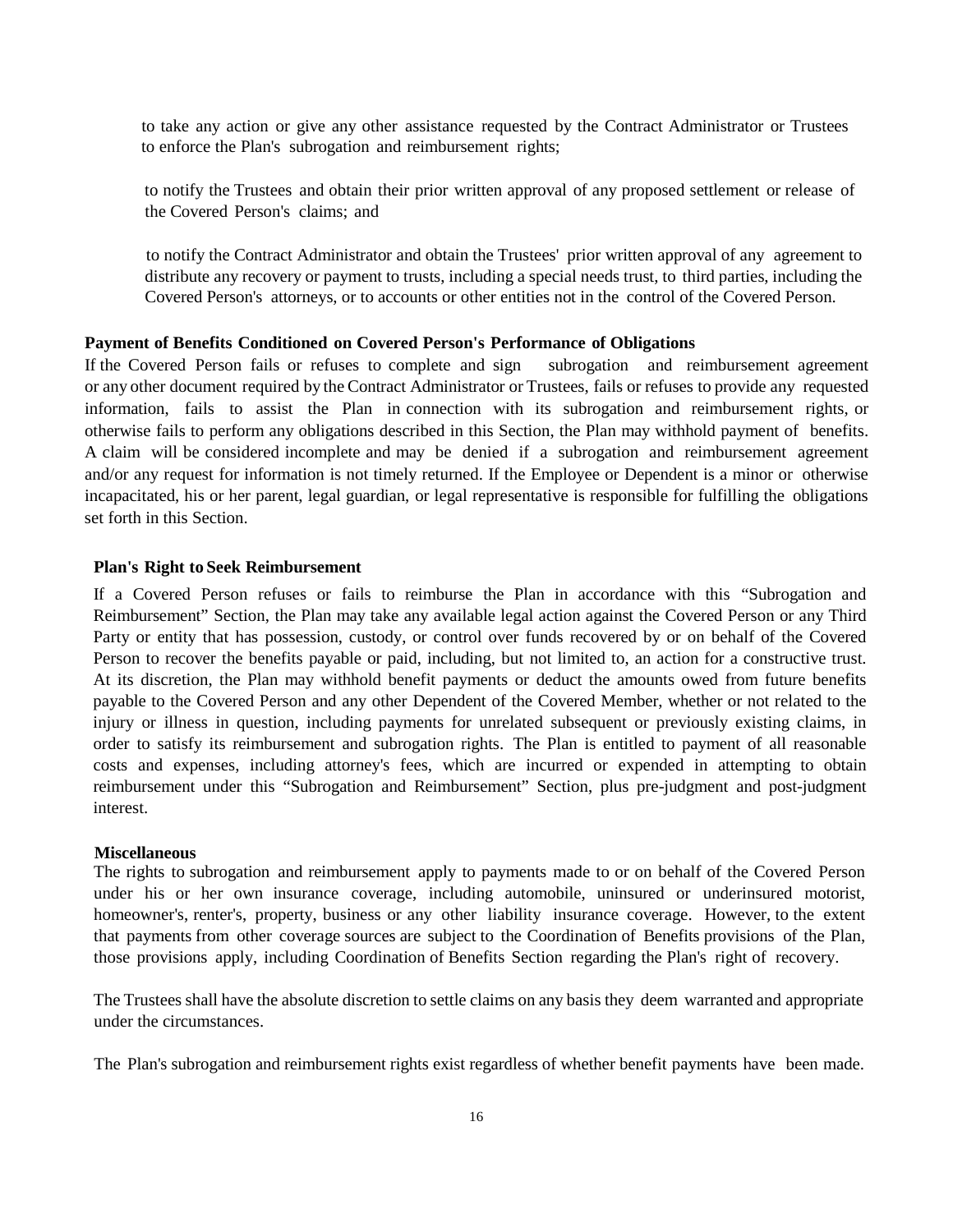to take any action or give any other assistance requested by the Contract Administrator or Trustees to enforce the Plan's subrogation and reimbursement rights;

to notify the Trustees and obtain their prior written approval of any proposed settlement or release of the Covered Person's claims; and

to notify the Contract Administrator and obtain the Trustees' prior written approval of any agreement to distribute any recovery or payment to trusts, including a special needs trust, to third parties, including the Covered Person's attorneys, or to accounts or other entities not in the control of the Covered Person.

**Payment of Benefits Conditioned on Covered Person's Performance of Obligations**

If the Covered Person fails or refuses to complete and sign subrogation and reimbursement agreement or any other document required by the Contract Administrator or Trustees, fails or refuses to provide any requested information, fails to assist the Plan in connection with its subrogation and reimbursement rights, or otherwise fails to perform any obligations described in this Section, the Plan may withhold payment of benefits. A claim will be considered incomplete and may be denied if a subrogation and reimbursement agreement and/or any request for information is not timely returned. If the Employee or Dependent is a minor or otherwise incapacitated, his or her parent, legal guardian, or legal representative is responsible for fulfilling the obligations set forth in this Section.

**Plan's Right to Seek Reimbursement**

If a Covered Person refuses or fails to reimburse the Plan in accordance with this "Subrogation and Reimbursement" Section, the Plan may take any available legal action against the Covered Person or any Third Party or entity that has possession, custody, or control over funds recovered by or on behalf of the Covered Person to recover the benefits payable or paid, including, but not limited to, an action for a constructive trust. At its discretion, the Plan may withhold benefit payments or deduct the amounts owed from future benefits payable to the Covered Person and any other Dependent of the Covered Member, whether or not related to the injury or illness in question, including payments for unrelated subsequent or previously existing claims, in order to satisfy its reimbursement and subrogation rights. The Plan is entitled to payment of all reasonable costs and expenses, including attorney's fees, which are incurred or expended in attempting to obtain reimbursement under this "Subrogation and Reimbursement" Section, plus pre-judgment and post-judgment interest.

**Miscellaneous**

The rights to subrogation and reimbursement apply to payments made to or on behalf of the Covered Person under his or her own insurance coverage, including automobile, uninsured or underinsured motorist, homeowner's, renter's, property, business or any other liability insurance coverage. However, to the extent that payments from other coverage sources are subject to the Coordination of Benefits provisions of the Plan, those provisions apply, including Coordination of Benefits Section regarding the Plan's right of recovery.

The Trustees shall have the absolute discretion to settle claims on any basis they deem warranted and appropriate under the circumstances.

The Plan's subrogation and reimbursement rights exist regardless of whether benefit payments have been made.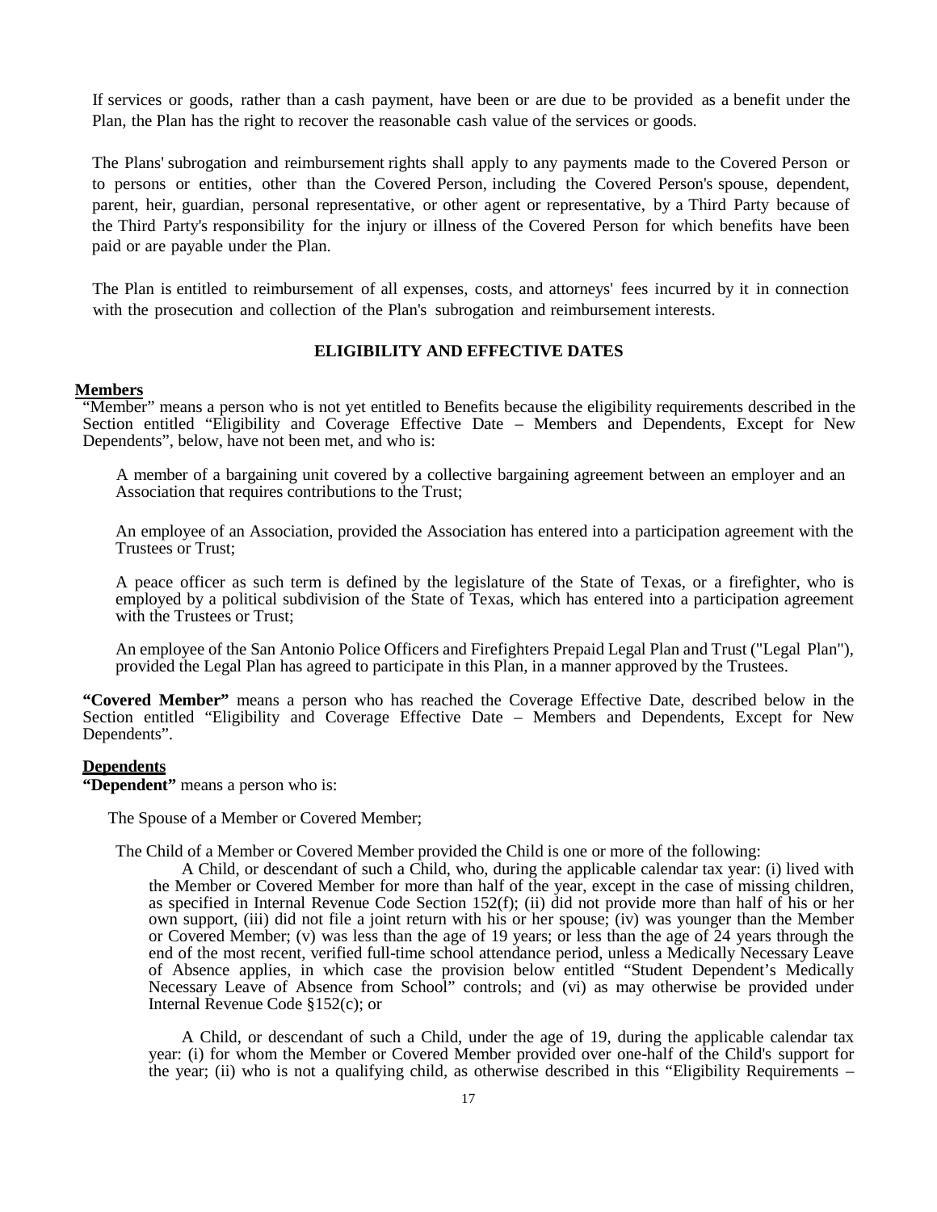If services or goods, rather than a cash payment, have been or are due to be provided as a benefit under the Plan, the Plan has the right to recover the reasonable cash value of the services or goods.

The Plans' subrogation and reimbursement rights shall apply to any payments made to the Covered Person or to persons or entities, other than the Covered Person, including the Covered Person's spouse, dependent, parent, heir, guardian, personal representative, or other agent or representative, by a Third Party because of the Third Party's responsibility for the injury or illness of the Covered Person for which benefits have been paid or are payable under the Plan.

The Plan is entitled to reimbursement of all expenses, costs, and attorneys' fees incurred by it in connection with the prosecution and collection of the Plan's subrogation and reimbursement interests.

## ELIGIBILITY AND EFFECTIVE DATES

### Members

"Member" means a person who is not yet entitled to Benefits because the eligibility requirements described in the Section entitled "Eligibility and Coverage Effective Date – Members and Dependents, Except for New Dependents", below, have not been met, and who is:

A member of a bargaining unit covered by a collective bargaining agreement between an employer and an Association that requires contributions to the Trust;

An employee of an Association, provided the Association has entered into a participation agreement with the Trustees or Trust;

A peace officer as such term is defined by the legislature of the State of Texas, or a firefighter, who is employed by a political subdivision of the State of Texas, which has entered into a participation agreement with the Trustees or Trust;

An employee of the San Antonio Police Officers and Firefighters Prepaid Legal Plan and Trust ("Legal Plan"), provided the Legal Plan has agreed to participate in this Plan, in a manner approved by the Trustees.

**"Covered Member"** means a person who has reached the Coverage Effective Date, described below in the Section entitled "Eligibility and Coverage Effective Date – Members and Dependents, Except for New Dependents".

### Dependents

**"Dependent"** means a person who is:

The Spouse of a Member or Covered Member;

The Child of a Member or Covered Member provided the Child is one or more of the following:

A Child, or descendant of such a Child, who, during the applicable calendar tax year: (i) lived with the Member or Covered Member for more than half of the year, except in the case of missing children, as specified in Internal Revenue Code Section 152(f); (ii) did not provide more than half of his or her own support, (iii) did not file a joint return with his or her spouse; (iv) was younger than the Member or Covered Member; (v) was less than the age of 19 years; or less than the age of 24 years through the end of the most recent, verified full-time school attendance period, unless a Medically Necessary Leave of Absence applies, in which case the provision below entitled "Student Dependent's Medically Necessary Leave of Absence from School" controls; and (vi) as may otherwise be provided under Internal Revenue Code §152(c); or

A Child, or descendant of such a Child, under the age of 19, during the applicable calendar tax year: (i) for whom the Member or Covered Member provided over one-half of the Child's support for the year; (ii) who is not a qualifying child, as otherwise described in this "Eligibility Requirements –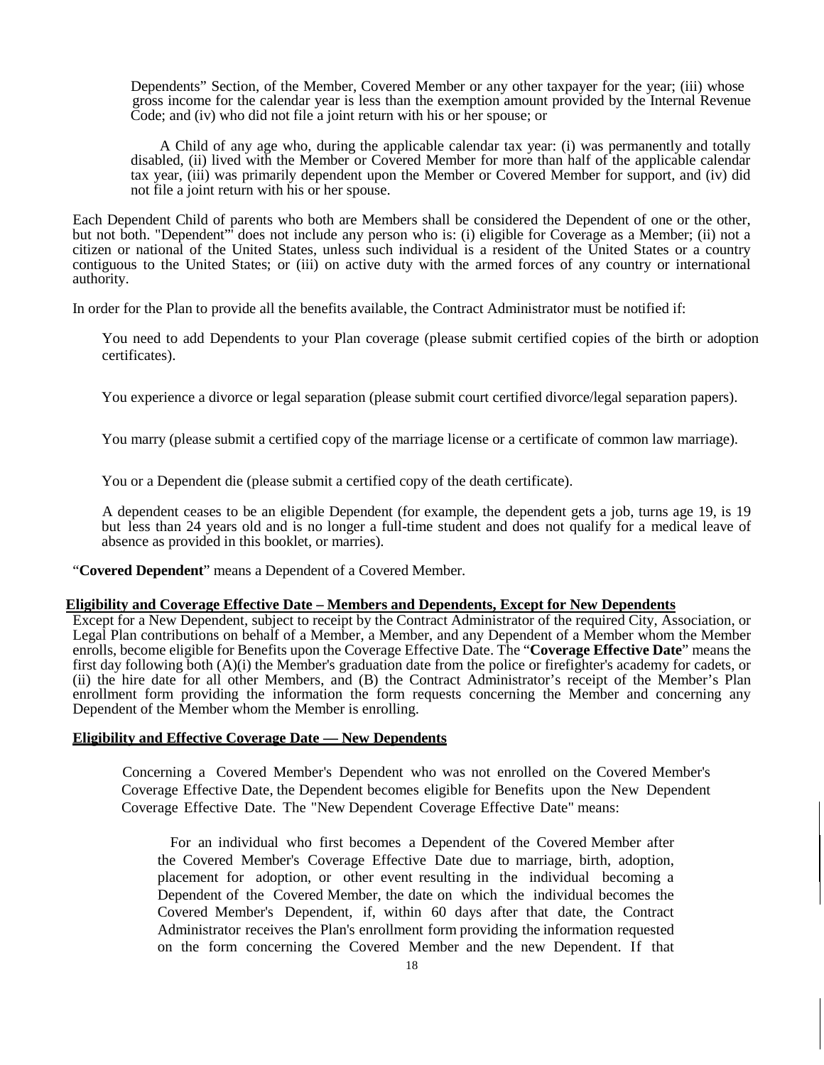Dependents" Section, of the Member, Covered Member or any other taxpayer for the year; (iii) whose gross income for the calendar year is less than the exemption amount provided by the Internal Revenue Code; and (iv) who did not file a joint return with his or her spouse; or

A Child of any age who, during the applicable calendar tax year: (i) was permanently and totally disabled, (ii) lived with the Member or Covered Member for more than half of the applicable calendar tax year, (iii) was primarily dependent upon the Member or Covered Member for support, and (iv) did not file a joint return with his or her spouse.

Each Dependent Child of parents who both are Members shall be considered the Dependent of one or the other, but not both. "Dependent"' does not include any person who is: (i) eligible for Coverage as a Member; (ii) not a citizen or national of the United States, unless such individual is a resident of the United States or a country contiguous to the United States; or (iii) on active duty with the armed forces of any country or international authority.

In order for the Plan to provide all the benefits available, the Contract Administrator must be notified if:

You need to add Dependents to your Plan coverage (please submit certified copies of the birth or adoption certificates).

You experience a divorce or legal separation (please submit court certified divorce/legal separation papers).

You marry (please submit a certified copy of the marriage license or a certificate of common law marriage).

You or a Dependent die (please submit a certified copy of the death certificate).

A dependent ceases to be an eligible Dependent (for example, the dependent gets a job, turns age 19, is 19 but less than 24 years old and is no longer a full-time student and does not qualify for a medical leave of absence as provided in this booklet, or marries).

"**Covered Dependent**" means a Dependent of a Covered Member.

**Eligibility and Coverage Effective Date – Members and Dependents, Except for New Dependents**

Except for a New Dependent, subject to receipt by the Contract Administrator of the required City, Association, or Legal Plan contributions on behalf of a Member, a Member, and any Dependent of a Member whom the Member enrolls, become eligible for Benefits upon the Coverage Effective Date. The "**Coverage Effective Date**" means the first day following both (A)(i) the Member's graduation date from the police or firefighter's academy for cadets, or (ii) the hire date for all other Members, and (B) the Contract Administrator's receipt of the Member's Plan enrollment form providing the information the form requests concerning the Member and concerning any Dependent of the Member whom the Member is enrolling.

**Eligibility and Effective Coverage Date — New Dependents**

Concerning a Covered Member's Dependent who was not enrolled on the Covered Member's Coverage Effective Date, the Dependent becomes eligible for Benefits upon the New Dependent Coverage Effective Date. The "New Dependent Coverage Effective Date" means:

For an individual who first becomes a Dependent of the Covered Member after the Covered Member's Coverage Effective Date due to marriage, birth, adoption, placement for adoption, or other event resulting in the individual becoming a Dependent of the Covered Member, the date on which the individual becomes the Covered Member's Dependent, if, within 60 days after that date, the Contract Administrator receives the Plan's enrollment form providing the information requested on the form concerning the Covered Member and the new Dependent. If that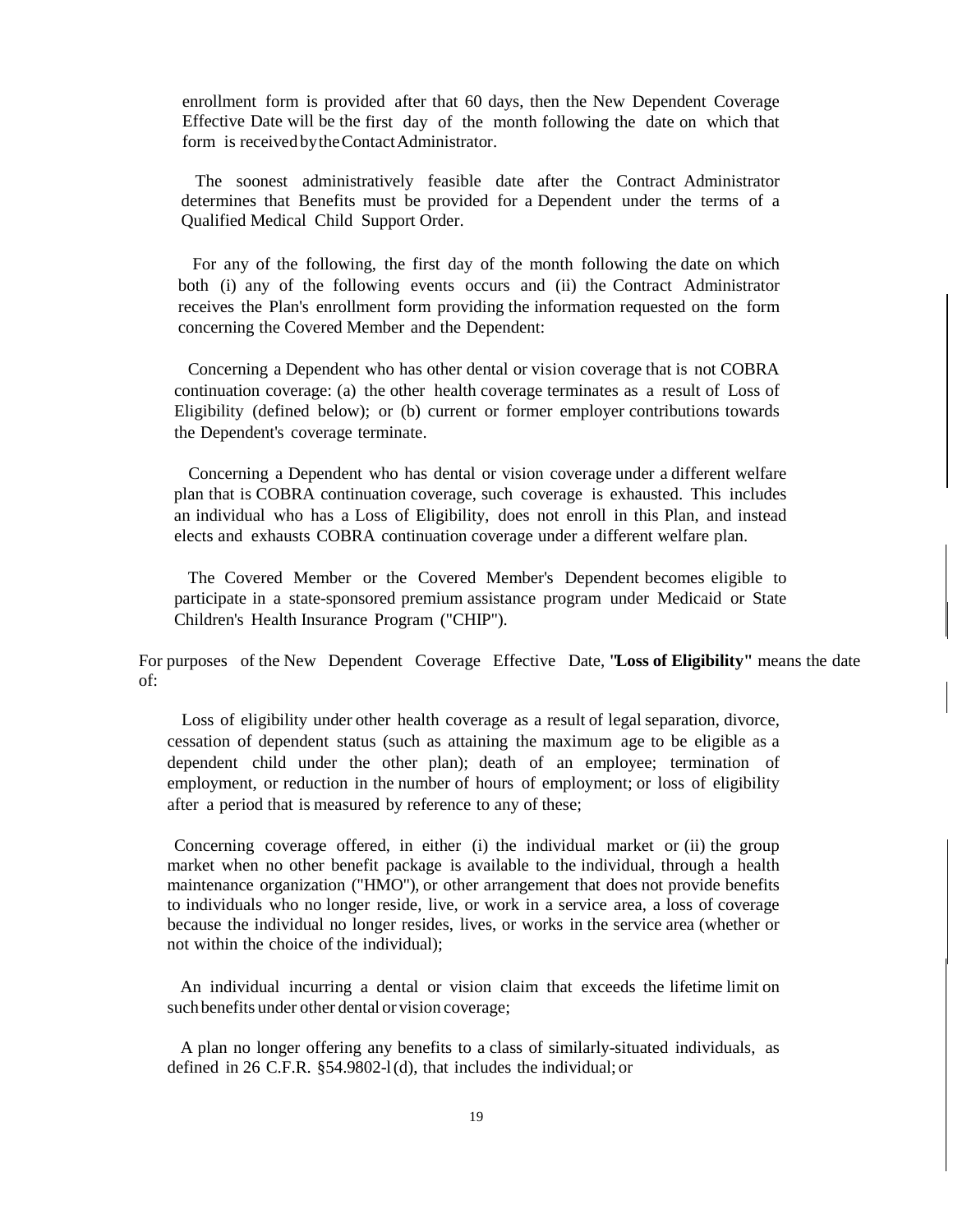enrollment form is provided after that 60 days, then the New Dependent Coverage Effective Date will be the first day of the month following the date on which that form is received by the Contact Administrator.

The soonest administratively feasible date after the Contract Administrator determines that Benefits must be provided for a Dependent under the terms of a Qualified Medical Child Support Order.

For any of the following, the first day of the month following the date on which both (i) any of the following events occurs and (ii) the Contract Administrator receives the Plan's enrollment form providing the information requested on the form concerning the Covered Member and the Dependent:

Concerning a Dependent who has other dental or vision coverage that is not COBRA continuation coverage: (a) the other health coverage terminates as a result of Loss of Eligibility (defined below); or (b) current or former employer contributions towards the Dependent's coverage terminate.

Concerning a Dependent who has dental or vision coverage under a different welfare plan that is COBRA continuation coverage, such coverage is exhausted. This includes an individual who has a Loss of Eligibility, does not enroll in this Plan, and instead elects and exhausts COBRA continuation coverage under a different welfare plan.

The Covered Member or the Covered Member's Dependent becomes eligible to participate in a state-sponsored premium assistance program under Medicaid or State Children's Health Insurance Program ("CHIP").

For purposes of the New Dependent Coverage Effective Date, **"Loss of Eligibility"** means the date of:

Loss of eligibility under other health coverage as a result of legal separation, divorce, cessation of dependent status (such as attaining the maximum age to be eligible as a dependent child under the other plan); death of an employee; termination of employment, or reduction in the number of hours of employment; or loss of eligibility after a period that is measured by reference to any of these;

Concerning coverage offered, in either (i) the individual market or (ii) the group market when no other benefit package is available to the individual, through a health maintenance organization ("HMO"), or other arrangement that does not provide benefits to individuals who no longer reside, live, or work in a service area, a loss of coverage because the individual no longer resides, lives, or works in the service area (whether or not within the choice of the individual);

An individual incurring a dental or vision claim that exceeds the lifetime limit on such benefits under other dental or vision coverage;

A plan no longer offering any benefits to a class of similarly-situated individuals, as defined in 26 C.F.R. §54.9802-l(d), that includes the individual; or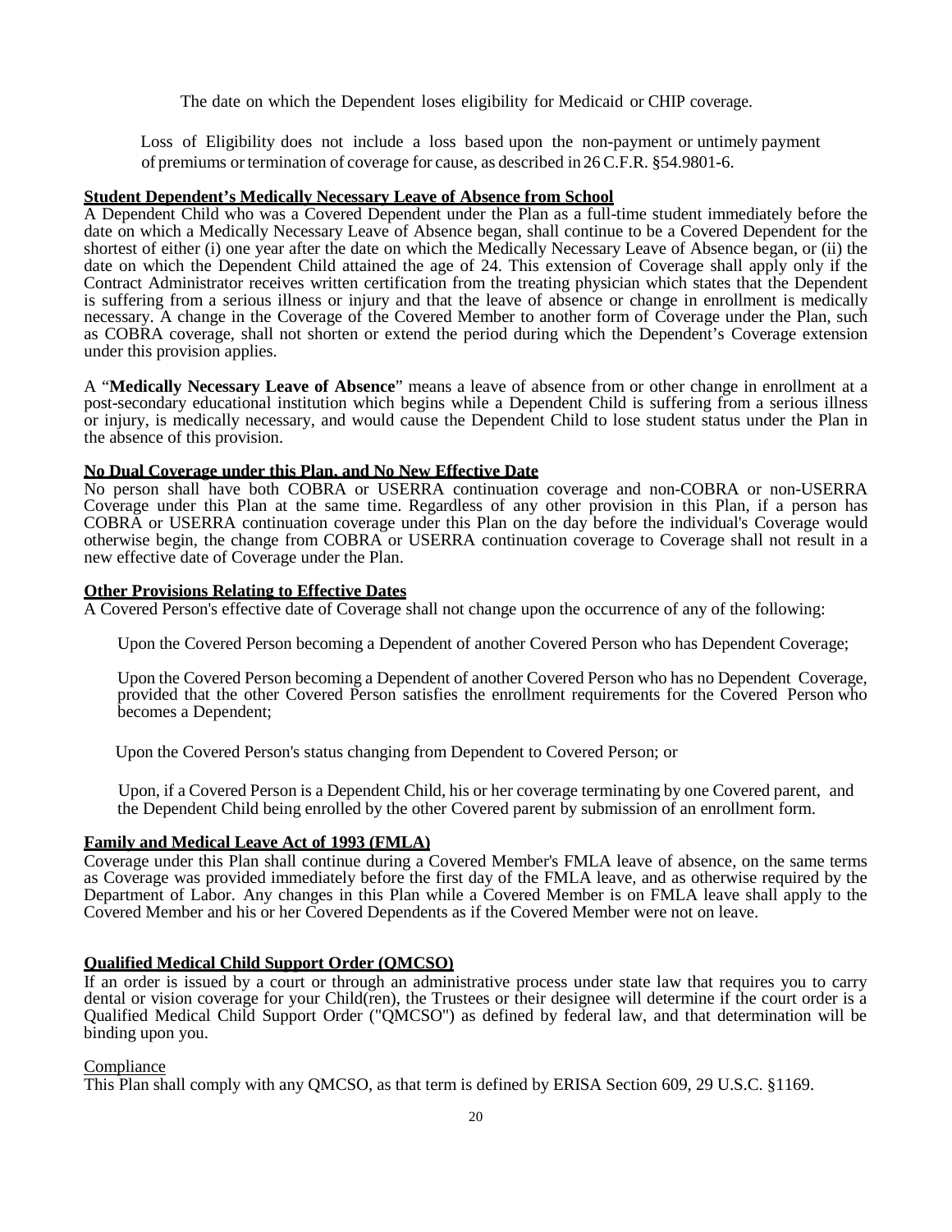The date on which the Dependent loses eligibility for Medicaid or CHIP coverage.

Loss of Eligibility does not include a loss based upon the non-payment or untimely payment of premiums or termination of coverage for cause, as described in 26 C.F.R. §54.9801-6.

**Student Dependent's Medically Necessary Leave of Absence from School**

A Dependent Child who was a Covered Dependent under the Plan as a full-time student immediately before the date on which a Medically Necessary Leave of Absence began, shall continue to be a Covered Dependent for the shortest of either (i) one year after the date on which the Medically Necessary Leave of Absence began, or (ii) the date on which the Dependent Child attained the age of 24. This extension of Coverage shall apply only if the Contract Administrator receives written certification from the treating physician which states that the Dependent is suffering from a serious illness or injury and that the leave of absence or change in enrollment is medically necessary. A change in the Coverage of the Covered Member to another form of Coverage under the Plan, such as COBRA coverage, shall not shorten or extend the period during which the Dependent's Coverage extension under this provision applies.

A "**Medically Necessary Leave of Absence**" means a leave of absence from or other change in enrollment at a post-secondary educational institution which begins while a Dependent Child is suffering from a serious illness or injury, is medically necessary, and would cause the Dependent Child to lose student status under the Plan in the absence of this provision.

**No Dual Coverage under this Plan, and No New Effective Date**

No person shall have both COBRA or USERRA continuation coverage and non-COBRA or non-USERRA Coverage under this Plan at the same time. Regardless of any other provision in this Plan, if a person has COBRA or USERRA continuation coverage under this Plan on the day before the individual's Coverage would otherwise begin, the change from COBRA or USERRA continuation coverage to Coverage shall not result in a new effective date of Coverage under the Plan.

**Other Provisions Relating to Effective Dates**

A Covered Person's effective date of Coverage shall not change upon the occurrence of any of the following:

Upon the Covered Person becoming a Dependent of another Covered Person who has Dependent Coverage;

Upon the Covered Person becoming a Dependent of another Covered Person who has no Dependent Coverage, provided that the other Covered Person satisfies the enrollment requirements for the Covered Person who becomes a Dependent;

Upon the Covered Person's status changing from Dependent to Covered Person; or

Upon, if a Covered Person is a Dependent Child, his or her coverage terminating by one Covered parent, and the Dependent Child being enrolled by the other Covered parent by submission of an enrollment form.

**Family and Medical Leave Act of 1993 (FMLA)**

Coverage under this Plan shall continue during a Covered Member's FMLA leave of absence, on the same terms as Coverage was provided immediately before the first day of the FMLA leave, and as otherwise required by the Department of Labor. Any changes in this Plan while a Covered Member is on FMLA leave shall apply to the Covered Member and his or her Covered Dependents as if the Covered Member were not on leave.

**Qualified Medical Child Support Order (QMCSO)**

If an order is issued by a court or through an administrative process under state law that requires you to carry dental or vision coverage for your Child(ren), the Trustees or their designee will determine if the court order is a Qualified Medical Child Support Order ("QMCSO") as defined by federal law, and that determination will be binding upon you.

Compliance

This Plan shall comply with any QMCSO, as that term is defined by ERISA Section 609, 29 U.S.C. §1169.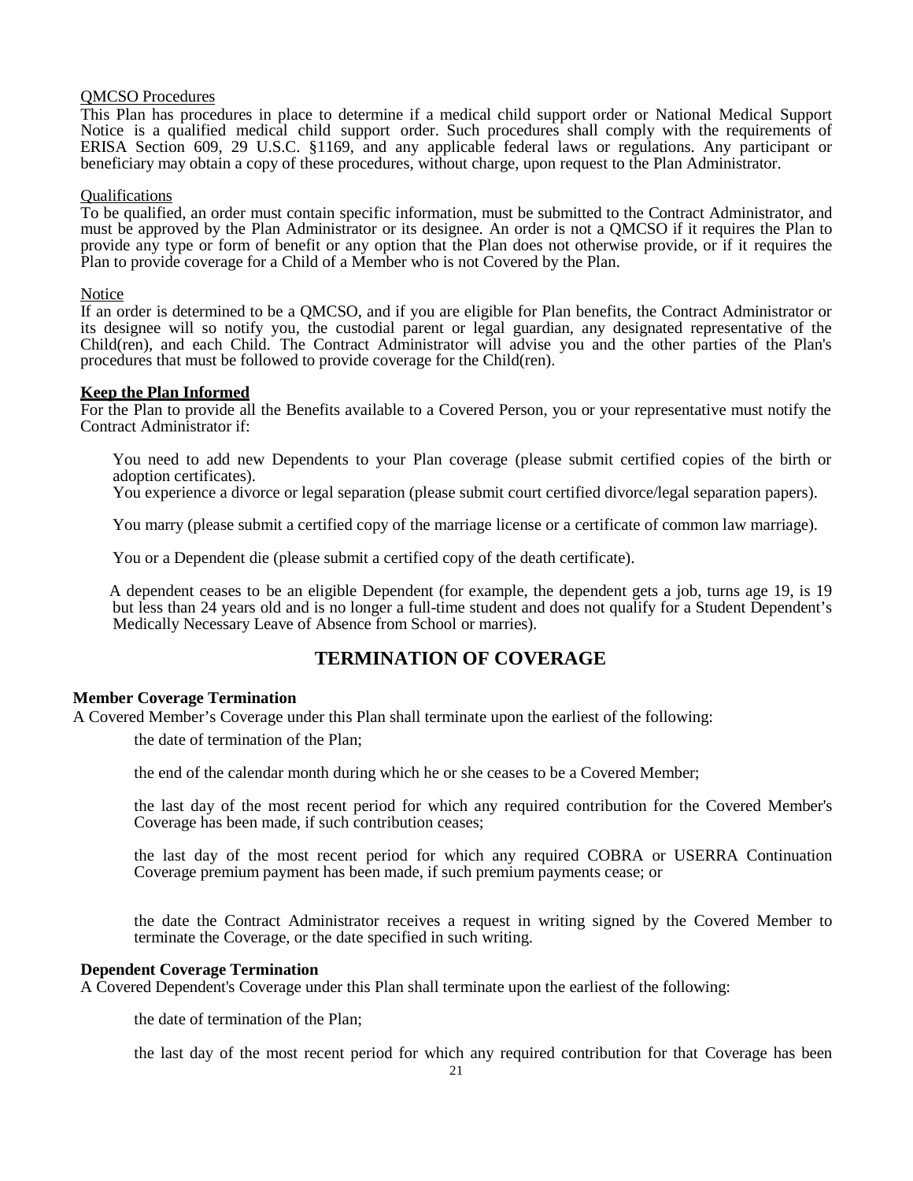QMCSO Procedures

This Plan has procedures in place to determine if a medical child support order or National Medical Support Notice is a qualified medical child support order. Such procedures shall comply with the requirements of ERISA Section 609, 29 U.S.C. §1169, and any applicable federal laws or regulations. Any participant or beneficiary may obtain a copy of these procedures, without charge, upon request to the Plan Administrator.

Qualifications

To be qualified, an order must contain specific information, must be submitted to the Contract Administrator, and must be approved by the Plan Administrator or its designee. An order is not a QMCSO if it requires the Plan to provide any type or form of benefit or any option that the Plan does not otherwise provide, or if it requires the Plan to provide coverage for a Child of a Member who is not Covered by the Plan.

Notice

If an order is determined to be a QMCSO, and if you are eligible for Plan benefits, the Contract Administrator or its designee will so notify you, the custodial parent or legal guardian, any designated representative of the Child(ren), and each Child. The Contract Administrator will advise you and the other parties of the Plan's procedures that must be followed to provide coverage for the Child(ren).

**Keep the Plan Informed**

For the Plan to provide all the Benefits available to a Covered Person, you or your representative must notify the Contract Administrator if:

You need to add new Dependents to your Plan coverage (please submit certified copies of the birth or adoption certificates).

You experience a divorce or legal separation (please submit court certified divorce/legal separation papers).

You marry (please submit a certified copy of the marriage license or a certificate of common law marriage).

You or a Dependent die (please submit a certified copy of the death certificate).

A dependent ceases to be an eligible Dependent (for example, the dependent gets a job, turns age 19, is 19 but less than 24 years old and is no longer a full-time student and does not qualify for a Student Dependent's Medically Necessary Leave of Absence from School or marries).

## TERMINATION OF COVERAGE

**Member Coverage Termination**

A Covered Member's Coverage under this Plan shall terminate upon the earliest of the following:

the date of termination of the Plan;

the end of the calendar month during which he or she ceases to be a Covered Member;

the last day of the most recent period for which any required contribution for the Covered Member's Coverage has been made, if such contribution ceases;

the last day of the most recent period for which any required COBRA or USERRA Continuation Coverage premium payment has been made, if such premium payments cease; or

the date the Contract Administrator receives a request in writing signed by the Covered Member to terminate the Coverage, or the date specified in such writing.

**Dependent Coverage Termination**

A Covered Dependent's Coverage under this Plan shall terminate upon the earliest of the following:

the date of termination of the Plan;

the last day of the most recent period for which any required contribution for that Coverage has been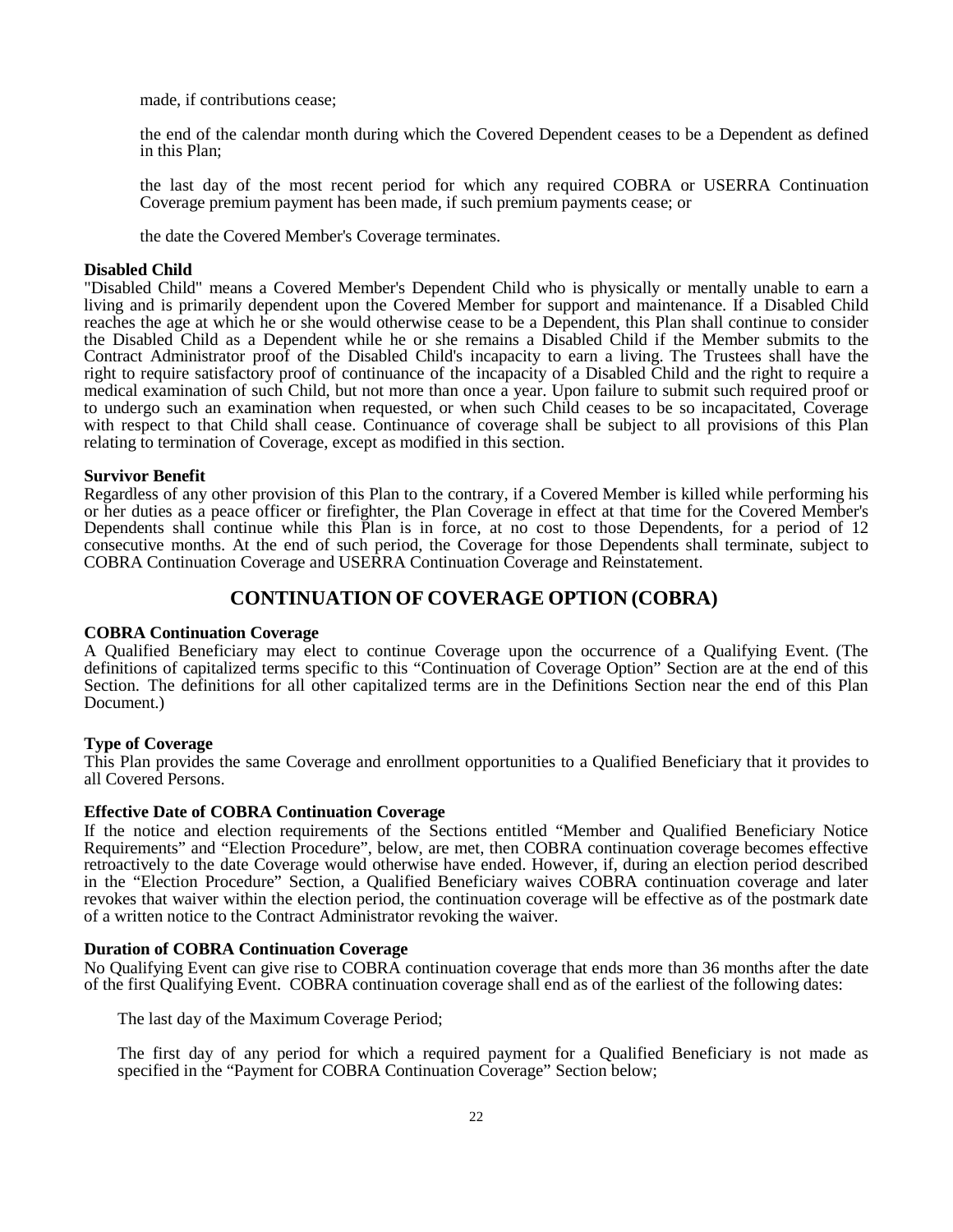made, if contributions cease;

the end of the calendar month during which the Covered Dependent ceases to be a Dependent as defined in this Plan;

the last day of the most recent period for which any required COBRA or USERRA Continuation Coverage premium payment has been made, if such premium payments cease; or

the date the Covered Member's Coverage terminates.

**Disabled Child**
"Disabled Child" means a Covered Member's Dependent Child who is physically or mentally unable to earn a living and is primarily dependent upon the Covered Member for support and maintenance. If a Disabled Child reaches the age at which he or she would otherwise cease to be a Dependent, this Plan shall continue to consider the Disabled Child as a Dependent while he or she remains a Disabled Child if the Member submits to the Contract Administrator proof of the Disabled Child's incapacity to earn a living. The Trustees shall have the right to require satisfactory proof of continuance of the incapacity of a Disabled Child and the right to require a medical examination of such Child, but not more than once a year. Upon failure to submit such required proof or to undergo such an examination when requested, or when such Child ceases to be so incapacitated, Coverage with respect to that Child shall cease. Continuance of coverage shall be subject to all provisions of this Plan relating to termination of Coverage, except as modified in this section.

**Survivor Benefit**
Regardless of any other provision of this Plan to the contrary, if a Covered Member is killed while performing his or her duties as a peace officer or firefighter, the Plan Coverage in effect at that time for the Covered Member's Dependents shall continue while this Plan is in force, at no cost to those Dependents, for a period of 12 consecutive months. At the end of such period, the Coverage for those Dependents shall terminate, subject to COBRA Continuation Coverage and USERRA Continuation Coverage and Reinstatement.

## CONTINUATION OF COVERAGE OPTION (COBRA)

**COBRA Continuation Coverage**
A Qualified Beneficiary may elect to continue Coverage upon the occurrence of a Qualifying Event. (The definitions of capitalized terms specific to this "Continuation of Coverage Option" Section are at the end of this Section. The definitions for all other capitalized terms are in the Definitions Section near the end of this Plan Document.)

**Type of Coverage**
This Plan provides the same Coverage and enrollment opportunities to a Qualified Beneficiary that it provides to all Covered Persons.

**Effective Date of COBRA Continuation Coverage**
If the notice and election requirements of the Sections entitled "Member and Qualified Beneficiary Notice Requirements" and "Election Procedure", below, are met, then COBRA continuation coverage becomes effective retroactively to the date Coverage would otherwise have ended. However, if, during an election period described in the "Election Procedure" Section, a Qualified Beneficiary waives COBRA continuation coverage and later revokes that waiver within the election period, the continuation coverage will be effective as of the postmark date of a written notice to the Contract Administrator revoking the waiver.

**Duration of COBRA Continuation Coverage**
No Qualifying Event can give rise to COBRA continuation coverage that ends more than 36 months after the date of the first Qualifying Event. COBRA continuation coverage shall end as of the earliest of the following dates:

The last day of the Maximum Coverage Period;

The first day of any period for which a required payment for a Qualified Beneficiary is not made as specified in the "Payment for COBRA Continuation Coverage" Section below;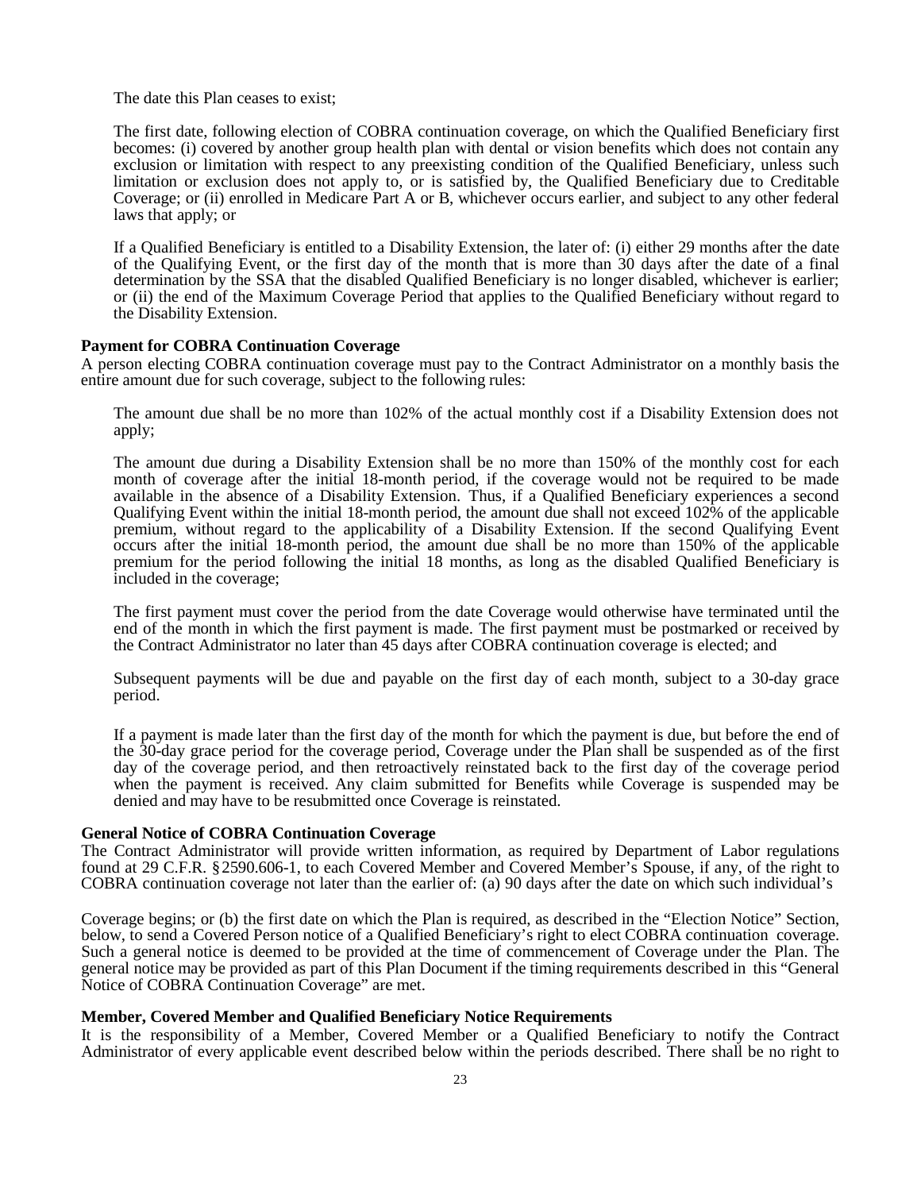The date this Plan ceases to exist;

The first date, following election of COBRA continuation coverage, on which the Qualified Beneficiary first becomes: (i) covered by another group health plan with dental or vision benefits which does not contain any exclusion or limitation with respect to any preexisting condition of the Qualified Beneficiary, unless such limitation or exclusion does not apply to, or is satisfied by, the Qualified Beneficiary due to Creditable Coverage; or (ii) enrolled in Medicare Part A or B, whichever occurs earlier, and subject to any other federal laws that apply; or

If a Qualified Beneficiary is entitled to a Disability Extension, the later of: (i) either 29 months after the date of the Qualifying Event, or the first day of the month that is more than 30 days after the date of a final determination by the SSA that the disabled Qualified Beneficiary is no longer disabled, whichever is earlier; or (ii) the end of the Maximum Coverage Period that applies to the Qualified Beneficiary without regard to the Disability Extension.

**Payment for COBRA Continuation Coverage**

A person electing COBRA continuation coverage must pay to the Contract Administrator on a monthly basis the entire amount due for such coverage, subject to the following rules:

The amount due shall be no more than 102% of the actual monthly cost if a Disability Extension does not apply;

The amount due during a Disability Extension shall be no more than 150% of the monthly cost for each month of coverage after the initial 18-month period, if the coverage would not be required to be made available in the absence of a Disability Extension. Thus, if a Qualified Beneficiary experiences a second Qualifying Event within the initial 18-month period, the amount due shall not exceed 102% of the applicable premium, without regard to the applicability of a Disability Extension. If the second Qualifying Event occurs after the initial 18-month period, the amount due shall be no more than 150% of the applicable premium for the period following the initial 18 months, as long as the disabled Qualified Beneficiary is included in the coverage;

The first payment must cover the period from the date Coverage would otherwise have terminated until the end of the month in which the first payment is made. The first payment must be postmarked or received by the Contract Administrator no later than 45 days after COBRA continuation coverage is elected; and

Subsequent payments will be due and payable on the first day of each month, subject to a 30-day grace period.

If a payment is made later than the first day of the month for which the payment is due, but before the end of the 30-day grace period for the coverage period, Coverage under the Plan shall be suspended as of the first day of the coverage period, and then retroactively reinstated back to the first day of the coverage period when the payment is received. Any claim submitted for Benefits while Coverage is suspended may be denied and may have to be resubmitted once Coverage is reinstated.

**General Notice of COBRA Continuation Coverage**

The Contract Administrator will provide written information, as required by Department of Labor regulations found at 29 C.F.R. § 2590.606-1, to each Covered Member and Covered Member's Spouse, if any, of the right to COBRA continuation coverage not later than the earlier of: (a) 90 days after the date on which such individual's Coverage begins; or (b) the first date on which the Plan is required, as described in the "Election Notice" Section, below, to send a Covered Person notice of a Qualified Beneficiary's right to elect COBRA continuation coverage. Such a general notice is deemed to be provided at the time of commencement of Coverage under the Plan. The general notice may be provided as part of this Plan Document if the timing requirements described in this "General Notice of COBRA Continuation Coverage" are met.

**Member, Covered Member and Qualified Beneficiary Notice Requirements**

It is the responsibility of a Member, Covered Member or a Qualified Beneficiary to notify the Contract Administrator of every applicable event described below within the periods described. There shall be no right to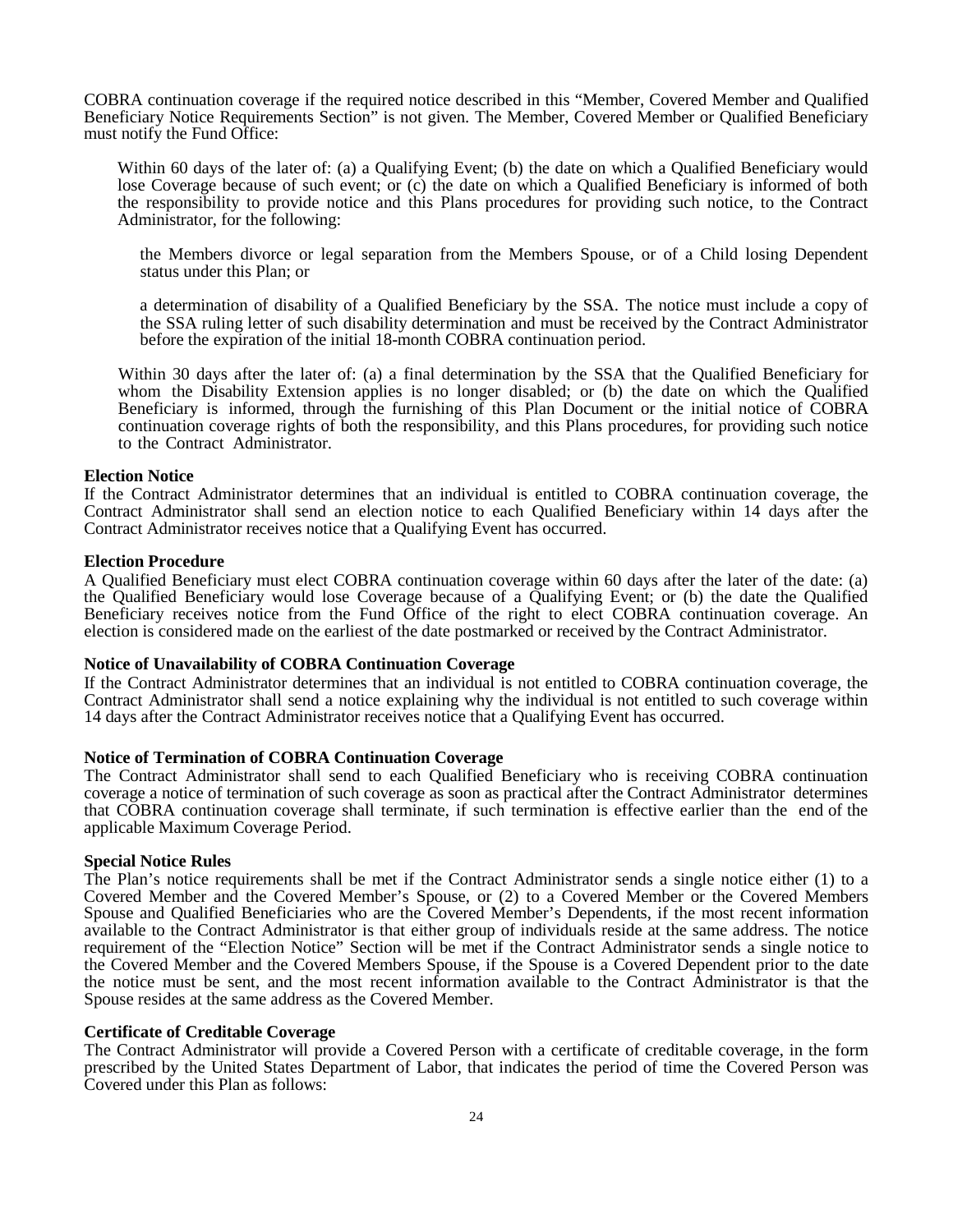COBRA continuation coverage if the required notice described in this "Member, Covered Member and Qualified Beneficiary Notice Requirements Section" is not given. The Member, Covered Member or Qualified Beneficiary must notify the Fund Office:

Within 60 days of the later of: (a) a Qualifying Event; (b) the date on which a Qualified Beneficiary would lose Coverage because of such event; or (c) the date on which a Qualified Beneficiary is informed of both the responsibility to provide notice and this Plans procedures for providing such notice, to the Contract Administrator, for the following:

the Members divorce or legal separation from the Members Spouse, or of a Child losing Dependent status under this Plan; or

a determination of disability of a Qualified Beneficiary by the SSA. The notice must include a copy of the SSA ruling letter of such disability determination and must be received by the Contract Administrator before the expiration of the initial 18-month COBRA continuation period.

Within 30 days after the later of: (a) a final determination by the SSA that the Qualified Beneficiary for whom the Disability Extension applies is no longer disabled; or (b) the date on which the Qualified Beneficiary is informed, through the furnishing of this Plan Document or the initial notice of COBRA continuation coverage rights of both the responsibility, and this Plans procedures, for providing such notice to the Contract Administrator.

**Election Notice**

If the Contract Administrator determines that an individual is entitled to COBRA continuation coverage, the Contract Administrator shall send an election notice to each Qualified Beneficiary within 14 days after the Contract Administrator receives notice that a Qualifying Event has occurred.

**Election Procedure**

A Qualified Beneficiary must elect COBRA continuation coverage within 60 days after the later of the date: (a) the Qualified Beneficiary would lose Coverage because of a Qualifying Event; or (b) the date the Qualified Beneficiary receives notice from the Fund Office of the right to elect COBRA continuation coverage. An election is considered made on the earliest of the date postmarked or received by the Contract Administrator.

**Notice of Unavailability of COBRA Continuation Coverage**

If the Contract Administrator determines that an individual is not entitled to COBRA continuation coverage, the Contract Administrator shall send a notice explaining why the individual is not entitled to such coverage within 14 days after the Contract Administrator receives notice that a Qualifying Event has occurred.

**Notice of Termination of COBRA Continuation Coverage**

The Contract Administrator shall send to each Qualified Beneficiary who is receiving COBRA continuation coverage a notice of termination of such coverage as soon as practical after the Contract Administrator determines that COBRA continuation coverage shall terminate, if such termination is effective earlier than the end of the applicable Maximum Coverage Period.

**Special Notice Rules**

The Plan's notice requirements shall be met if the Contract Administrator sends a single notice either (1) to a Covered Member and the Covered Member's Spouse, or (2) to a Covered Member or the Covered Members Spouse and Qualified Beneficiaries who are the Covered Member's Dependents, if the most recent information available to the Contract Administrator is that either group of individuals reside at the same address. The notice requirement of the "Election Notice" Section will be met if the Contract Administrator sends a single notice to the Covered Member and the Covered Members Spouse, if the Spouse is a Covered Dependent prior to the date the notice must be sent, and the most recent information available to the Contract Administrator is that the Spouse resides at the same address as the Covered Member.

**Certificate of Creditable Coverage**

The Contract Administrator will provide a Covered Person with a certificate of creditable coverage, in the form prescribed by the United States Department of Labor, that indicates the period of time the Covered Person was Covered under this Plan as follows: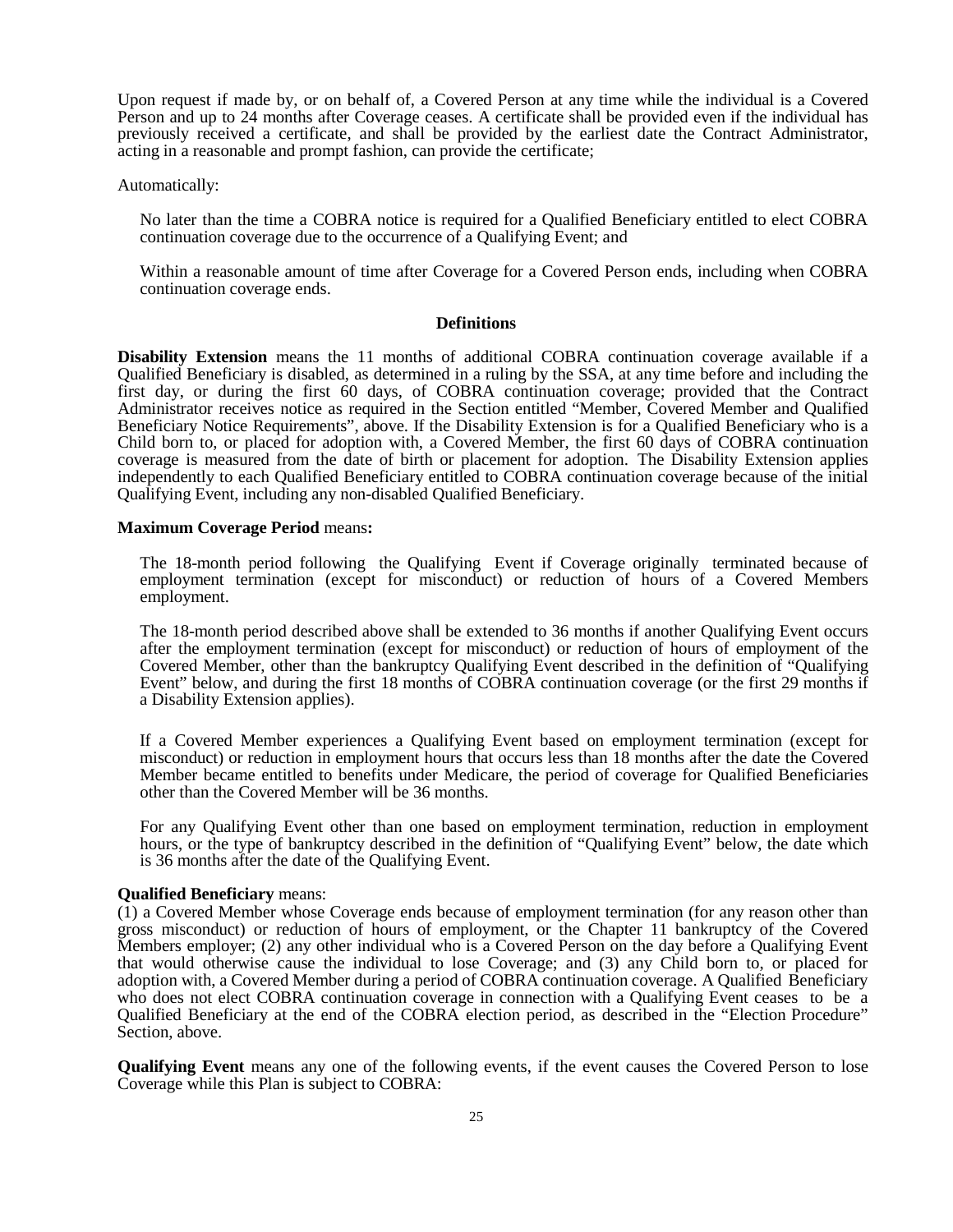Upon request if made by, or on behalf of, a Covered Person at any time while the individual is a Covered Person and up to 24 months after Coverage ceases. A certificate shall be provided even if the individual has previously received a certificate, and shall be provided by the earliest date the Contract Administrator, acting in a reasonable and prompt fashion, can provide the certificate;

Automatically:

No later than the time a COBRA notice is required for a Qualified Beneficiary entitled to elect COBRA continuation coverage due to the occurrence of a Qualifying Event; and

Within a reasonable amount of time after Coverage for a Covered Person ends, including when COBRA continuation coverage ends.

**Definitions**

**Disability Extension** means the 11 months of additional COBRA continuation coverage available if a Qualified Beneficiary is disabled, as determined in a ruling by the SSA, at any time before and including the first day, or during the first 60 days, of COBRA continuation coverage; provided that the Contract Administrator receives notice as required in the Section entitled "Member, Covered Member and Qualified Beneficiary Notice Requirements", above. If the Disability Extension is for a Qualified Beneficiary who is a Child born to, or placed for adoption with, a Covered Member, the first 60 days of COBRA continuation coverage is measured from the date of birth or placement for adoption. The Disability Extension applies independently to each Qualified Beneficiary entitled to COBRA continuation coverage because of the initial Qualifying Event, including any non-disabled Qualified Beneficiary.

**Maximum Coverage Period** means**:**

The 18-month period following the Qualifying Event if Coverage originally terminated because of employment termination (except for misconduct) or reduction of hours of a Covered Members employment.

The 18-month period described above shall be extended to 36 months if another Qualifying Event occurs after the employment termination (except for misconduct) or reduction of hours of employment of the Covered Member, other than the bankruptcy Qualifying Event described in the definition of "Qualifying Event" below, and during the first 18 months of COBRA continuation coverage (or the first 29 months if a Disability Extension applies).

If a Covered Member experiences a Qualifying Event based on employment termination (except for misconduct) or reduction in employment hours that occurs less than 18 months after the date the Covered Member became entitled to benefits under Medicare, the period of coverage for Qualified Beneficiaries other than the Covered Member will be 36 months.

For any Qualifying Event other than one based on employment termination, reduction in employment hours, or the type of bankruptcy described in the definition of "Qualifying Event" below, the date which is 36 months after the date of the Qualifying Event.

**Qualified Beneficiary** means:
(1) a Covered Member whose Coverage ends because of employment termination (for any reason other than gross misconduct) or reduction of hours of employment, or the Chapter 11 bankruptcy of the Covered Members employer; (2) any other individual who is a Covered Person on the day before a Qualifying Event that would otherwise cause the individual to lose Coverage; and (3) any Child born to, or placed for adoption with, a Covered Member during a period of COBRA continuation coverage. A Qualified Beneficiary who does not elect COBRA continuation coverage in connection with a Qualifying Event ceases to be a Qualified Beneficiary at the end of the COBRA election period, as described in the "Election Procedure" Section, above.

**Qualifying Event** means any one of the following events, if the event causes the Covered Person to lose Coverage while this Plan is subject to COBRA: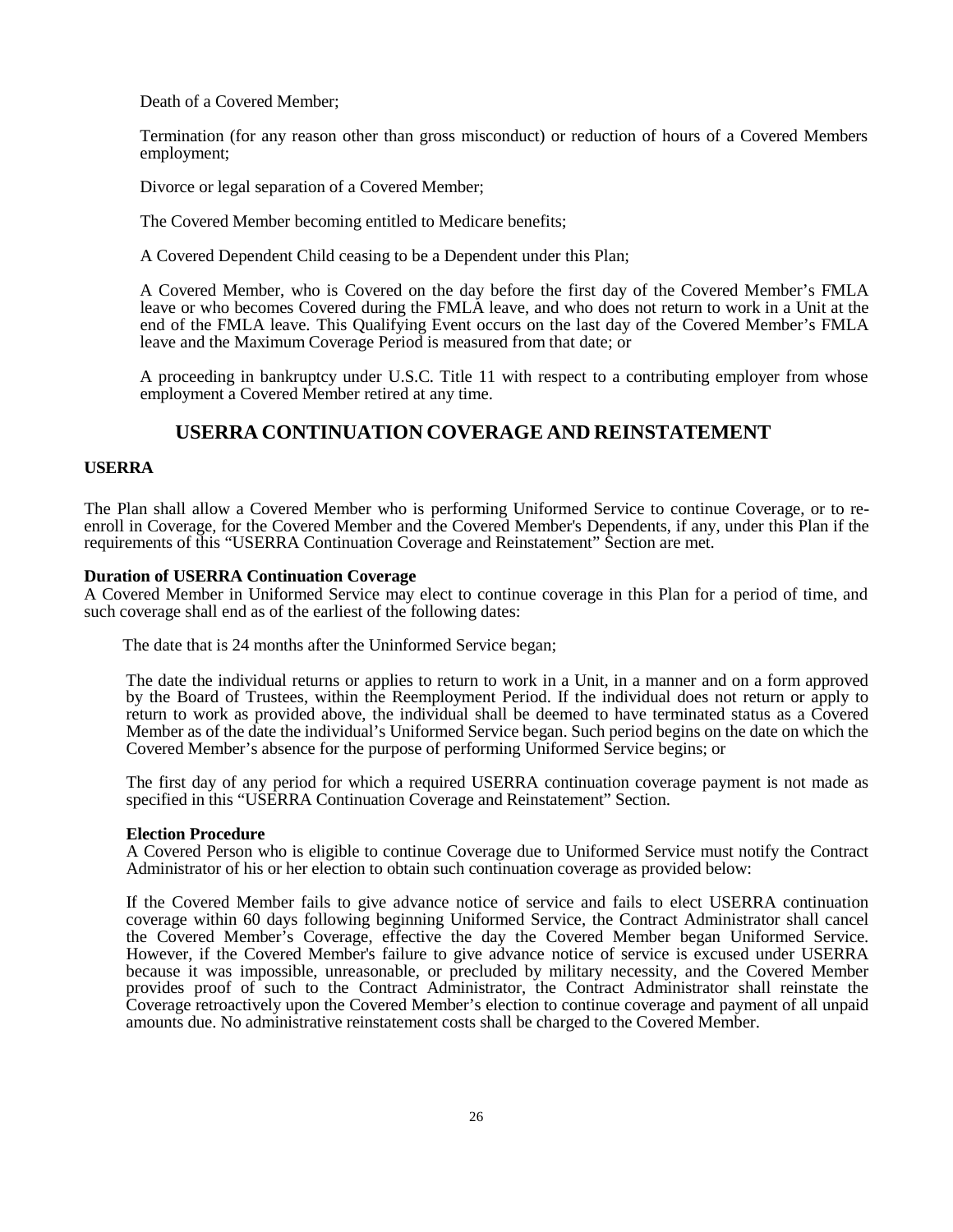Death of a Covered Member;

Termination (for any reason other than gross misconduct) or reduction of hours of a Covered Members employment;

Divorce or legal separation of a Covered Member;

The Covered Member becoming entitled to Medicare benefits;

A Covered Dependent Child ceasing to be a Dependent under this Plan;

A Covered Member, who is Covered on the day before the first day of the Covered Member's FMLA leave or who becomes Covered during the FMLA leave, and who does not return to work in a Unit at the end of the FMLA leave. This Qualifying Event occurs on the last day of the Covered Member's FMLA leave and the Maximum Coverage Period is measured from that date; or

A proceeding in bankruptcy under U.S.C. Title 11 with respect to a contributing employer from whose employment a Covered Member retired at any time.

## USERRA CONTINUATION COVERAGE AND REINSTATEMENT

### USERRA

The Plan shall allow a Covered Member who is performing Uniformed Service to continue Coverage, or to re-enroll in Coverage, for the Covered Member and the Covered Member's Dependents, if any, under this Plan if the requirements of this "USERRA Continuation Coverage and Reinstatement" Section are met.

**Duration of USERRA Continuation Coverage**
A Covered Member in Uniformed Service may elect to continue coverage in this Plan for a period of time, and such coverage shall end as of the earliest of the following dates:

The date that is 24 months after the Uninformed Service began;

The date the individual returns or applies to return to work in a Unit, in a manner and on a form approved by the Board of Trustees, within the Reemployment Period. If the individual does not return or apply to return to work as provided above, the individual shall be deemed to have terminated status as a Covered Member as of the date the individual's Uniformed Service began. Such period begins on the date on which the Covered Member's absence for the purpose of performing Uniformed Service begins; or

The first day of any period for which a required USERRA continuation coverage payment is not made as specified in this "USERRA Continuation Coverage and Reinstatement" Section.

**Election Procedure**
A Covered Person who is eligible to continue Coverage due to Uniformed Service must notify the Contract Administrator of his or her election to obtain such continuation coverage as provided below:

If the Covered Member fails to give advance notice of service and fails to elect USERRA continuation coverage within 60 days following beginning Uniformed Service, the Contract Administrator shall cancel the Covered Member's Coverage, effective the day the Covered Member began Uniformed Service. However, if the Covered Member's failure to give advance notice of service is excused under USERRA because it was impossible, unreasonable, or precluded by military necessity, and the Covered Member provides proof of such to the Contract Administrator, the Contract Administrator shall reinstate the Coverage retroactively upon the Covered Member's election to continue coverage and payment of all unpaid amounts due. No administrative reinstatement costs shall be charged to the Covered Member.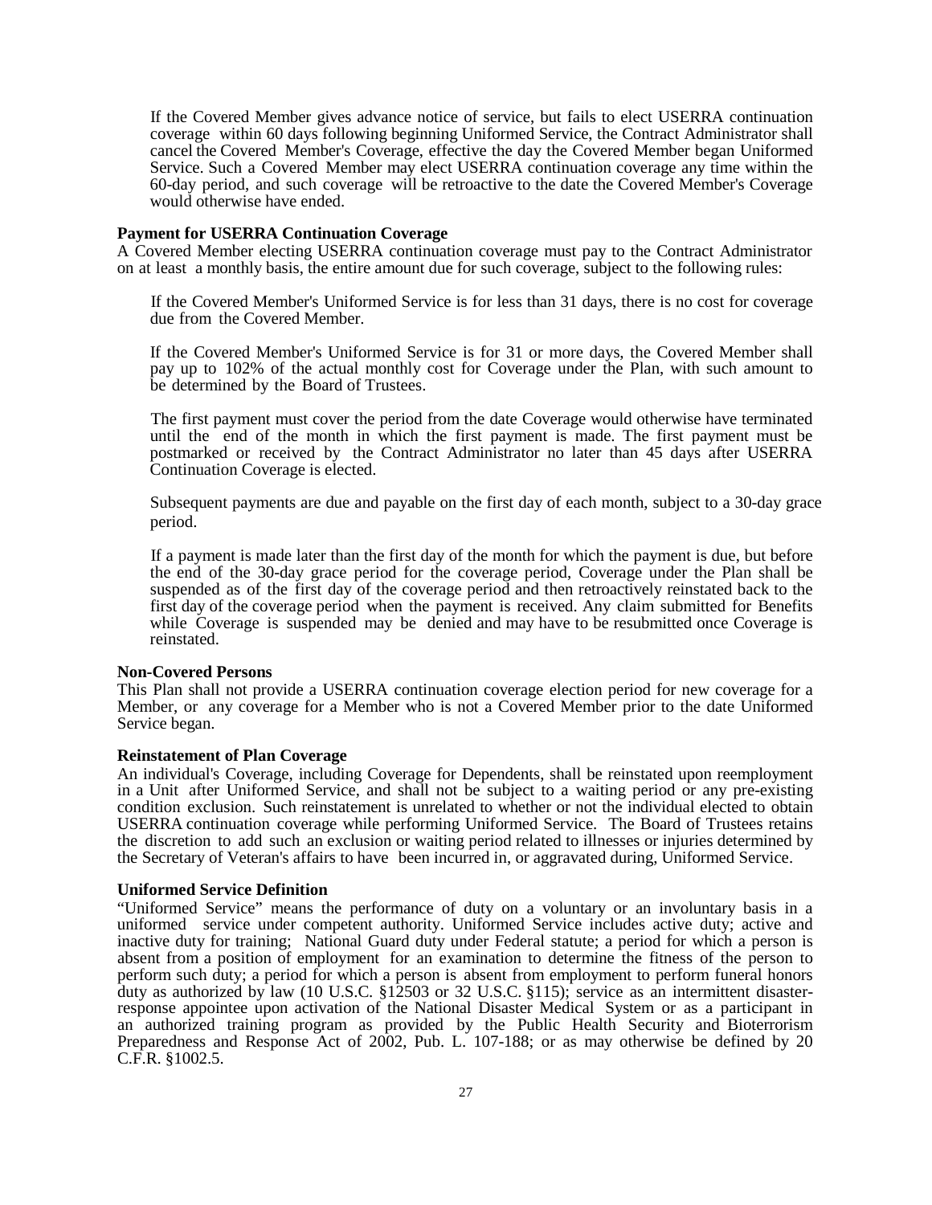If the Covered Member gives advance notice of service, but fails to elect USERRA continuation coverage within 60 days following beginning Uniformed Service, the Contract Administrator shall cancel the Covered Member's Coverage, effective the day the Covered Member began Uniformed Service. Such a Covered Member may elect USERRA continuation coverage any time within the 60-day period, and such coverage will be retroactive to the date the Covered Member's Coverage would otherwise have ended.

**Payment for USERRA Continuation Coverage**

A Covered Member electing USERRA continuation coverage must pay to the Contract Administrator on at least a monthly basis, the entire amount due for such coverage, subject to the following rules:

If the Covered Member's Uniformed Service is for less than 31 days, there is no cost for coverage due from the Covered Member.

If the Covered Member's Uniformed Service is for 31 or more days, the Covered Member shall pay up to 102% of the actual monthly cost for Coverage under the Plan, with such amount to be determined by the Board of Trustees.

The first payment must cover the period from the date Coverage would otherwise have terminated until the end of the month in which the first payment is made. The first payment must be postmarked or received by the Contract Administrator no later than 45 days after USERRA Continuation Coverage is elected.

Subsequent payments are due and payable on the first day of each month, subject to a 30-day grace period.

If a payment is made later than the first day of the month for which the payment is due, but before the end of the 30-day grace period for the coverage period, Coverage under the Plan shall be suspended as of the first day of the coverage period and then retroactively reinstated back to the first day of the coverage period when the payment is received. Any claim submitted for Benefits while Coverage is suspended may be denied and may have to be resubmitted once Coverage is reinstated.

**Non-Covered Persons**

This Plan shall not provide a USERRA continuation coverage election period for new coverage for a Member, or any coverage for a Member who is not a Covered Member prior to the date Uniformed Service began.

**Reinstatement of Plan Coverage**

An individual's Coverage, including Coverage for Dependents, shall be reinstated upon reemployment in a Unit after Uniformed Service, and shall not be subject to a waiting period or any pre-existing condition exclusion. Such reinstatement is unrelated to whether or not the individual elected to obtain USERRA continuation coverage while performing Uniformed Service. The Board of Trustees retains the discretion to add such an exclusion or waiting period related to illnesses or injuries determined by the Secretary of Veteran's affairs to have been incurred in, or aggravated during, Uniformed Service.

**Uniformed Service Definition**

"Uniformed Service" means the performance of duty on a voluntary or an involuntary basis in a uniformed service under competent authority. Uniformed Service includes active duty; active and inactive duty for training; National Guard duty under Federal statute; a period for which a person is absent from a position of employment for an examination to determine the fitness of the person to perform such duty; a period for which a person is absent from employment to perform funeral honors duty as authorized by law (10 U.S.C. §12503 or 32 U.S.C. §115); service as an intermittent disaster-response appointee upon activation of the National Disaster Medical System or as a participant in an authorized training program as provided by the Public Health Security and Bioterrorism Preparedness and Response Act of 2002, Pub. L. 107-188; or as may otherwise be defined by 20 C.F.R. §1002.5.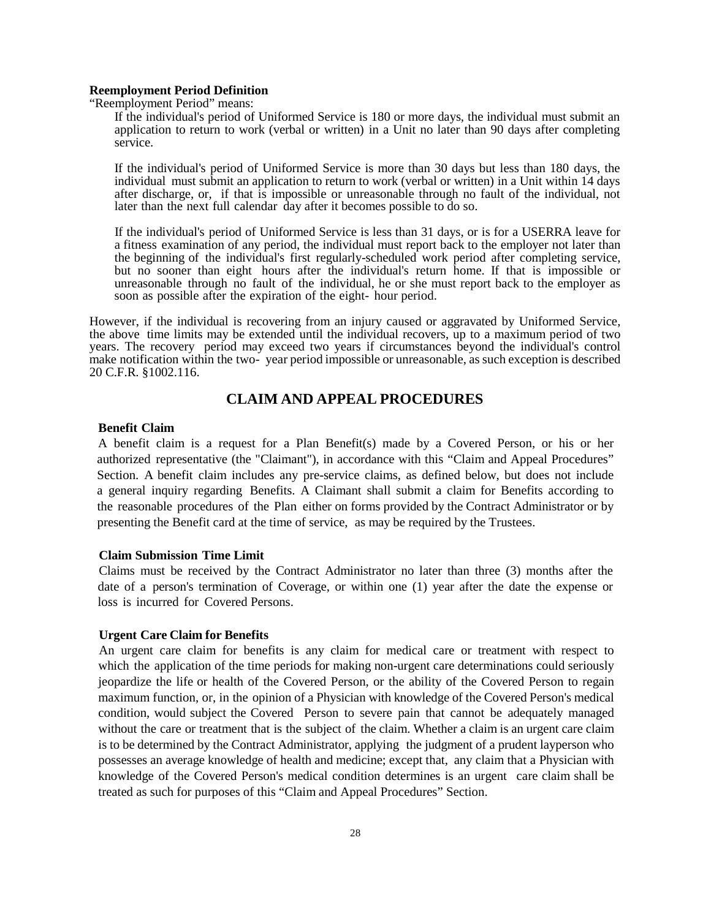**Reemployment Period Definition**

"Reemployment Period" means:

If the individual's period of Uniformed Service is 180 or more days, the individual must submit an application to return to work (verbal or written) in a Unit no later than 90 days after completing service.

If the individual's period of Uniformed Service is more than 30 days but less than 180 days, the individual must submit an application to return to work (verbal or written) in a Unit within 14 days after discharge, or, if that is impossible or unreasonable through no fault of the individual, not later than the next full calendar day after it becomes possible to do so.

If the individual's period of Uniformed Service is less than 31 days, or is for a USERRA leave for a fitness examination of any period, the individual must report back to the employer not later than the beginning of the individual's first regularly-scheduled work period after completing service, but no sooner than eight hours after the individual's return home. If that is impossible or unreasonable through no fault of the individual, he or she must report back to the employer as soon as possible after the expiration of the eight- hour period.

However, if the individual is recovering from an injury caused or aggravated by Uniformed Service, the above time limits may be extended until the individual recovers, up to a maximum period of two years. The recovery period may exceed two years if circumstances beyond the individual's control make notification within the two- year period impossible or unreasonable, as such exception is described 20 C.F.R. §1002.116.

## CLAIM AND APPEAL PROCEDURES

**Benefit Claim**

A benefit claim is a request for a Plan Benefit(s) made by a Covered Person, or his or her authorized representative (the "Claimant"), in accordance with this "Claim and Appeal Procedures" Section. A benefit claim includes any pre-service claims, as defined below, but does not include a general inquiry regarding Benefits. A Claimant shall submit a claim for Benefits according to the reasonable procedures of the Plan either on forms provided by the Contract Administrator or by presenting the Benefit card at the time of service, as may be required by the Trustees.

**Claim Submission Time Limit**

Claims must be received by the Contract Administrator no later than three (3) months after the date of a person's termination of Coverage, or within one (1) year after the date the expense or loss is incurred for Covered Persons.

**Urgent Care Claim for Benefits**

An urgent care claim for benefits is any claim for medical care or treatment with respect to which the application of the time periods for making non-urgent care determinations could seriously jeopardize the life or health of the Covered Person, or the ability of the Covered Person to regain maximum function, or, in the opinion of a Physician with knowledge of the Covered Person's medical condition, would subject the Covered Person to severe pain that cannot be adequately managed without the care or treatment that is the subject of the claim. Whether a claim is an urgent care claim is to be determined by the Contract Administrator, applying the judgment of a prudent layperson who possesses an average knowledge of health and medicine; except that, any claim that a Physician with knowledge of the Covered Person's medical condition determines is an urgent care claim shall be treated as such for purposes of this "Claim and Appeal Procedures" Section.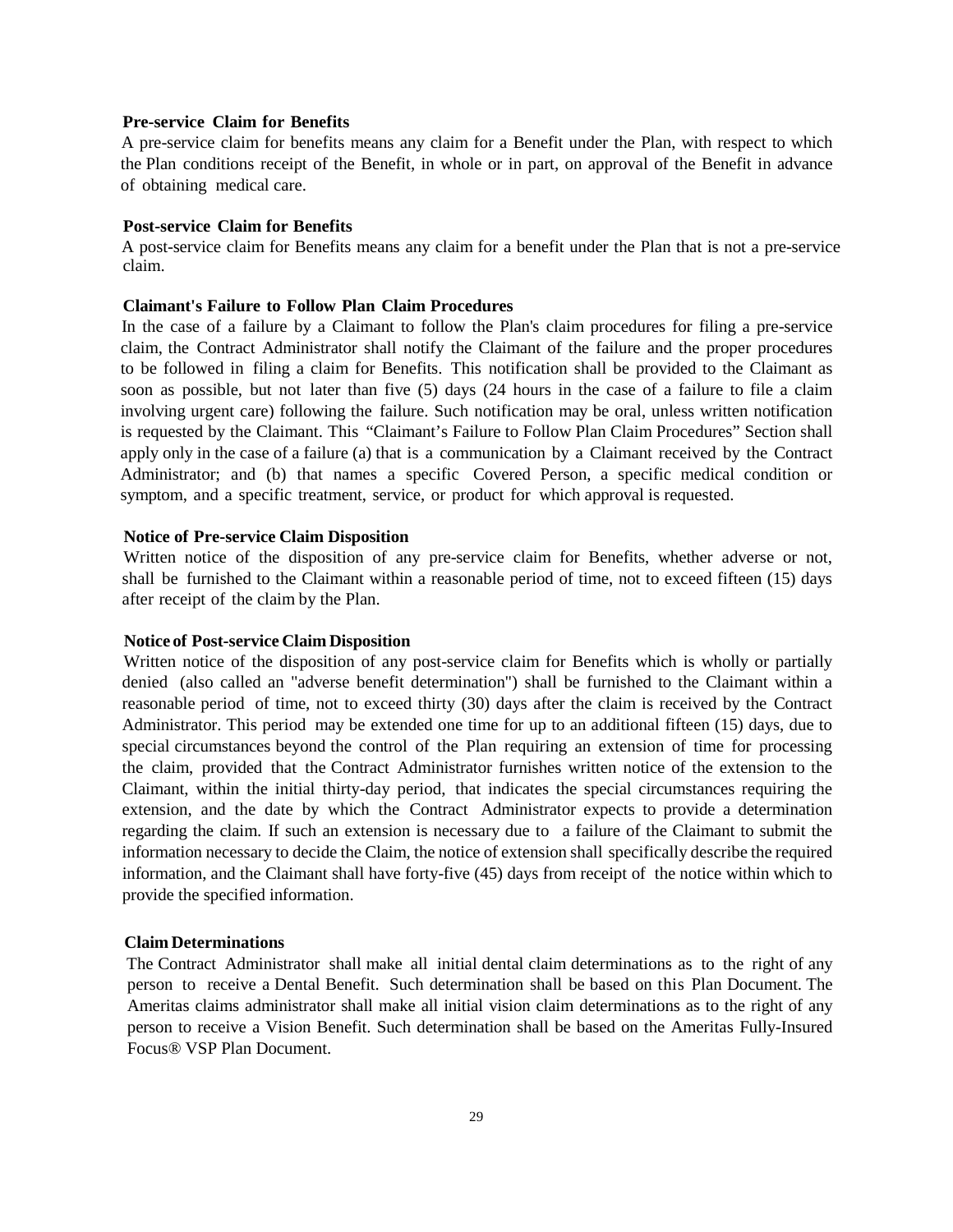**Pre-service Claim for Benefits**

A pre-service claim for benefits means any claim for a Benefit under the Plan, with respect to which the Plan conditions receipt of the Benefit, in whole or in part, on approval of the Benefit in advance of obtaining medical care.

**Post-service Claim for Benefits**

A post-service claim for Benefits means any claim for a benefit under the Plan that is not a pre-service claim.

**Claimant's Failure to Follow Plan Claim Procedures**

In the case of a failure by a Claimant to follow the Plan's claim procedures for filing a pre-service claim, the Contract Administrator shall notify the Claimant of the failure and the proper procedures to be followed in filing a claim for Benefits. This notification shall be provided to the Claimant as soon as possible, but not later than five (5) days (24 hours in the case of a failure to file a claim involving urgent care) following the failure. Such notification may be oral, unless written notification is requested by the Claimant. This "Claimant's Failure to Follow Plan Claim Procedures" Section shall apply only in the case of a failure (a) that is a communication by a Claimant received by the Contract Administrator; and (b) that names a specific Covered Person, a specific medical condition or symptom, and a specific treatment, service, or product for which approval is requested.

**Notice of Pre-service Claim Disposition**

Written notice of the disposition of any pre-service claim for Benefits, whether adverse or not, shall be furnished to the Claimant within a reasonable period of time, not to exceed fifteen (15) days after receipt of the claim by the Plan.

**Notice of Post-service Claim Disposition**

Written notice of the disposition of any post-service claim for Benefits which is wholly or partially denied (also called an "adverse benefit determination") shall be furnished to the Claimant within a reasonable period of time, not to exceed thirty (30) days after the claim is received by the Contract Administrator. This period may be extended one time for up to an additional fifteen (15) days, due to special circumstances beyond the control of the Plan requiring an extension of time for processing the claim, provided that the Contract Administrator furnishes written notice of the extension to the Claimant, within the initial thirty-day period, that indicates the special circumstances requiring the extension, and the date by which the Contract Administrator expects to provide a determination regarding the claim. If such an extension is necessary due to a failure of the Claimant to submit the information necessary to decide the Claim, the notice of extension shall specifically describe the required information, and the Claimant shall have forty-five (45) days from receipt of the notice within which to provide the specified information.

**Claim Determinations**

The Contract Administrator shall make all initial dental claim determinations as to the right of any person to receive a Dental Benefit. Such determination shall be based on this Plan Document. The Ameritas claims administrator shall make all initial vision claim determinations as to the right of any person to receive a Vision Benefit. Such determination shall be based on the Ameritas Fully-Insured Focus® VSP Plan Document.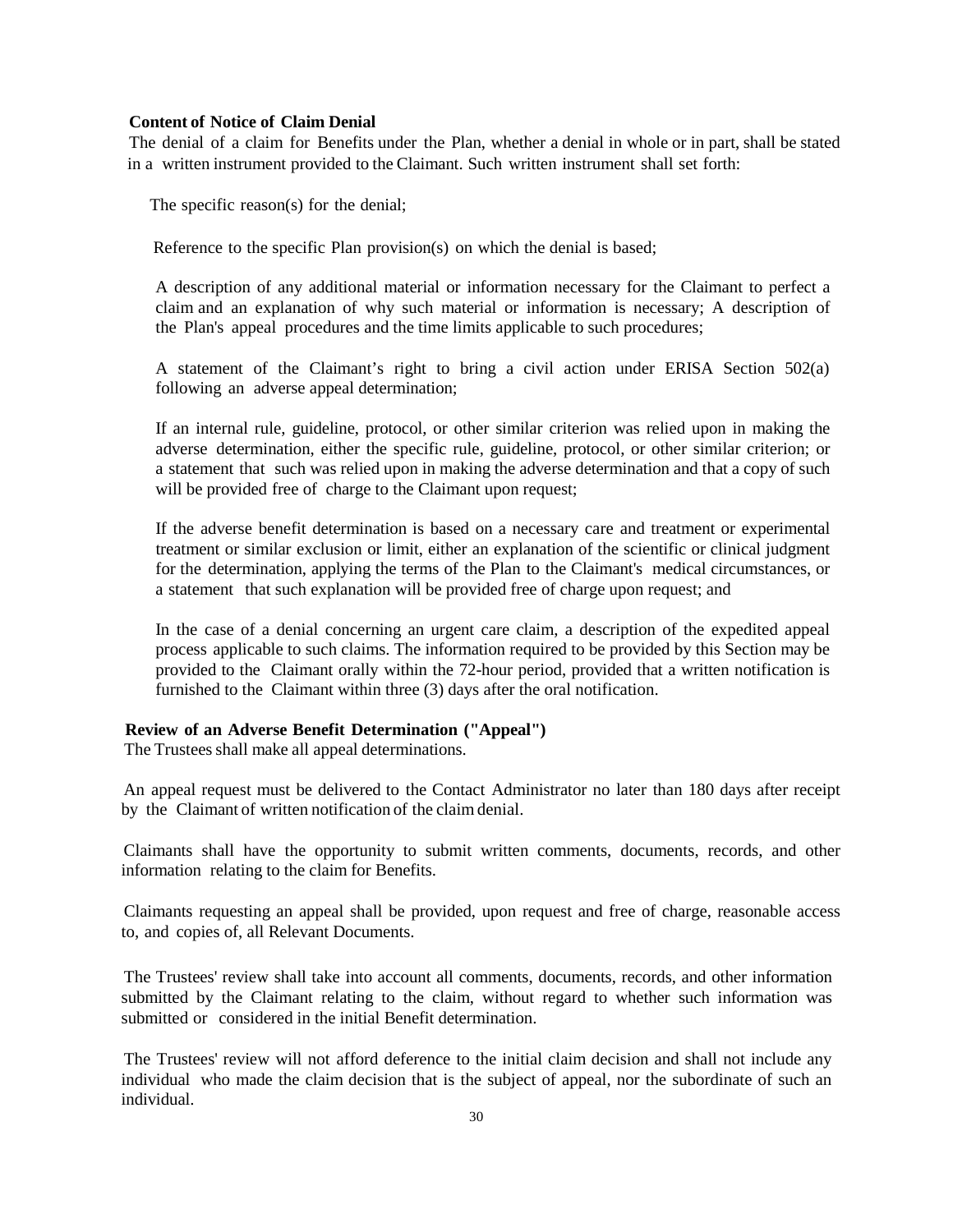**Content of Notice of Claim Denial**

The denial of a claim for Benefits under the Plan, whether a denial in whole or in part, shall be stated in a written instrument provided to the Claimant. Such written instrument shall set forth:

The specific reason(s) for the denial;

Reference to the specific Plan provision(s) on which the denial is based;

A description of any additional material or information necessary for the Claimant to perfect a claim and an explanation of why such material or information is necessary; A description of the Plan's appeal procedures and the time limits applicable to such procedures;

A statement of the Claimant's right to bring a civil action under ERISA Section 502(a) following an adverse appeal determination;

If an internal rule, guideline, protocol, or other similar criterion was relied upon in making the adverse determination, either the specific rule, guideline, protocol, or other similar criterion; or a statement that such was relied upon in making the adverse determination and that a copy of such will be provided free of charge to the Claimant upon request;

If the adverse benefit determination is based on a necessary care and treatment or experimental treatment or similar exclusion or limit, either an explanation of the scientific or clinical judgment for the determination, applying the terms of the Plan to the Claimant's medical circumstances, or a statement that such explanation will be provided free of charge upon request; and

In the case of a denial concerning an urgent care claim, a description of the expedited appeal process applicable to such claims. The information required to be provided by this Section may be provided to the Claimant orally within the 72-hour period, provided that a written notification is furnished to the Claimant within three (3) days after the oral notification.

**Review of an Adverse Benefit Determination ("Appeal")**

The Trustees shall make all appeal determinations.

An appeal request must be delivered to the Contact Administrator no later than 180 days after receipt by the Claimant of written notification of the claim denial.

Claimants shall have the opportunity to submit written comments, documents, records, and other information relating to the claim for Benefits.

Claimants requesting an appeal shall be provided, upon request and free of charge, reasonable access to, and copies of, all Relevant Documents.

The Trustees' review shall take into account all comments, documents, records, and other information submitted by the Claimant relating to the claim, without regard to whether such information was submitted or considered in the initial Benefit determination.

The Trustees' review will not afford deference to the initial claim decision and shall not include any individual who made the claim decision that is the subject of appeal, nor the subordinate of such an individual.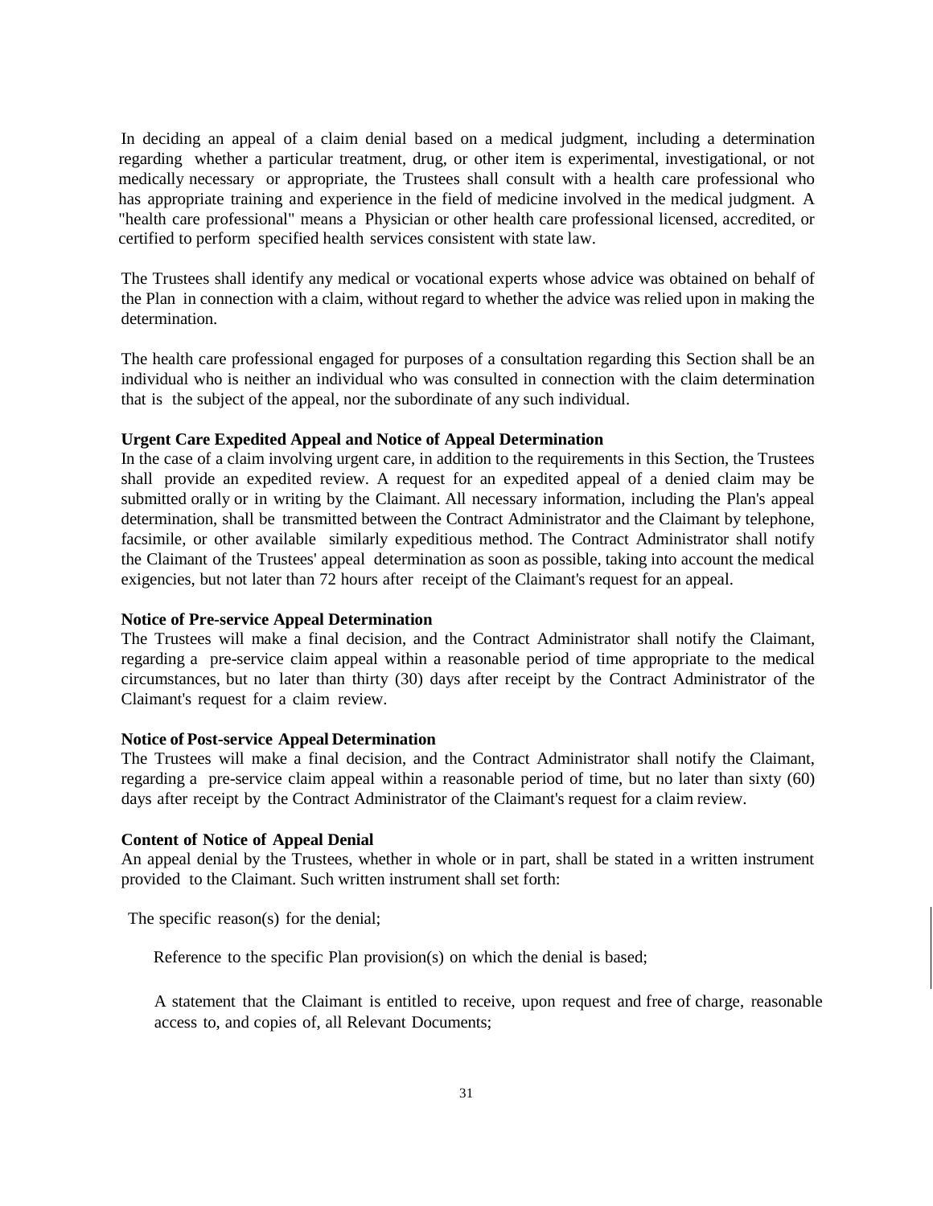In deciding an appeal of a claim denial based on a medical judgment, including a determination regarding whether a particular treatment, drug, or other item is experimental, investigational, or not medically necessary or appropriate, the Trustees shall consult with a health care professional who has appropriate training and experience in the field of medicine involved in the medical judgment. A "health care professional" means a Physician or other health care professional licensed, accredited, or certified to perform specified health services consistent with state law.

The Trustees shall identify any medical or vocational experts whose advice was obtained on behalf of the Plan in connection with a claim, without regard to whether the advice was relied upon in making the determination.

The health care professional engaged for purposes of a consultation regarding this Section shall be an individual who is neither an individual who was consulted in connection with the claim determination that is the subject of the appeal, nor the subordinate of any such individual.

**Urgent Care Expedited Appeal and Notice of Appeal Determination**

In the case of a claim involving urgent care, in addition to the requirements in this Section, the Trustees shall provide an expedited review. A request for an expedited appeal of a denied claim may be submitted orally or in writing by the Claimant. All necessary information, including the Plan's appeal determination, shall be transmitted between the Contract Administrator and the Claimant by telephone, facsimile, or other available similarly expeditious method. The Contract Administrator shall notify the Claimant of the Trustees' appeal determination as soon as possible, taking into account the medical exigencies, but not later than 72 hours after receipt of the Claimant's request for an appeal.

**Notice of Pre-service Appeal Determination**

The Trustees will make a final decision, and the Contract Administrator shall notify the Claimant, regarding a pre-service claim appeal within a reasonable period of time appropriate to the medical circumstances, but no later than thirty (30) days after receipt by the Contract Administrator of the Claimant's request for a claim review.

**Notice of Post-service Appeal Determination**

The Trustees will make a final decision, and the Contract Administrator shall notify the Claimant, regarding a pre-service claim appeal within a reasonable period of time, but no later than sixty (60) days after receipt by the Contract Administrator of the Claimant's request for a claim review.

**Content of Notice of Appeal Denial**

An appeal denial by the Trustees, whether in whole or in part, shall be stated in a written instrument provided to the Claimant. Such written instrument shall set forth:

The specific reason(s) for the denial;

Reference to the specific Plan provision(s) on which the denial is based;

A statement that the Claimant is entitled to receive, upon request and free of charge, reasonable access to, and copies of, all Relevant Documents;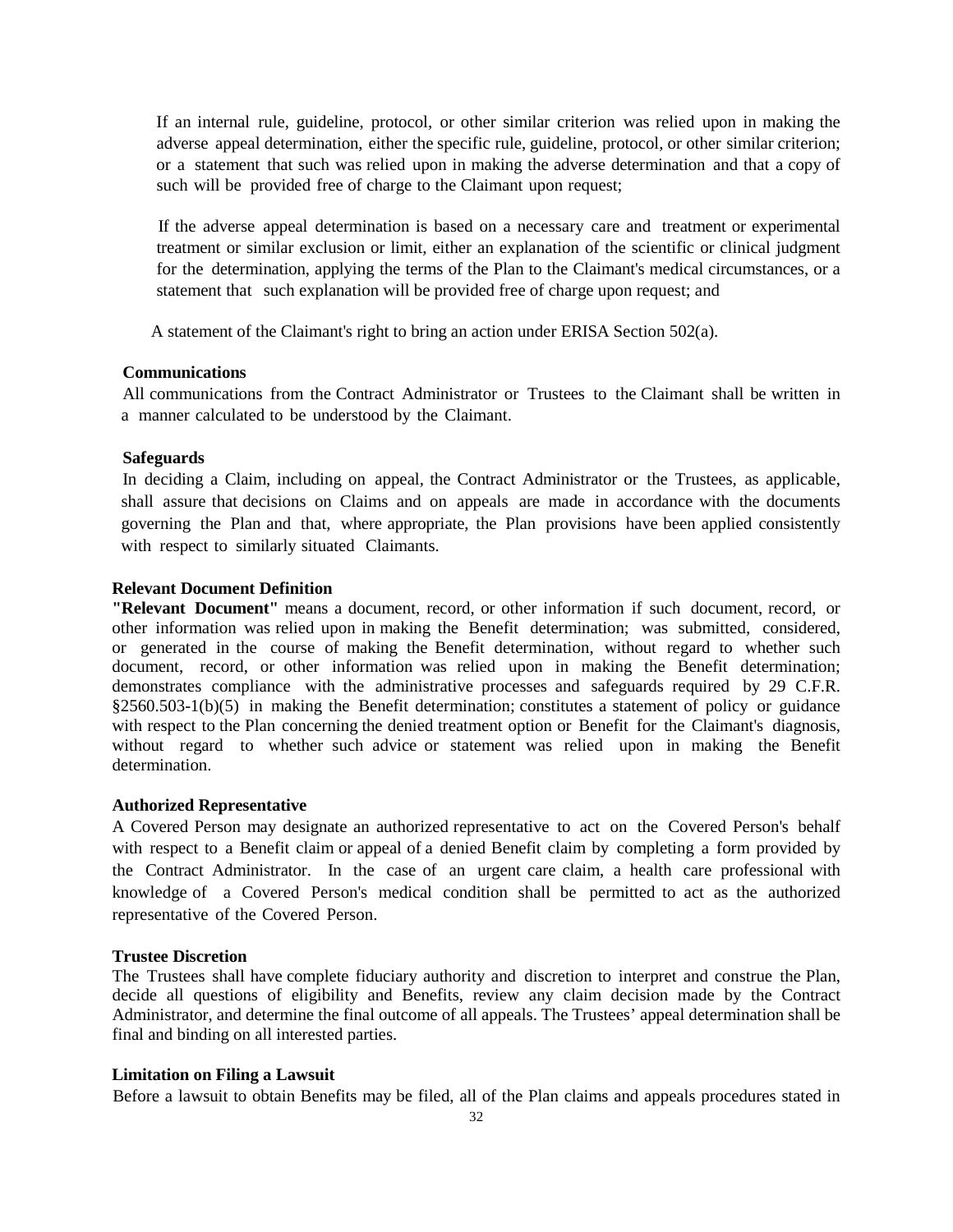If an internal rule, guideline, protocol, or other similar criterion was relied upon in making the adverse appeal determination, either the specific rule, guideline, protocol, or other similar criterion; or a statement that such was relied upon in making the adverse determination and that a copy of such will be provided free of charge to the Claimant upon request;

If the adverse appeal determination is based on a necessary care and treatment or experimental treatment or similar exclusion or limit, either an explanation of the scientific or clinical judgment for the determination, applying the terms of the Plan to the Claimant's medical circumstances, or a statement that such explanation will be provided free of charge upon request; and

A statement of the Claimant's right to bring an action under ERISA Section 502(a).

**Communications**

All communications from the Contract Administrator or Trustees to the Claimant shall be written in a manner calculated to be understood by the Claimant.

**Safeguards**

In deciding a Claim, including on appeal, the Contract Administrator or the Trustees, as applicable, shall assure that decisions on Claims and on appeals are made in accordance with the documents governing the Plan and that, where appropriate, the Plan provisions have been applied consistently with respect to similarly situated Claimants.

**Relevant Document Definition**

**"Relevant Document"** means a document, record, or other information if such document, record, or other information was relied upon in making the Benefit determination; was submitted, considered, or generated in the course of making the Benefit determination, without regard to whether such document, record, or other information was relied upon in making the Benefit determination; demonstrates compliance with the administrative processes and safeguards required by 29 C.F.R. §2560.503-1(b)(5) in making the Benefit determination; constitutes a statement of policy or guidance with respect to the Plan concerning the denied treatment option or Benefit for the Claimant's diagnosis, without regard to whether such advice or statement was relied upon in making the Benefit determination.

**Authorized Representative**

A Covered Person may designate an authorized representative to act on the Covered Person's behalf with respect to a Benefit claim or appeal of a denied Benefit claim by completing a form provided by the Contract Administrator. In the case of an urgent care claim, a health care professional with knowledge of a Covered Person's medical condition shall be permitted to act as the authorized representative of the Covered Person.

**Trustee Discretion**

The Trustees shall have complete fiduciary authority and discretion to interpret and construe the Plan, decide all questions of eligibility and Benefits, review any claim decision made by the Contract Administrator, and determine the final outcome of all appeals. The Trustees' appeal determination shall be final and binding on all interested parties.

**Limitation on Filing a Lawsuit**

Before a lawsuit to obtain Benefits may be filed, all of the Plan claims and appeals procedures stated in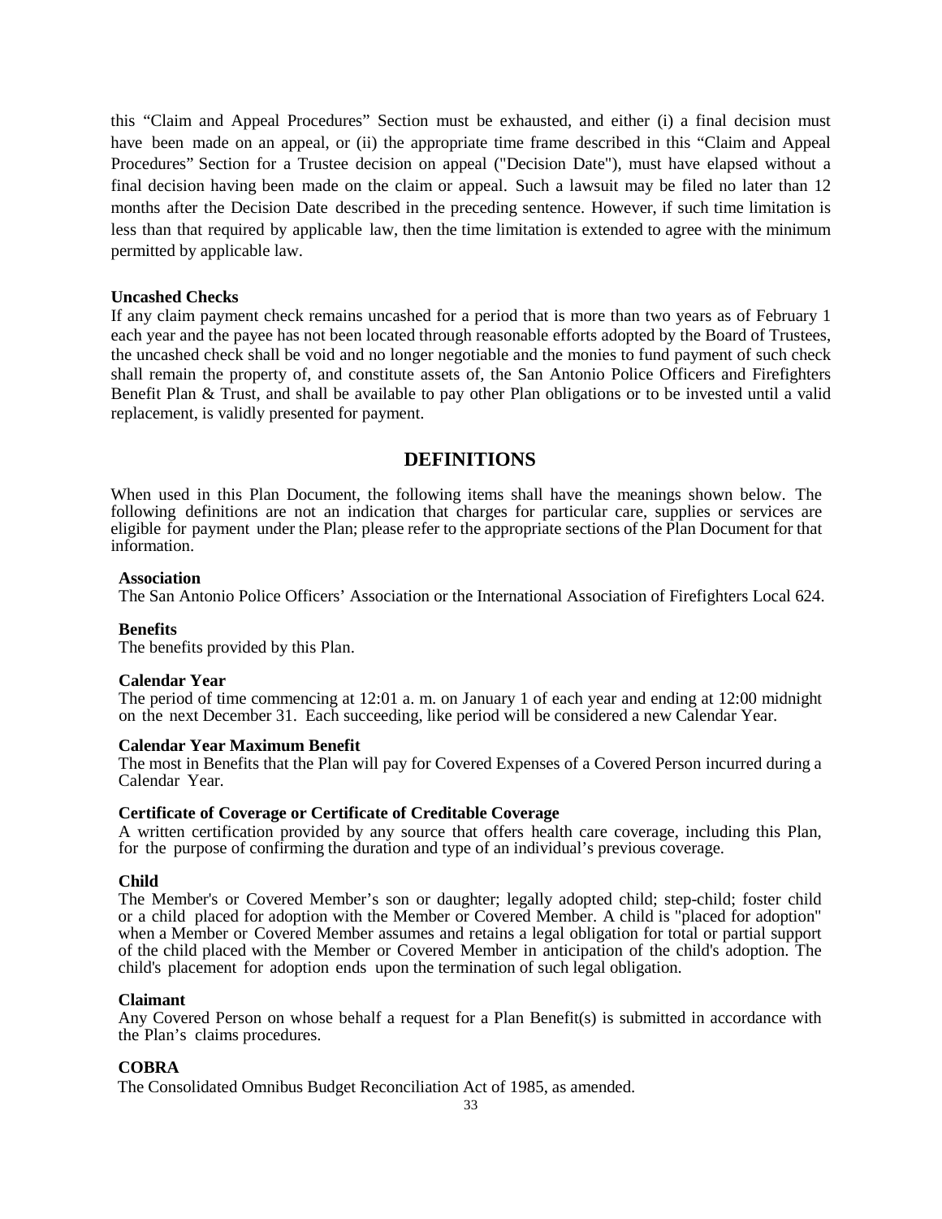this "Claim and Appeal Procedures" Section must be exhausted, and either (i) a final decision must have been made on an appeal, or (ii) the appropriate time frame described in this "Claim and Appeal Procedures" Section for a Trustee decision on appeal ("Decision Date"), must have elapsed without a final decision having been made on the claim or appeal. Such a lawsuit may be filed no later than 12 months after the Decision Date described in the preceding sentence. However, if such time limitation is less than that required by applicable law, then the time limitation is extended to agree with the minimum permitted by applicable law.

**Uncashed Checks**

If any claim payment check remains uncashed for a period that is more than two years as of February 1 each year and the payee has not been located through reasonable efforts adopted by the Board of Trustees, the uncashed check shall be void and no longer negotiable and the monies to fund payment of such check shall remain the property of, and constitute assets of, the San Antonio Police Officers and Firefighters Benefit Plan & Trust, and shall be available to pay other Plan obligations or to be invested until a valid replacement, is validly presented for payment.

## DEFINITIONS

When used in this Plan Document, the following items shall have the meanings shown below. The following definitions are not an indication that charges for particular care, supplies or services are eligible for payment under the Plan; please refer to the appropriate sections of the Plan Document for that information.

**Association**

The San Antonio Police Officers' Association or the International Association of Firefighters Local 624.

**Benefits**

The benefits provided by this Plan.

**Calendar Year**

The period of time commencing at 12:01 a. m. on January 1 of each year and ending at 12:00 midnight on the next December 31. Each succeeding, like period will be considered a new Calendar Year.

**Calendar Year Maximum Benefit**

The most in Benefits that the Plan will pay for Covered Expenses of a Covered Person incurred during a Calendar Year.

**Certificate of Coverage or Certificate of Creditable Coverage**

A written certification provided by any source that offers health care coverage, including this Plan, for the purpose of confirming the duration and type of an individual's previous coverage.

**Child**

The Member's or Covered Member's son or daughter; legally adopted child; step-child; foster child or a child placed for adoption with the Member or Covered Member. A child is "placed for adoption" when a Member or Covered Member assumes and retains a legal obligation for total or partial support of the child placed with the Member or Covered Member in anticipation of the child's adoption. The child's placement for adoption ends upon the termination of such legal obligation.

**Claimant**

Any Covered Person on whose behalf a request for a Plan Benefit(s) is submitted in accordance with the Plan's claims procedures.

**COBRA**

The Consolidated Omnibus Budget Reconciliation Act of 1985, as amended.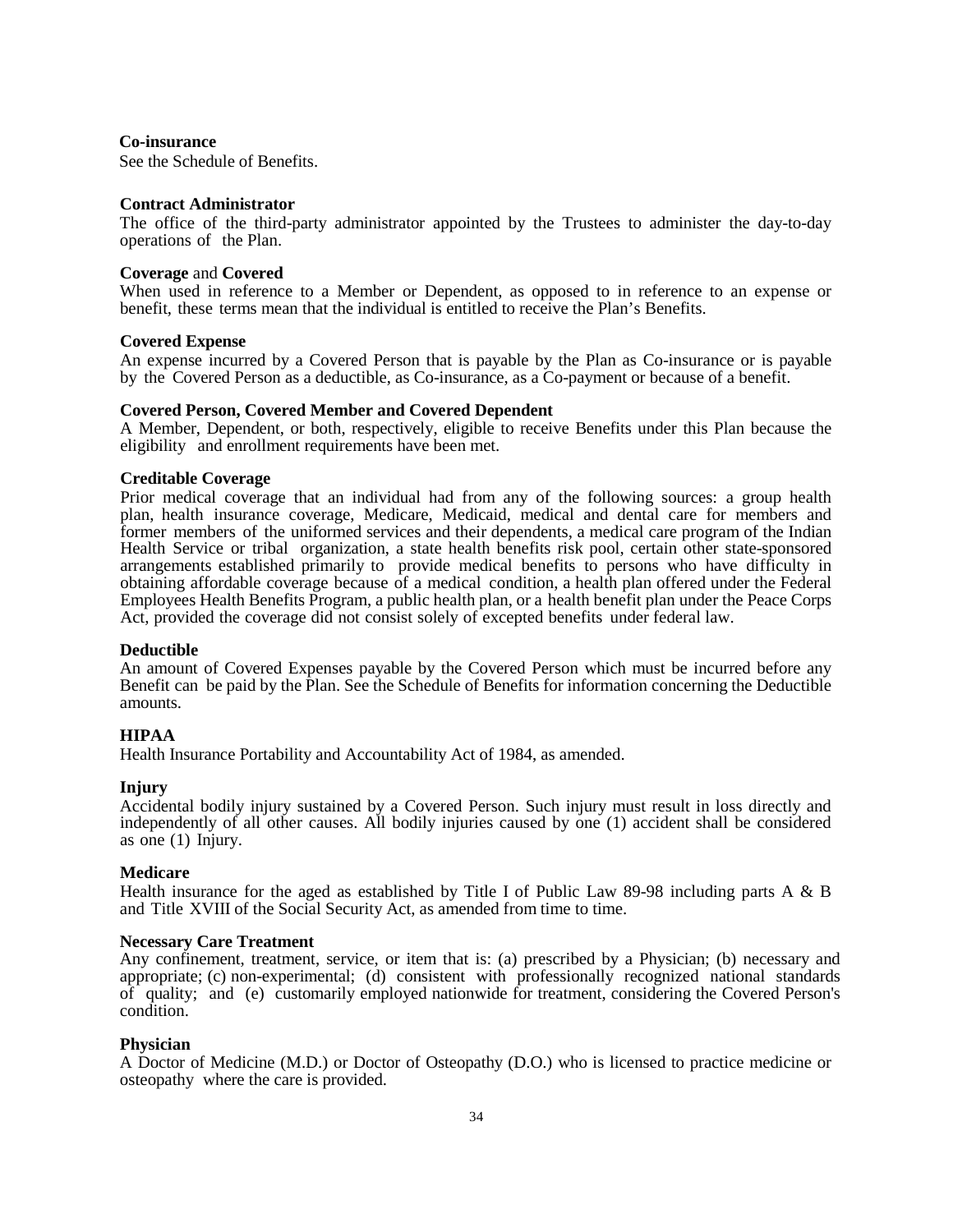**Co-insurance**
See the Schedule of Benefits.

**Contract Administrator**
The office of the third-party administrator appointed by the Trustees to administer the day-to-day operations of the Plan.

**Coverage** and **Covered**
When used in reference to a Member or Dependent, as opposed to in reference to an expense or benefit, these terms mean that the individual is entitled to receive the Plan's Benefits.

**Covered Expense**
An expense incurred by a Covered Person that is payable by the Plan as Co-insurance or is payable by the Covered Person as a deductible, as Co-insurance, as a Co-payment or because of a benefit.

**Covered Person, Covered Member and Covered Dependent**
A Member, Dependent, or both, respectively, eligible to receive Benefits under this Plan because the eligibility and enrollment requirements have been met.

**Creditable Coverage**
Prior medical coverage that an individual had from any of the following sources: a group health plan, health insurance coverage, Medicare, Medicaid, medical and dental care for members and former members of the uniformed services and their dependents, a medical care program of the Indian Health Service or tribal organization, a state health benefits risk pool, certain other state-sponsored arrangements established primarily to provide medical benefits to persons who have difficulty in obtaining affordable coverage because of a medical condition, a health plan offered under the Federal Employees Health Benefits Program, a public health plan, or a health benefit plan under the Peace Corps Act, provided the coverage did not consist solely of excepted benefits under federal law.

**Deductible**
An amount of Covered Expenses payable by the Covered Person which must be incurred before any Benefit can be paid by the Plan. See the Schedule of Benefits for information concerning the Deductible amounts.

**HIPAA**
Health Insurance Portability and Accountability Act of 1984, as amended.

**Injury**
Accidental bodily injury sustained by a Covered Person. Such injury must result in loss directly and independently of all other causes. All bodily injuries caused by one (1) accident shall be considered as one (1) Injury.

**Medicare**
Health insurance for the aged as established by Title I of Public Law 89-98 including parts A & B and Title XVIII of the Social Security Act, as amended from time to time.

**Necessary Care Treatment**
Any confinement, treatment, service, or item that is: (a) prescribed by a Physician; (b) necessary and appropriate; (c) non-experimental; (d) consistent with professionally recognized national standards of quality; and (e) customarily employed nationwide for treatment, considering the Covered Person's condition.

**Physician**
A Doctor of Medicine (M.D.) or Doctor of Osteopathy (D.O.) who is licensed to practice medicine or osteopathy where the care is provided.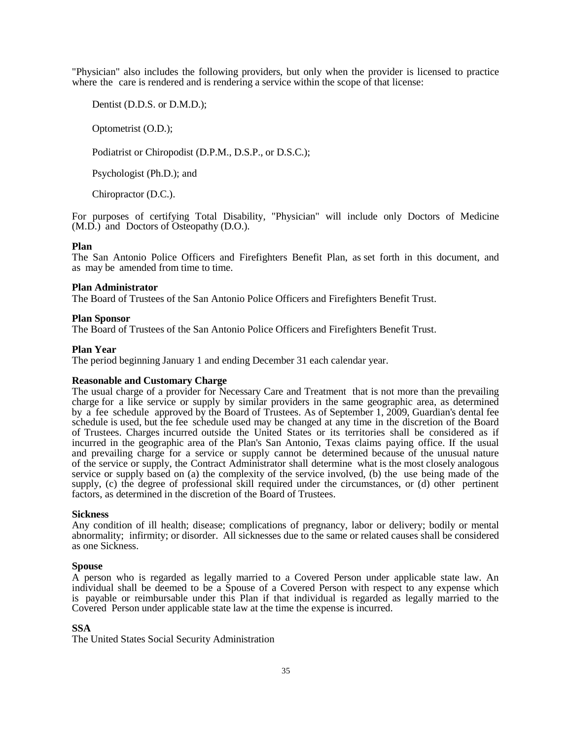"Physician" also includes the following providers, but only when the provider is licensed to practice where the care is rendered and is rendering a service within the scope of that license:

Dentist (D.D.S. or D.M.D.);

Optometrist (O.D.);

Podiatrist or Chiropodist (D.P.M., D.S.P., or D.S.C.);

Psychologist (Ph.D.); and

Chiropractor (D.C.).

For purposes of certifying Total Disability, "Physician" will include only Doctors of Medicine (M.D.) and Doctors of Osteopathy (D.O.).

**Plan**
The San Antonio Police Officers and Firefighters Benefit Plan, as set forth in this document, and as may be amended from time to time.

**Plan Administrator**
The Board of Trustees of the San Antonio Police Officers and Firefighters Benefit Trust.

**Plan Sponsor**
The Board of Trustees of the San Antonio Police Officers and Firefighters Benefit Trust.

**Plan Year**
The period beginning January 1 and ending December 31 each calendar year.

**Reasonable and Customary Charge**
The usual charge of a provider for Necessary Care and Treatment that is not more than the prevailing charge for a like service or supply by similar providers in the same geographic area, as determined by a fee schedule approved by the Board of Trustees. As of September 1, 2009, Guardian's dental fee schedule is used, but the fee schedule used may be changed at any time in the discretion of the Board of Trustees. Charges incurred outside the United States or its territories shall be considered as if incurred in the geographic area of the Plan's San Antonio, Texas claims paying office. If the usual and prevailing charge for a service or supply cannot be determined because of the unusual nature of the service or supply, the Contract Administrator shall determine what is the most closely analogous service or supply based on (a) the complexity of the service involved, (b) the use being made of the supply, (c) the degree of professional skill required under the circumstances, or (d) other pertinent factors, as determined in the discretion of the Board of Trustees.

**Sickness**
Any condition of ill health; disease; complications of pregnancy, labor or delivery; bodily or mental abnormality; infirmity; or disorder. All sicknesses due to the same or related causes shall be considered as one Sickness.

**Spouse**
A person who is regarded as legally married to a Covered Person under applicable state law. An individual shall be deemed to be a Spouse of a Covered Person with respect to any expense which is payable or reimbursable under this Plan if that individual is regarded as legally married to the Covered Person under applicable state law at the time the expense is incurred.

**SSA**
The United States Social Security Administration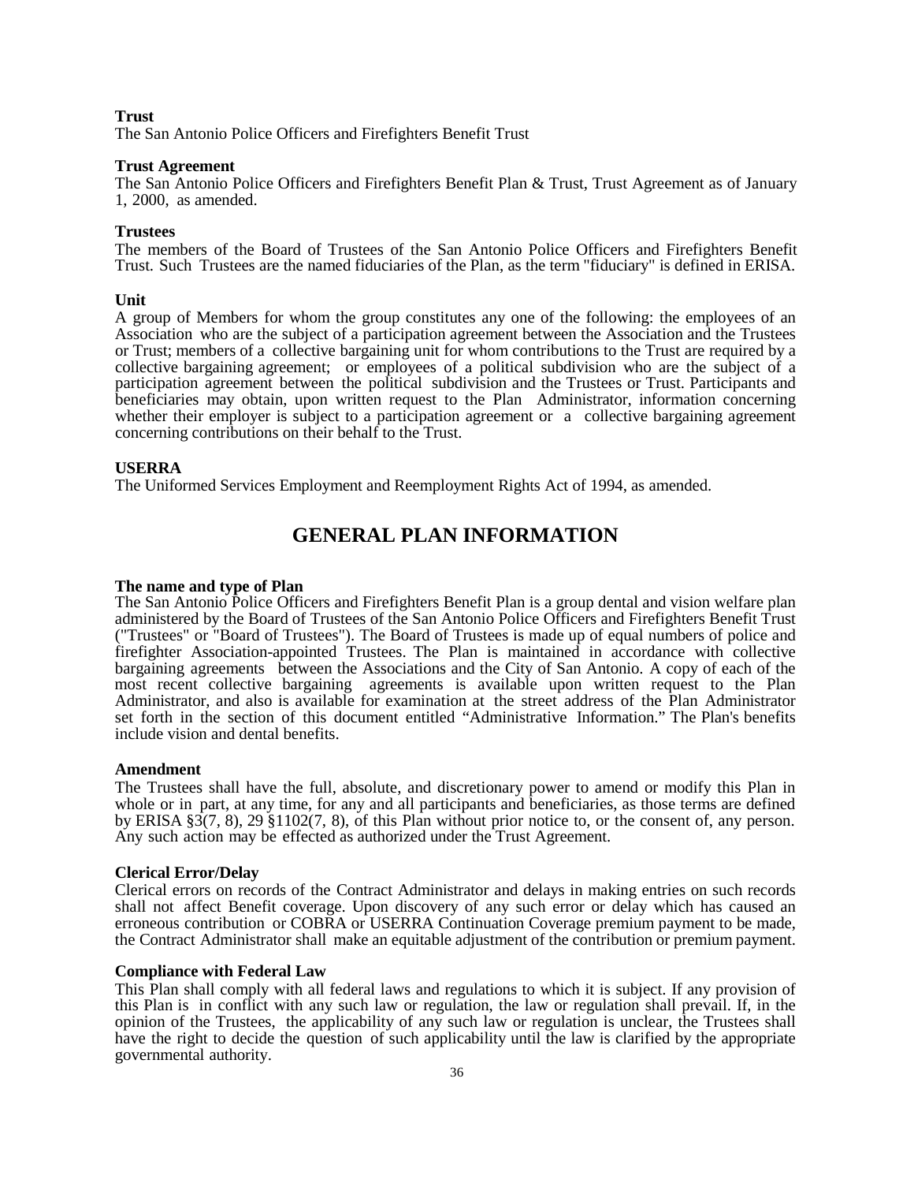**Trust**
The San Antonio Police Officers and Firefighters Benefit Trust

**Trust Agreement**
The San Antonio Police Officers and Firefighters Benefit Plan & Trust, Trust Agreement as of January 1, 2000, as amended.

**Trustees**
The members of the Board of Trustees of the San Antonio Police Officers and Firefighters Benefit Trust. Such Trustees are the named fiduciaries of the Plan, as the term "fiduciary" is defined in ERISA.

**Unit**
A group of Members for whom the group constitutes any one of the following: the employees of an Association who are the subject of a participation agreement between the Association and the Trustees or Trust; members of a collective bargaining unit for whom contributions to the Trust are required by a collective bargaining agreement; or employees of a political subdivision who are the subject of a participation agreement between the political subdivision and the Trustees or Trust. Participants and beneficiaries may obtain, upon written request to the Plan Administrator, information concerning whether their employer is subject to a participation agreement or a collective bargaining agreement concerning contributions on their behalf to the Trust.

**USERRA**
The Uniformed Services Employment and Reemployment Rights Act of 1994, as amended.

# GENERAL PLAN INFORMATION

**The name and type of Plan**
The San Antonio Police Officers and Firefighters Benefit Plan is a group dental and vision welfare plan administered by the Board of Trustees of the San Antonio Police Officers and Firefighters Benefit Trust ("Trustees" or "Board of Trustees"). The Board of Trustees is made up of equal numbers of police and firefighter Association-appointed Trustees. The Plan is maintained in accordance with collective bargaining agreements between the Associations and the City of San Antonio. A copy of each of the most recent collective bargaining agreements is available upon written request to the Plan Administrator, and also is available for examination at the street address of the Plan Administrator set forth in the section of this document entitled "Administrative Information." The Plan's benefits include vision and dental benefits.

**Amendment**
The Trustees shall have the full, absolute, and discretionary power to amend or modify this Plan in whole or in part, at any time, for any and all participants and beneficiaries, as those terms are defined by ERISA §3(7, 8), 29 §1102(7, 8), of this Plan without prior notice to, or the consent of, any person. Any such action may be effected as authorized under the Trust Agreement.

**Clerical Error/Delay**
Clerical errors on records of the Contract Administrator and delays in making entries on such records shall not affect Benefit coverage. Upon discovery of any such error or delay which has caused an erroneous contribution or COBRA or USERRA Continuation Coverage premium payment to be made, the Contract Administrator shall make an equitable adjustment of the contribution or premium payment.

**Compliance with Federal Law**
This Plan shall comply with all federal laws and regulations to which it is subject. If any provision of this Plan is in conflict with any such law or regulation, the law or regulation shall prevail. If, in the opinion of the Trustees, the applicability of any such law or regulation is unclear, the Trustees shall have the right to decide the question of such applicability until the law is clarified by the appropriate governmental authority.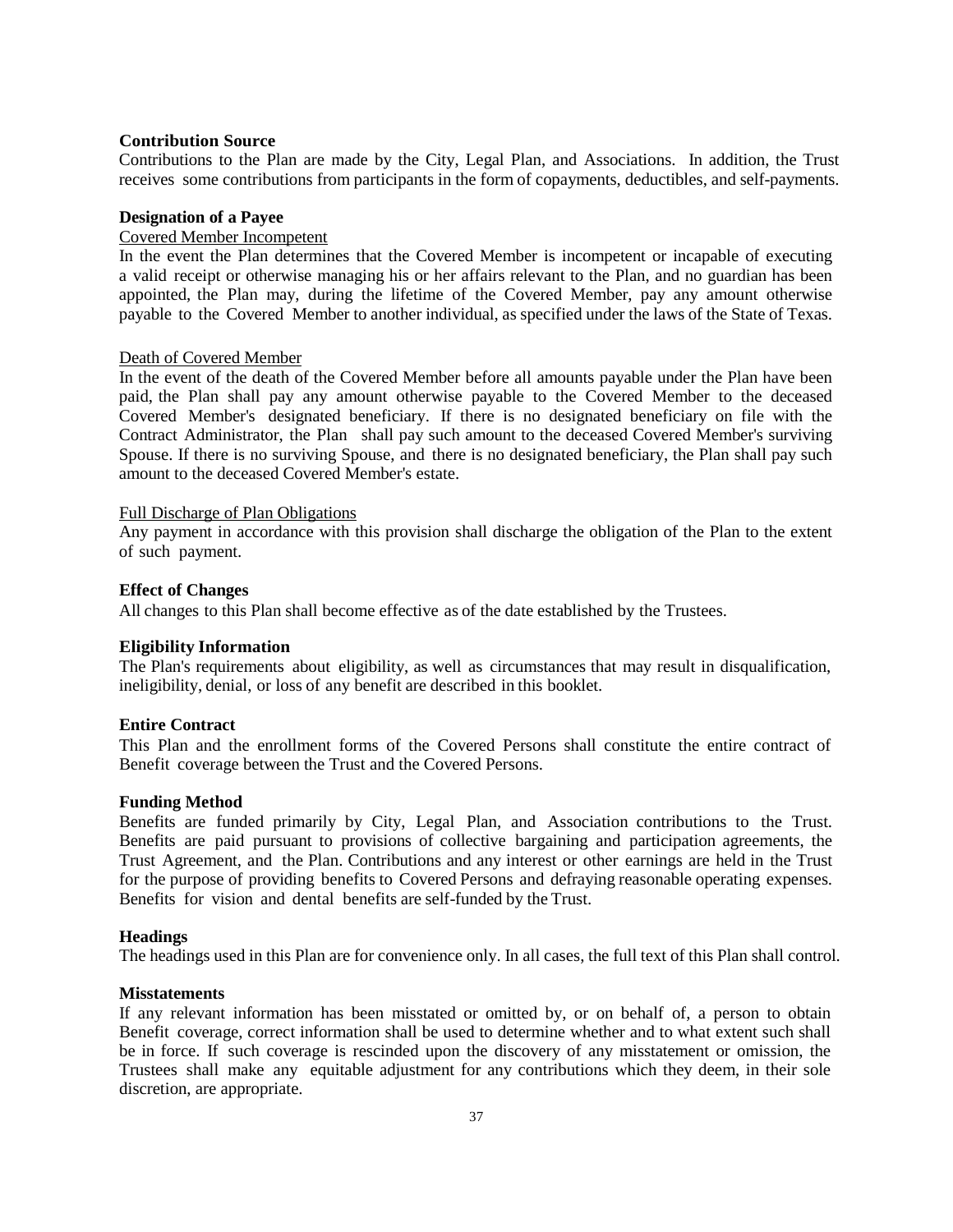**Contribution Source**

Contributions to the Plan are made by the City, Legal Plan, and Associations. In addition, the Trust receives some contributions from participants in the form of copayments, deductibles, and self-payments.

**Designation of a Payee**

Covered Member Incompetent

In the event the Plan determines that the Covered Member is incompetent or incapable of executing a valid receipt or otherwise managing his or her affairs relevant to the Plan, and no guardian has been appointed, the Plan may, during the lifetime of the Covered Member, pay any amount otherwise payable to the Covered Member to another individual, as specified under the laws of the State of Texas.

Death of Covered Member

In the event of the death of the Covered Member before all amounts payable under the Plan have been paid, the Plan shall pay any amount otherwise payable to the Covered Member to the deceased Covered Member's designated beneficiary. If there is no designated beneficiary on file with the Contract Administrator, the Plan shall pay such amount to the deceased Covered Member's surviving Spouse. If there is no surviving Spouse, and there is no designated beneficiary, the Plan shall pay such amount to the deceased Covered Member's estate.

Full Discharge of Plan Obligations

Any payment in accordance with this provision shall discharge the obligation of the Plan to the extent of such payment.

**Effect of Changes**

All changes to this Plan shall become effective as of the date established by the Trustees.

**Eligibility Information**

The Plan's requirements about eligibility, as well as circumstances that may result in disqualification, ineligibility, denial, or loss of any benefit are described in this booklet.

**Entire Contract**

This Plan and the enrollment forms of the Covered Persons shall constitute the entire contract of Benefit coverage between the Trust and the Covered Persons.

**Funding Method**

Benefits are funded primarily by City, Legal Plan, and Association contributions to the Trust. Benefits are paid pursuant to provisions of collective bargaining and participation agreements, the Trust Agreement, and the Plan. Contributions and any interest or other earnings are held in the Trust for the purpose of providing benefits to Covered Persons and defraying reasonable operating expenses. Benefits for vision and dental benefits are self-funded by the Trust.

**Headings**

The headings used in this Plan are for convenience only. In all cases, the full text of this Plan shall control.

**Misstatements**

If any relevant information has been misstated or omitted by, or on behalf of, a person to obtain Benefit coverage, correct information shall be used to determine whether and to what extent such shall be in force. If such coverage is rescinded upon the discovery of any misstatement or omission, the Trustees shall make any equitable adjustment for any contributions which they deem, in their sole discretion, are appropriate.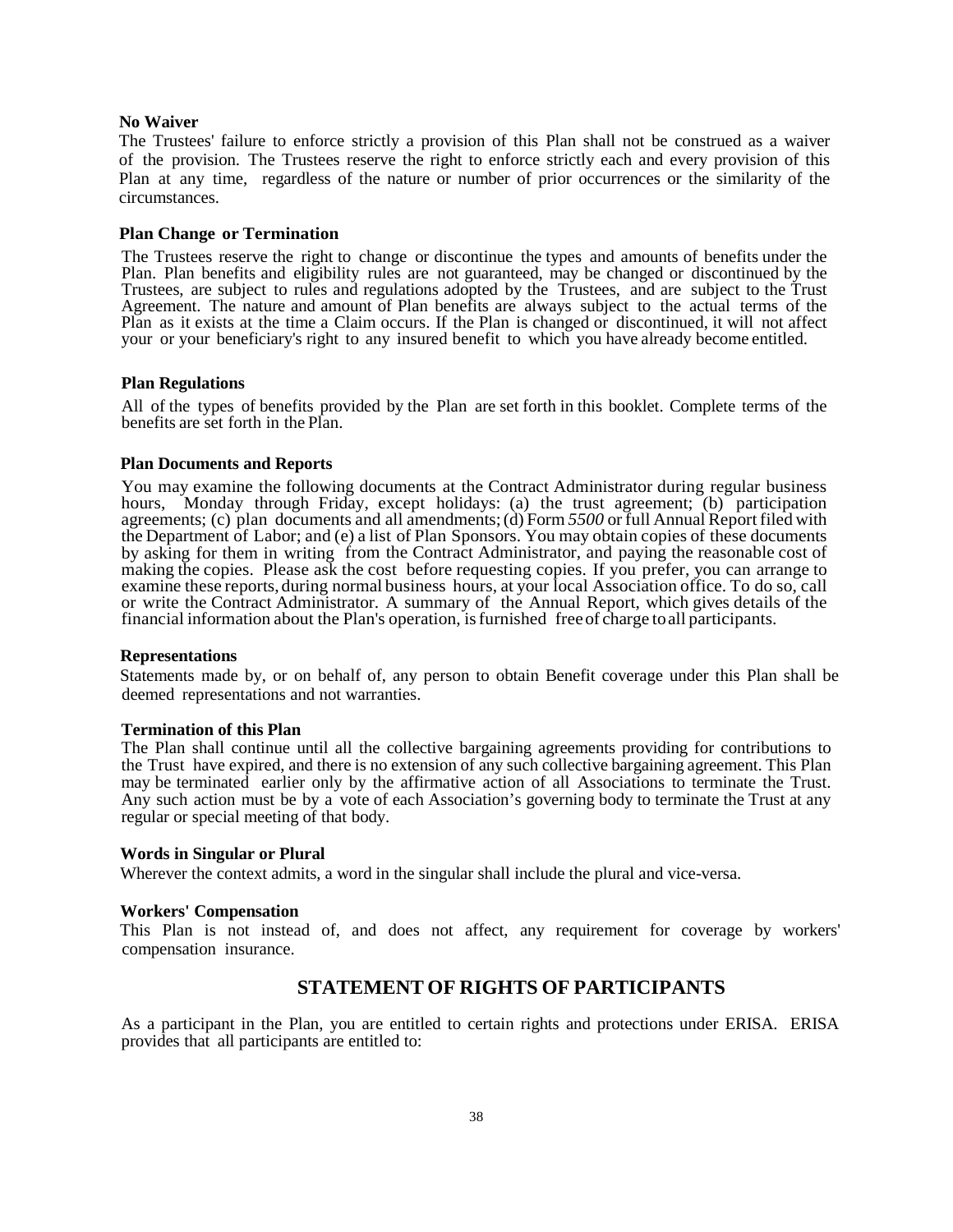**No Waiver**

The Trustees' failure to enforce strictly a provision of this Plan shall not be construed as a waiver of the provision. The Trustees reserve the right to enforce strictly each and every provision of this Plan at any time, regardless of the nature or number of prior occurrences or the similarity of the circumstances.

**Plan Change or Termination**

The Trustees reserve the right to change or discontinue the types and amounts of benefits under the Plan. Plan benefits and eligibility rules are not guaranteed, may be changed or discontinued by the Trustees, are subject to rules and regulations adopted by the Trustees, and are subject to the Trust Agreement. The nature and amount of Plan benefits are always subject to the actual terms of the Plan as it exists at the time a Claim occurs. If the Plan is changed or discontinued, it will not affect your or your beneficiary's right to any insured benefit to which you have already become entitled.

**Plan Regulations**

All of the types of benefits provided by the Plan are set forth in this booklet. Complete terms of the benefits are set forth in the Plan.

**Plan Documents and Reports**

You may examine the following documents at the Contract Administrator during regular business hours, Monday through Friday, except holidays: (a) the trust agreement; (b) participation agreements; (c) plan documents and all amendments; (d) Form *5500* or full Annual Report filed with the Department of Labor; and (e) a list of Plan Sponsors. You may obtain copies of these documents by asking for them in writing from the Contract Administrator, and paying the reasonable cost of making the copies. Please ask the cost before requesting copies. If you prefer, you can arrange to examine these reports, during normal business hours, at your local Association office. To do so, call or write the Contract Administrator. A summary of the Annual Report, which gives details of the financial information about the Plan's operation, is furnished free of charge to all participants.

**Representations**

Statements made by, or on behalf of, any person to obtain Benefit coverage under this Plan shall be deemed representations and not warranties.

**Termination of this Plan**

The Plan shall continue until all the collective bargaining agreements providing for contributions to the Trust have expired, and there is no extension of any such collective bargaining agreement. This Plan may be terminated earlier only by the affirmative action of all Associations to terminate the Trust. Any such action must be by a vote of each Association's governing body to terminate the Trust at any regular or special meeting of that body.

**Words in Singular or Plural**

Wherever the context admits, a word in the singular shall include the plural and vice-versa.

**Workers' Compensation**

This Plan is not instead of, and does not affect, any requirement for coverage by workers' compensation insurance.

## STATEMENT OF RIGHTS OF PARTICIPANTS

As a participant in the Plan, you are entitled to certain rights and protections under ERISA. ERISA provides that all participants are entitled to: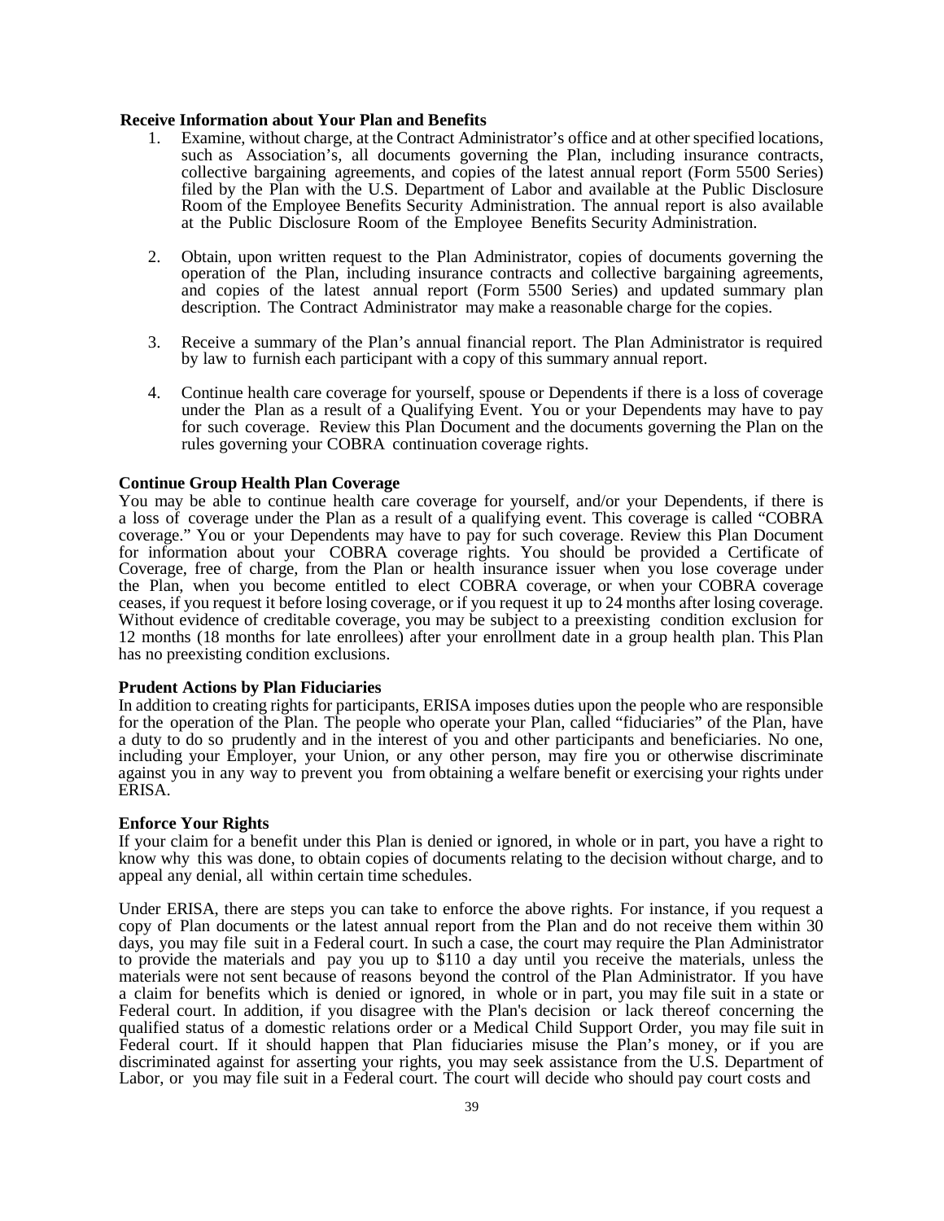**Receive Information about Your Plan and Benefits**

1. Examine, without charge, at the Contract Administrator's office and at other specified locations, such as Association's, all documents governing the Plan, including insurance contracts, collective bargaining agreements, and copies of the latest annual report (Form 5500 Series) filed by the Plan with the U.S. Department of Labor and available at the Public Disclosure Room of the Employee Benefits Security Administration. The annual report is also available at the Public Disclosure Room of the Employee Benefits Security Administration.

2. Obtain, upon written request to the Plan Administrator, copies of documents governing the operation of the Plan, including insurance contracts and collective bargaining agreements, and copies of the latest annual report (Form 5500 Series) and updated summary plan description. The Contract Administrator may make a reasonable charge for the copies.

3. Receive a summary of the Plan's annual financial report. The Plan Administrator is required by law to furnish each participant with a copy of this summary annual report.

4. Continue health care coverage for yourself, spouse or Dependents if there is a loss of coverage under the Plan as a result of a Qualifying Event. You or your Dependents may have to pay for such coverage. Review this Plan Document and the documents governing the Plan on the rules governing your COBRA continuation coverage rights.

**Continue Group Health Plan Coverage**

You may be able to continue health care coverage for yourself, and/or your Dependents, if there is a loss of coverage under the Plan as a result of a qualifying event. This coverage is called "COBRA coverage." You or your Dependents may have to pay for such coverage. Review this Plan Document for information about your COBRA coverage rights. You should be provided a Certificate of Coverage, free of charge, from the Plan or health insurance issuer when you lose coverage under the Plan, when you become entitled to elect COBRA coverage, or when your COBRA coverage ceases, if you request it before losing coverage, or if you request it up to 24 months after losing coverage. Without evidence of creditable coverage, you may be subject to a preexisting condition exclusion for 12 months (18 months for late enrollees) after your enrollment date in a group health plan. This Plan has no preexisting condition exclusions.

**Prudent Actions by Plan Fiduciaries**

In addition to creating rights for participants, ERISA imposes duties upon the people who are responsible for the operation of the Plan. The people who operate your Plan, called "fiduciaries" of the Plan, have a duty to do so prudently and in the interest of you and other participants and beneficiaries. No one, including your Employer, your Union, or any other person, may fire you or otherwise discriminate against you in any way to prevent you from obtaining a welfare benefit or exercising your rights under ERISA.

**Enforce Your Rights**

If your claim for a benefit under this Plan is denied or ignored, in whole or in part, you have a right to know why this was done, to obtain copies of documents relating to the decision without charge, and to appeal any denial, all within certain time schedules.

Under ERISA, there are steps you can take to enforce the above rights. For instance, if you request a copy of Plan documents or the latest annual report from the Plan and do not receive them within 30 days, you may file suit in a Federal court. In such a case, the court may require the Plan Administrator to provide the materials and pay you up to $110 a day until you receive the materials, unless the materials were not sent because of reasons beyond the control of the Plan Administrator. If you have a claim for benefits which is denied or ignored, in whole or in part, you may file suit in a state or Federal court. In addition, if you disagree with the Plan's decision or lack thereof concerning the qualified status of a domestic relations order or a Medical Child Support Order, you may file suit in Federal court. If it should happen that Plan fiduciaries misuse the Plan's money, or if you are discriminated against for asserting your rights, you may seek assistance from the U.S. Department of Labor, or you may file suit in a Federal court. The court will decide who should pay court costs and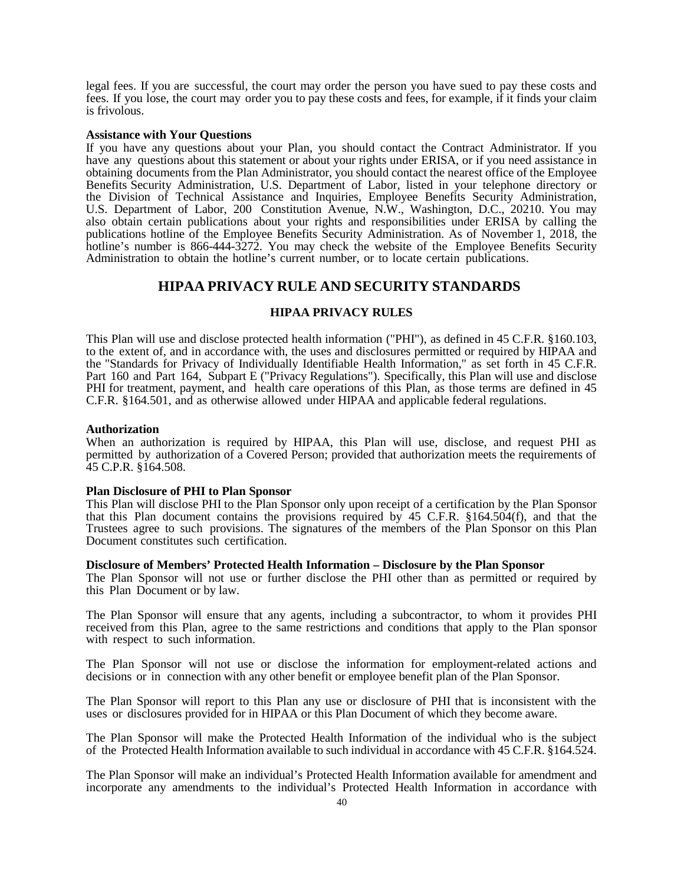legal fees. If you are successful, the court may order the person you have sued to pay these costs and fees. If you lose, the court may order you to pay these costs and fees, for example, if it finds your claim is frivolous.

**Assistance with Your Questions**
If you have any questions about your Plan, you should contact the Contract Administrator. If you have any questions about this statement or about your rights under ERISA, or if you need assistance in obtaining documents from the Plan Administrator, you should contact the nearest office of the Employee Benefits Security Administration, U.S. Department of Labor, listed in your telephone directory or the Division of Technical Assistance and Inquiries, Employee Benefits Security Administration, U.S. Department of Labor, 200 Constitution Avenue, N.W., Washington, D.C., 20210. You may also obtain certain publications about your rights and responsibilities under ERISA by calling the publications hotline of the Employee Benefits Security Administration. As of November 1, 2018, the hotline's number is 866-444-3272. You may check the website of the Employee Benefits Security Administration to obtain the hotline's current number, or to locate certain publications.

## HIPAA PRIVACY RULE AND SECURITY STANDARDS

### HIPAA PRIVACY RULES

This Plan will use and disclose protected health information ("PHI"), as defined in 45 C.F.R. §160.103, to the extent of, and in accordance with, the uses and disclosures permitted or required by HIPAA and the "Standards for Privacy of Individually Identifiable Health Information," as set forth in 45 C.F.R. Part 160 and Part 164, Subpart E ("Privacy Regulations"). Specifically, this Plan will use and disclose PHI for treatment, payment, and health care operations of this Plan, as those terms are defined in 45 C.F.R. §164.501, and as otherwise allowed under HIPAA and applicable federal regulations.

**Authorization**
When an authorization is required by HIPAA, this Plan will use, disclose, and request PHI as permitted by authorization of a Covered Person; provided that authorization meets the requirements of 45 C.P.R. §164.508.

**Plan Disclosure of PHI to Plan Sponsor**
This Plan will disclose PHI to the Plan Sponsor only upon receipt of a certification by the Plan Sponsor that this Plan document contains the provisions required by 45 C.F.R. §164.504(f), and that the Trustees agree to such provisions. The signatures of the members of the Plan Sponsor on this Plan Document constitutes such certification.

**Disclosure of Members' Protected Health Information – Disclosure by the Plan Sponsor**
The Plan Sponsor will not use or further disclose the PHI other than as permitted or required by this Plan Document or by law.

The Plan Sponsor will ensure that any agents, including a subcontractor, to whom it provides PHI received from this Plan, agree to the same restrictions and conditions that apply to the Plan sponsor with respect to such information.

The Plan Sponsor will not use or disclose the information for employment-related actions and decisions or in connection with any other benefit or employee benefit plan of the Plan Sponsor.

The Plan Sponsor will report to this Plan any use or disclosure of PHI that is inconsistent with the uses or disclosures provided for in HIPAA or this Plan Document of which they become aware.

The Plan Sponsor will make the Protected Health Information of the individual who is the subject of the Protected Health Information available to such individual in accordance with 45 C.F.R. §164.524.

The Plan Sponsor will make an individual's Protected Health Information available for amendment and incorporate any amendments to the individual's Protected Health Information in accordance with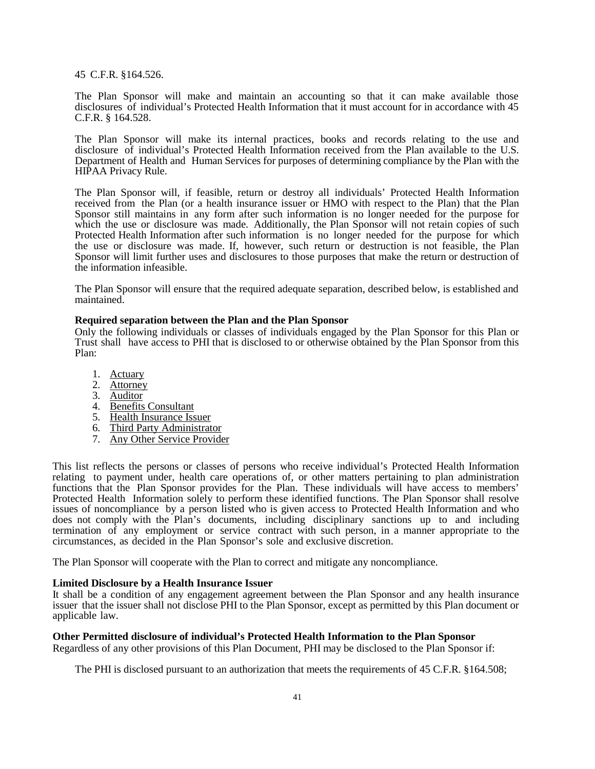45 C.F.R. §164.526.

The Plan Sponsor will make and maintain an accounting so that it can make available those disclosures of individual's Protected Health Information that it must account for in accordance with 45 C.F.R. § 164.528.

The Plan Sponsor will make its internal practices, books and records relating to the use and disclosure of individual's Protected Health Information received from the Plan available to the U.S. Department of Health and Human Services for purposes of determining compliance by the Plan with the HIPAA Privacy Rule.

The Plan Sponsor will, if feasible, return or destroy all individuals' Protected Health Information received from the Plan (or a health insurance issuer or HMO with respect to the Plan) that the Plan Sponsor still maintains in any form after such information is no longer needed for the purpose for which the use or disclosure was made. Additionally, the Plan Sponsor will not retain copies of such Protected Health Information after such information is no longer needed for the purpose for which the use or disclosure was made. If, however, such return or destruction is not feasible, the Plan Sponsor will limit further uses and disclosures to those purposes that make the return or destruction of the information infeasible.

The Plan Sponsor will ensure that the required adequate separation, described below, is established and maintained.

**Required separation between the Plan and the Plan Sponsor**

Only the following individuals or classes of individuals engaged by the Plan Sponsor for this Plan or Trust shall have access to PHI that is disclosed to or otherwise obtained by the Plan Sponsor from this Plan:

1. Actuary
2. Attorney
3. Auditor
4. Benefits Consultant
5. Health Insurance Issuer
6. Third Party Administrator
7. Any Other Service Provider

This list reflects the persons or classes of persons who receive individual's Protected Health Information relating to payment under, health care operations of, or other matters pertaining to plan administration functions that the Plan Sponsor provides for the Plan. These individuals will have access to members' Protected Health Information solely to perform these identified functions. The Plan Sponsor shall resolve issues of noncompliance by a person listed who is given access to Protected Health Information and who does not comply with the Plan's documents, including disciplinary sanctions up to and including termination of any employment or service contract with such person, in a manner appropriate to the circumstances, as decided in the Plan Sponsor's sole and exclusive discretion.

The Plan Sponsor will cooperate with the Plan to correct and mitigate any noncompliance.

**Limited Disclosure by a Health Insurance Issuer**

It shall be a condition of any engagement agreement between the Plan Sponsor and any health insurance issuer that the issuer shall not disclose PHI to the Plan Sponsor, except as permitted by this Plan document or applicable law.

**Other Permitted disclosure of individual's Protected Health Information to the Plan Sponsor**

Regardless of any other provisions of this Plan Document, PHI may be disclosed to the Plan Sponsor if:

The PHI is disclosed pursuant to an authorization that meets the requirements of 45 C.F.R. §164.508;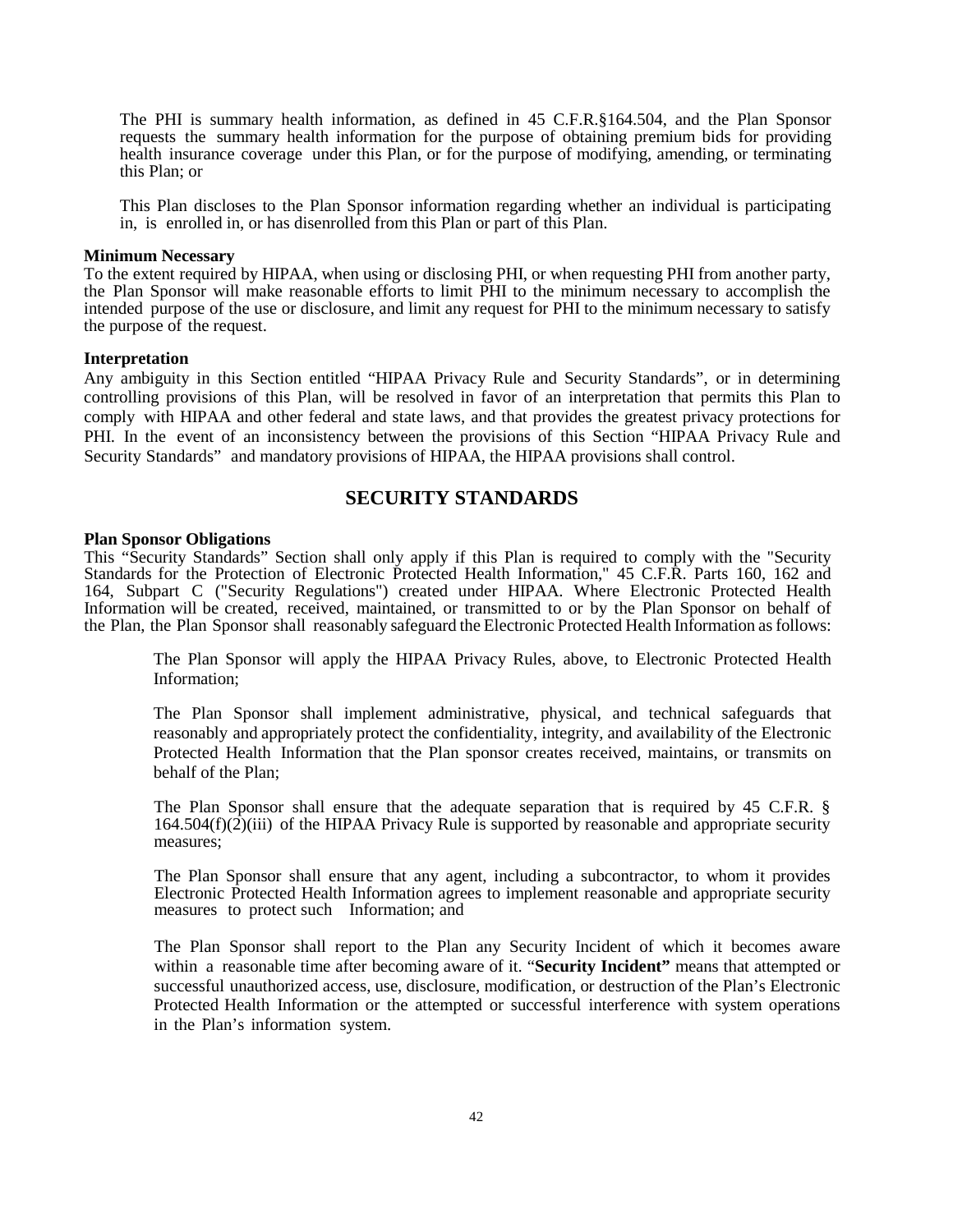The PHI is summary health information, as defined in 45 C.F.R.§164.504, and the Plan Sponsor requests the summary health information for the purpose of obtaining premium bids for providing health insurance coverage under this Plan, or for the purpose of modifying, amending, or terminating this Plan; or

This Plan discloses to the Plan Sponsor information regarding whether an individual is participating in, is enrolled in, or has disenrolled from this Plan or part of this Plan.

**Minimum Necessary**

To the extent required by HIPAA, when using or disclosing PHI, or when requesting PHI from another party, the Plan Sponsor will make reasonable efforts to limit PHI to the minimum necessary to accomplish the intended purpose of the use or disclosure, and limit any request for PHI to the minimum necessary to satisfy the purpose of the request.

**Interpretation**

Any ambiguity in this Section entitled "HIPAA Privacy Rule and Security Standards", or in determining controlling provisions of this Plan, will be resolved in favor of an interpretation that permits this Plan to comply with HIPAA and other federal and state laws, and that provides the greatest privacy protections for PHI. In the event of an inconsistency between the provisions of this Section "HIPAA Privacy Rule and Security Standards" and mandatory provisions of HIPAA, the HIPAA provisions shall control.

## SECURITY STANDARDS

**Plan Sponsor Obligations**

This "Security Standards" Section shall only apply if this Plan is required to comply with the "Security Standards for the Protection of Electronic Protected Health Information," 45 C.F.R. Parts 160, 162 and 164, Subpart C ("Security Regulations") created under HIPAA. Where Electronic Protected Health Information will be created, received, maintained, or transmitted to or by the Plan Sponsor on behalf of the Plan, the Plan Sponsor shall reasonably safeguard the Electronic Protected Health Information as follows:

The Plan Sponsor will apply the HIPAA Privacy Rules, above, to Electronic Protected Health Information;

The Plan Sponsor shall implement administrative, physical, and technical safeguards that reasonably and appropriately protect the confidentiality, integrity, and availability of the Electronic Protected Health Information that the Plan sponsor creates received, maintains, or transmits on behalf of the Plan;

The Plan Sponsor shall ensure that the adequate separation that is required by 45 C.F.R. § 164.504(f)(2)(iii) of the HIPAA Privacy Rule is supported by reasonable and appropriate security measures;

The Plan Sponsor shall ensure that any agent, including a subcontractor, to whom it provides Electronic Protected Health Information agrees to implement reasonable and appropriate security measures to protect such Information; and

The Plan Sponsor shall report to the Plan any Security Incident of which it becomes aware within a reasonable time after becoming aware of it. "**Security Incident"** means that attempted or successful unauthorized access, use, disclosure, modification, or destruction of the Plan's Electronic Protected Health Information or the attempted or successful interference with system operations in the Plan's information system.